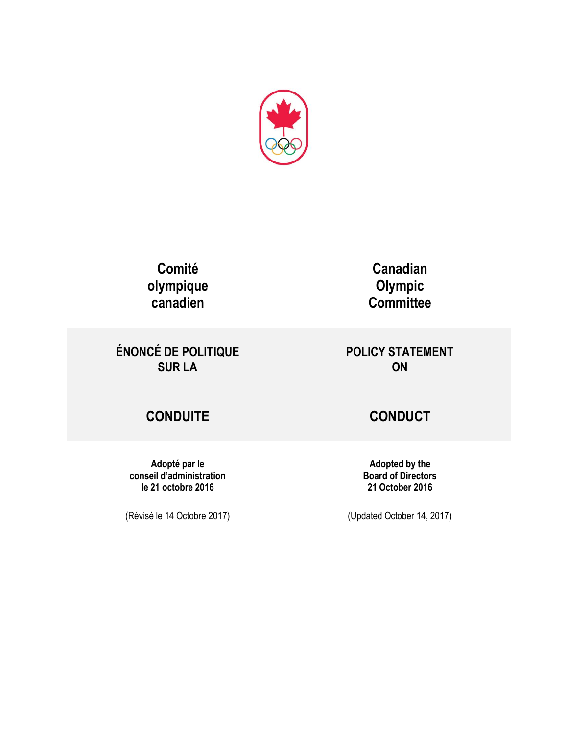# Comité olympique canadien

# Canadian Olympic Committee

## ÉNONCÉ DE POLITIQUE SUR LA CONDUITE

## POLICY STATEMENT ON CONDUCT

**Adopté par le conseil d'administration le 21 octobre 2016**

(Révisé le 14 Octobre 2017)

**Adopted by the Board of Directors 21 October 2016**

(Updated October 14, 2017)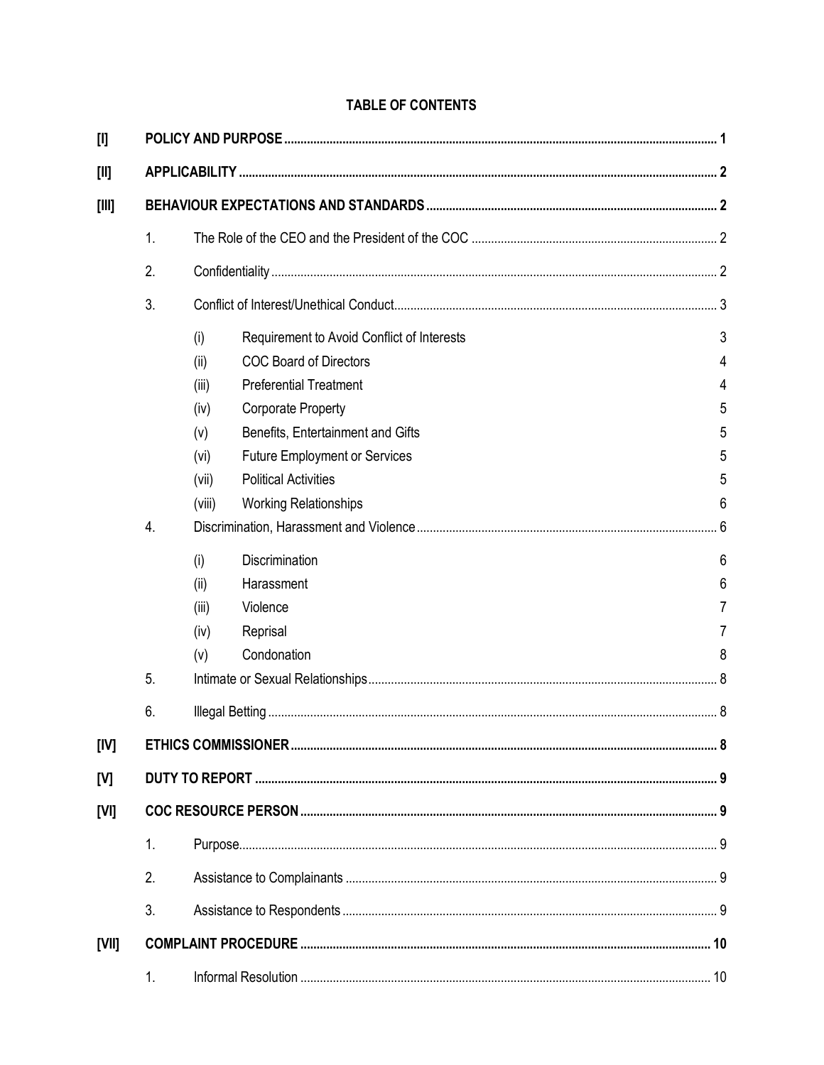**TABLE OF CONTENTS**

**[I] POLICY AND PURPOSE ..... 1**

**[II] APPLICABILITY ..... 2**

**[III] BEHAVIOUR EXPECTATIONS AND STANDARDS ..... 2**

1. The Role of the CEO and the President of the COC ..... 2
2. Confidentiality ..... 2
3. Conflict of Interest/Unethical Conduct ..... 3
   - (i) Requirement to Avoid Conflict of Interests 3
   - (ii) COC Board of Directors 4
   - (iii) Preferential Treatment 4
   - (iv) Corporate Property 5
   - (v) Benefits, Entertainment and Gifts 5
   - (vi) Future Employment or Services 5
   - (vii) Political Activities 5
   - (viii) Working Relationships 6
4. Discrimination, Harassment and Violence ..... 6
   - (i) Discrimination 6
   - (ii) Harassment 6
   - (iii) Violence 7
   - (iv) Reprisal 7
   - (v) Condonation 8
5. Intimate or Sexual Relationships ..... 8
6. Illegal Betting ..... 8

**[IV] ETHICS COMMISSIONER ..... 8**

**[V] DUTY TO REPORT ..... 9**

**[VI] COC RESOURCE PERSON ..... 9**

1. Purpose ..... 9
2. Assistance to Complainants ..... 9
3. Assistance to Respondents ..... 9

**[VII] COMPLAINT PROCEDURE ..... 10**

1. Informal Resolution ..... 10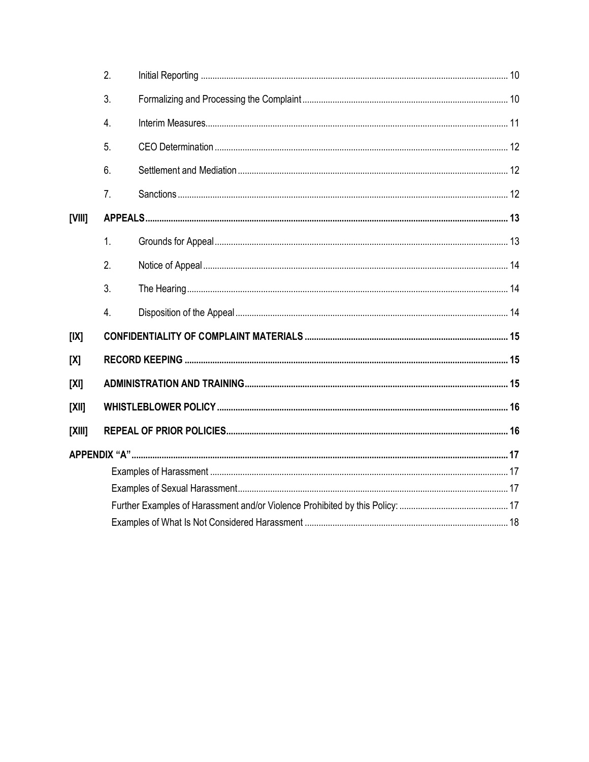| | | | |
|---|---|---|---|
| | 2. | Initial Reporting | 10 |
| | 3. | Formalizing and Processing the Complaint | 10 |
| | 4. | Interim Measures | 11 |
| | 5. | CEO Determination | 12 |
| | 6. | Settlement and Mediation | 12 |
| | 7. | Sanctions | 12 |
| **[VIII]** | **APPEALS** | | **13** |
| | 1. | Grounds for Appeal | 13 |
| | 2. | Notice of Appeal | 14 |
| | 3. | The Hearing | 14 |
| | 4. | Disposition of the Appeal | 14 |
| **[IX]** | **CONFIDENTIALITY OF COMPLAINT MATERIALS** | | **15** |
| **[X]** | **RECORD KEEPING** | | **15** |
| **[XI]** | **ADMINISTRATION AND TRAINING** | | **15** |
| **[XII]** | **WHISTLEBLOWER POLICY** | | **16** |
| **[XIII]** | **REPEAL OF PRIOR POLICIES** | | **16** |
| **APPENDIX "A"** | | | **17** |
| | Examples of Harassment | | 17 |
| | Examples of Sexual Harassment | | 17 |
| | Further Examples of Harassment and/or Violence Prohibited by this Policy: | | 17 |
| | Examples of What Is Not Considered Harassment | | 18 |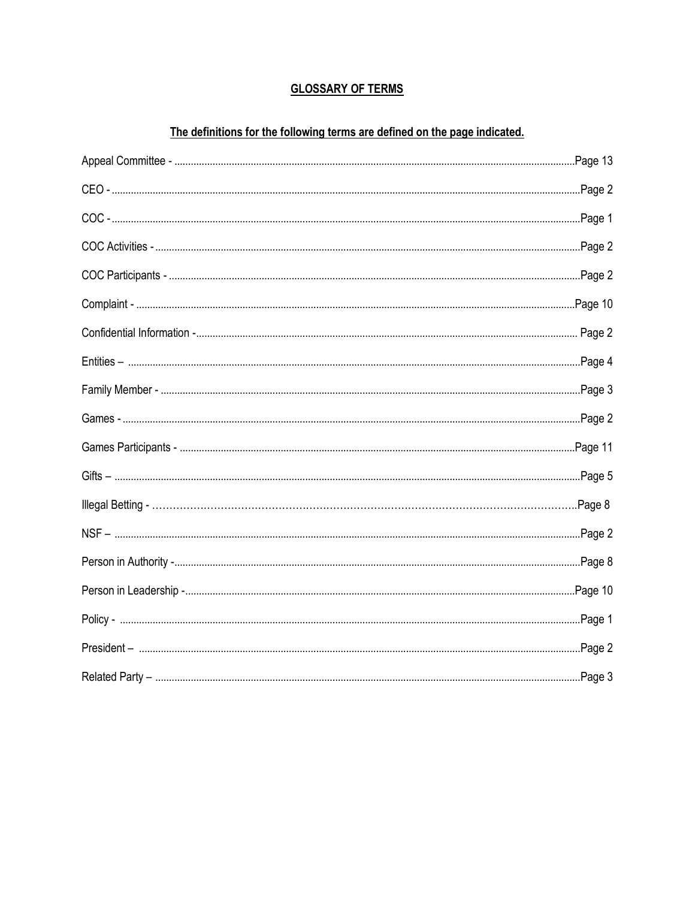## GLOSSARY OF TERMS

**The definitions for the following terms are defined on the page indicated.**

Appeal Committee - ........................................................Page 13

CEO - ........................................................Page 2

COC - ........................................................Page 1

COC Activities - ........................................................Page 2

COC Participants - ........................................................Page 2

Complaint - ........................................................Page 10

Confidential Information - ........................................................Page 2

Entities – ........................................................Page 4

Family Member - ........................................................Page 3

Games - ........................................................Page 2

Games Participants - ........................................................Page 11

Gifts – ........................................................Page 5

Illegal Betting - ……………………………………………………..Page 8

NSF – ........................................................Page 2

Person in Authority - ........................................................Page 8

Person in Leadership - ........................................................Page 10

Policy - ........................................................Page 1

President – ........................................................Page 2

Related Party – ........................................................Page 3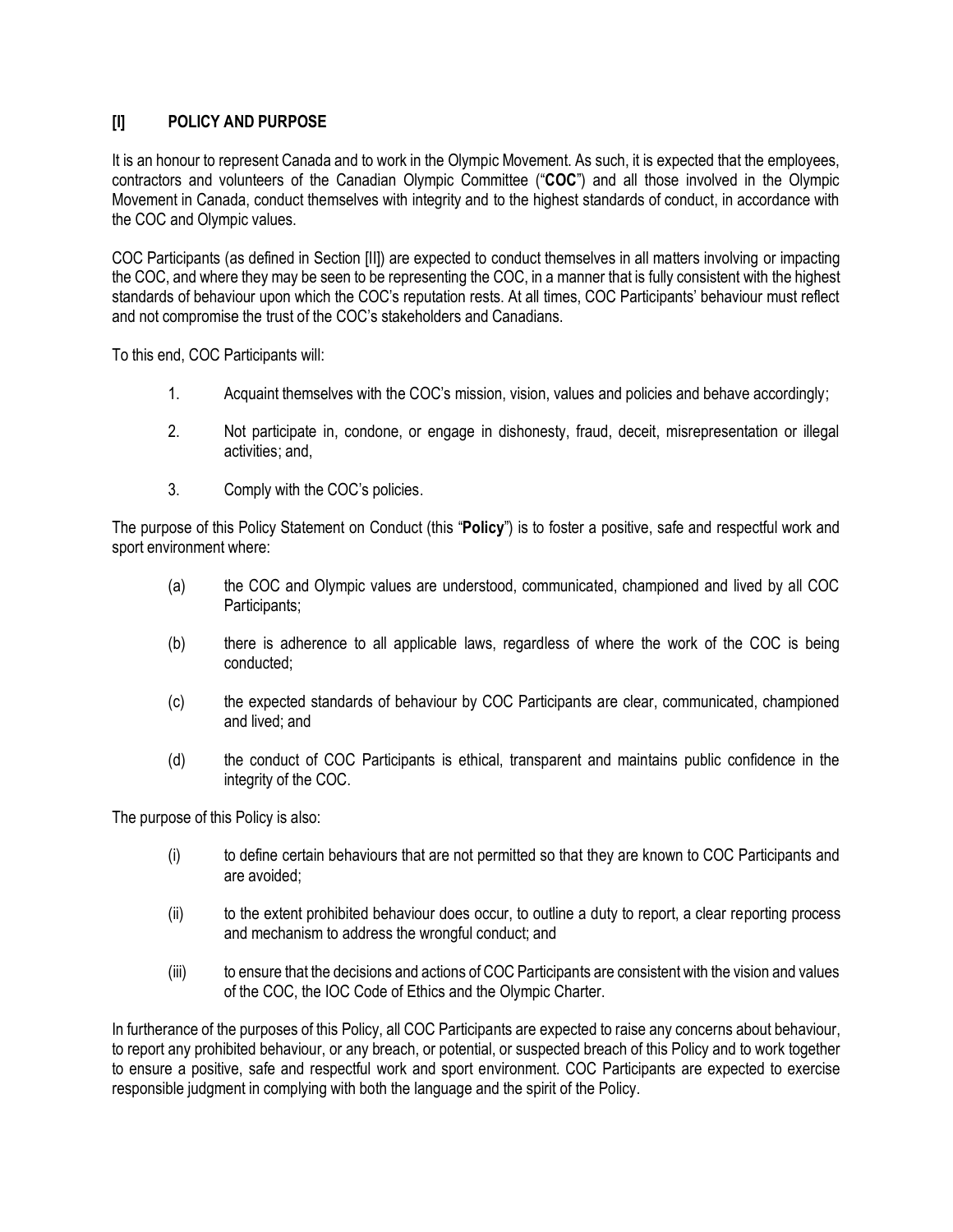## [I] POLICY AND PURPOSE

It is an honour to represent Canada and to work in the Olympic Movement. As such, it is expected that the employees, contractors and volunteers of the Canadian Olympic Committee ("**COC**") and all those involved in the Olympic Movement in Canada, conduct themselves with integrity and to the highest standards of conduct, in accordance with the COC and Olympic values.

COC Participants (as defined in Section [II]) are expected to conduct themselves in all matters involving or impacting the COC, and where they may be seen to be representing the COC, in a manner that is fully consistent with the highest standards of behaviour upon which the COC's reputation rests. At all times, COC Participants' behaviour must reflect and not compromise the trust of the COC's stakeholders and Canadians.

To this end, COC Participants will:

1. Acquaint themselves with the COC's mission, vision, values and policies and behave accordingly;
2. Not participate in, condone, or engage in dishonesty, fraud, deceit, misrepresentation or illegal activities; and,
3. Comply with the COC's policies.

The purpose of this Policy Statement on Conduct (this "**Policy**") is to foster a positive, safe and respectful work and sport environment where:

(a) the COC and Olympic values are understood, communicated, championed and lived by all COC Participants;

(b) there is adherence to all applicable laws, regardless of where the work of the COC is being conducted;

(c) the expected standards of behaviour by COC Participants are clear, communicated, championed and lived; and

(d) the conduct of COC Participants is ethical, transparent and maintains public confidence in the integrity of the COC.

The purpose of this Policy is also:

(i) to define certain behaviours that are not permitted so that they are known to COC Participants and are avoided;

(ii) to the extent prohibited behaviour does occur, to outline a duty to report, a clear reporting process and mechanism to address the wrongful conduct; and

(iii) to ensure that the decisions and actions of COC Participants are consistent with the vision and values of the COC, the IOC Code of Ethics and the Olympic Charter.

In furtherance of the purposes of this Policy, all COC Participants are expected to raise any concerns about behaviour, to report any prohibited behaviour, or any breach, or potential, or suspected breach of this Policy and to work together to ensure a positive, safe and respectful work and sport environment. COC Participants are expected to exercise responsible judgment in complying with both the language and the spirit of the Policy.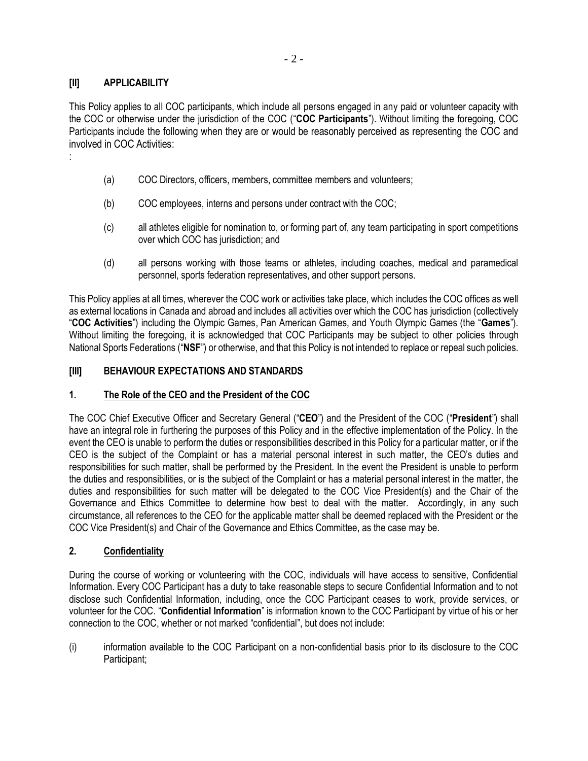## [II] APPLICABILITY

This Policy applies to all COC participants, which include all persons engaged in any paid or volunteer capacity with the COC or otherwise under the jurisdiction of the COC ("**COC Participants**"). Without limiting the foregoing, COC Participants include the following when they are or would be reasonably perceived as representing the COC and involved in COC Activities:

:

(a) COC Directors, officers, members, committee members and volunteers;

(b) COC employees, interns and persons under contract with the COC;

(c) all athletes eligible for nomination to, or forming part of, any team participating in sport competitions over which COC has jurisdiction; and

(d) all persons working with those teams or athletes, including coaches, medical and paramedical personnel, sports federation representatives, and other support persons.

This Policy applies at all times, wherever the COC work or activities take place, which includes the COC offices as well as external locations in Canada and abroad and includes all activities over which the COC has jurisdiction (collectively "**COC Activities**") including the Olympic Games, Pan American Games, and Youth Olympic Games (the "**Games**"). Without limiting the foregoing, it is acknowledged that COC Participants may be subject to other policies through National Sports Federations ("**NSF**") or otherwise, and that this Policy is not intended to replace or repeal such policies.

## [III] BEHAVIOUR EXPECTATIONS AND STANDARDS

### 1. The Role of the CEO and the President of the COC

The COC Chief Executive Officer and Secretary General ("**CEO**") and the President of the COC ("**President**") shall have an integral role in furthering the purposes of this Policy and in the effective implementation of the Policy. In the event the CEO is unable to perform the duties or responsibilities described in this Policy for a particular matter, or if the CEO is the subject of the Complaint or has a material personal interest in such matter, the CEO's duties and responsibilities for such matter, shall be performed by the President. In the event the President is unable to perform the duties and responsibilities, or is the subject of the Complaint or has a material personal interest in the matter, the duties and responsibilities for such matter will be delegated to the COC Vice President(s) and the Chair of the Governance and Ethics Committee to determine how best to deal with the matter. Accordingly, in any such circumstance, all references to the CEO for the applicable matter shall be deemed replaced with the President or the COC Vice President(s) and Chair of the Governance and Ethics Committee, as the case may be.

### 2. Confidentiality

During the course of working or volunteering with the COC, individuals will have access to sensitive, Confidential Information. Every COC Participant has a duty to take reasonable steps to secure Confidential Information and to not disclose such Confidential Information, including, once the COC Participant ceases to work, provide services, or volunteer for the COC. "**Confidential Information**" is information known to the COC Participant by virtue of his or her connection to the COC, whether or not marked "confidential", but does not include:

(i) information available to the COC Participant on a non-confidential basis prior to its disclosure to the COC Participant;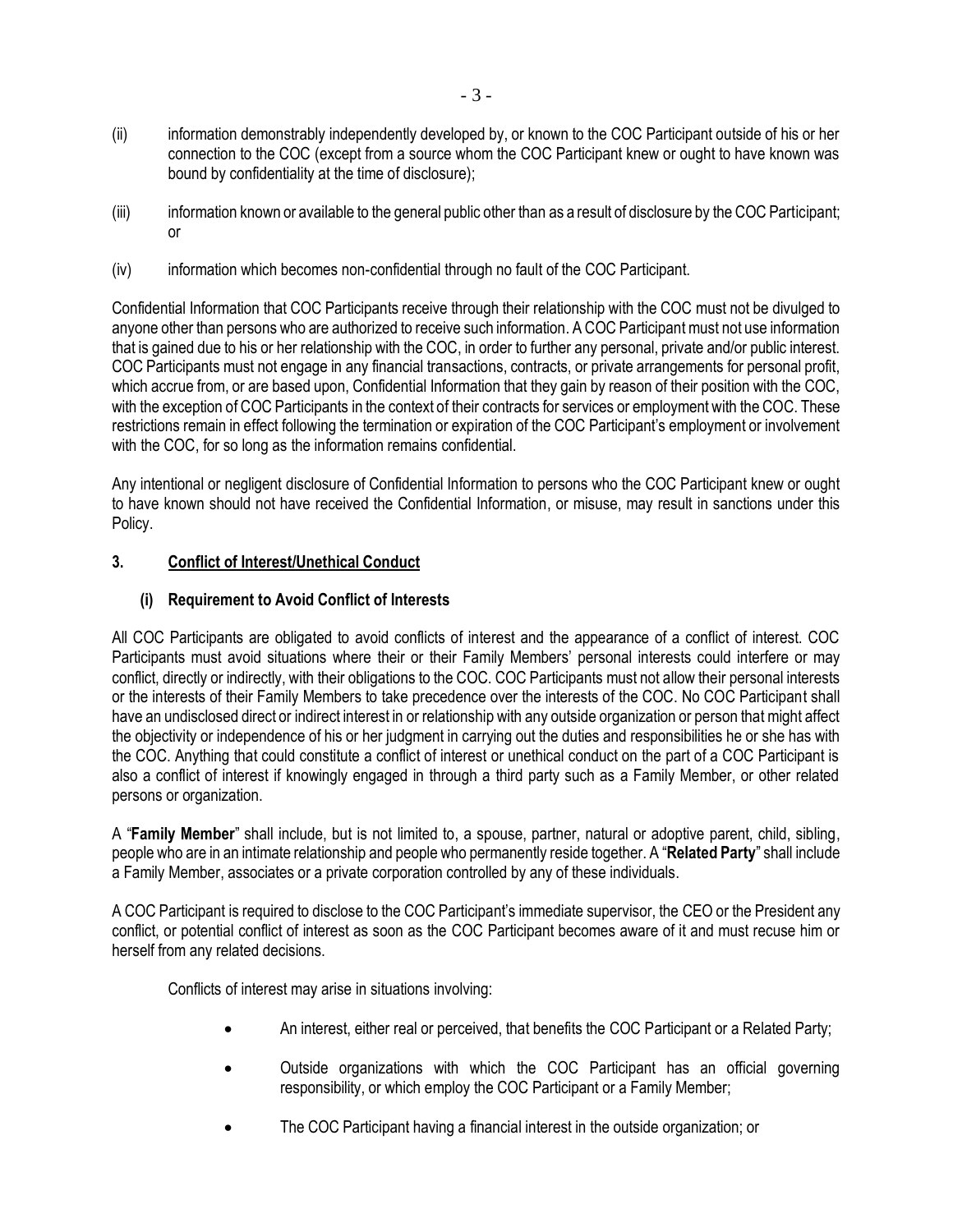(ii) information demonstrably independently developed by, or known to the COC Participant outside of his or her connection to the COC (except from a source whom the COC Participant knew or ought to have known was bound by confidentiality at the time of disclosure);

(iii) information known or available to the general public other than as a result of disclosure by the COC Participant; or

(iv) information which becomes non-confidential through no fault of the COC Participant.

Confidential Information that COC Participants receive through their relationship with the COC must not be divulged to anyone other than persons who are authorized to receive such information. A COC Participant must not use information that is gained due to his or her relationship with the COC, in order to further any personal, private and/or public interest. COC Participants must not engage in any financial transactions, contracts, or private arrangements for personal profit, which accrue from, or are based upon, Confidential Information that they gain by reason of their position with the COC, with the exception of COC Participants in the context of their contracts for services or employment with the COC. These restrictions remain in effect following the termination or expiration of the COC Participant's employment or involvement with the COC, for so long as the information remains confidential.

Any intentional or negligent disclosure of Confidential Information to persons who the COC Participant knew or ought to have known should not have received the Confidential Information, or misuse, may result in sanctions under this Policy.

## 3. Conflict of Interest/Unethical Conduct

### (i) Requirement to Avoid Conflict of Interests

All COC Participants are obligated to avoid conflicts of interest and the appearance of a conflict of interest. COC Participants must avoid situations where their or their Family Members' personal interests could interfere or may conflict, directly or indirectly, with their obligations to the COC. COC Participants must not allow their personal interests or the interests of their Family Members to take precedence over the interests of the COC. No COC Participant shall have an undisclosed direct or indirect interest in or relationship with any outside organization or person that might affect the objectivity or independence of his or her judgment in carrying out the duties and responsibilities he or she has with the COC. Anything that could constitute a conflict of interest or unethical conduct on the part of a COC Participant is also a conflict of interest if knowingly engaged in through a third party such as a Family Member, or other related persons or organization.

A "**Family Member**" shall include, but is not limited to, a spouse, partner, natural or adoptive parent, child, sibling, people who are in an intimate relationship and people who permanently reside together. A "**Related Party**" shall include a Family Member, associates or a private corporation controlled by any of these individuals.

A COC Participant is required to disclose to the COC Participant's immediate supervisor, the CEO or the President any conflict, or potential conflict of interest as soon as the COC Participant becomes aware of it and must recuse him or herself from any related decisions.

Conflicts of interest may arise in situations involving:

- An interest, either real or perceived, that benefits the COC Participant or a Related Party;
- Outside organizations with which the COC Participant has an official governing responsibility, or which employ the COC Participant or a Family Member;
- The COC Participant having a financial interest in the outside organization; or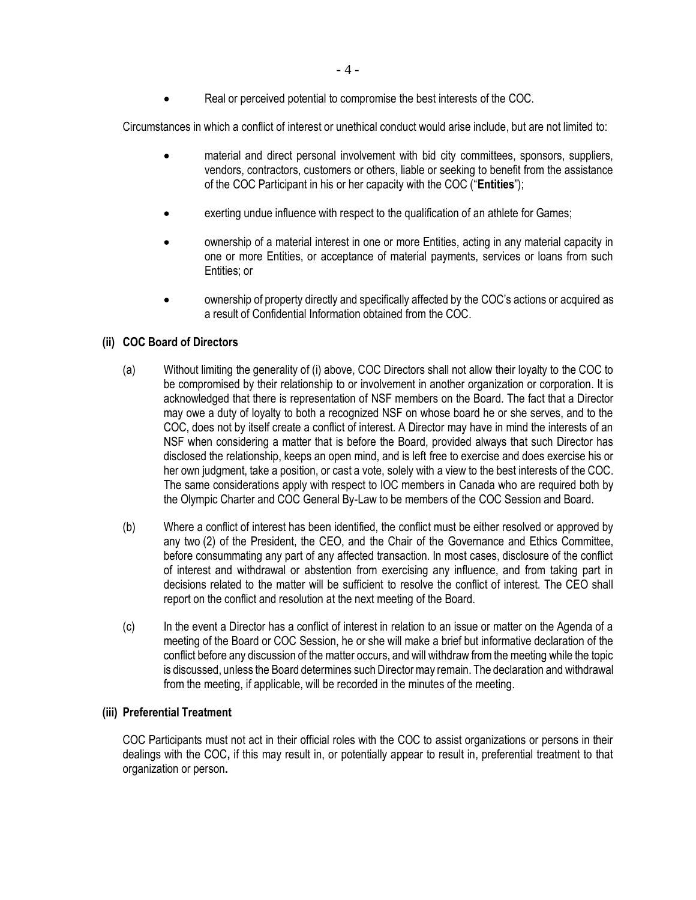- Real or perceived potential to compromise the best interests of the COC.

Circumstances in which a conflict of interest or unethical conduct would arise include, but are not limited to:

- material and direct personal involvement with bid city committees, sponsors, suppliers, vendors, contractors, customers or others, liable or seeking to benefit from the assistance of the COC Participant in his or her capacity with the COC ("**Entities**");
- exerting undue influence with respect to the qualification of an athlete for Games;
- ownership of a material interest in one or more Entities, acting in any material capacity in one or more Entities, or acceptance of material payments, services or loans from such Entities; or
- ownership of property directly and specifically affected by the COC's actions or acquired as a result of Confidential Information obtained from the COC.

### (ii) COC Board of Directors

(a) Without limiting the generality of (i) above, COC Directors shall not allow their loyalty to the COC to be compromised by their relationship to or involvement in another organization or corporation. It is acknowledged that there is representation of NSF members on the Board. The fact that a Director may owe a duty of loyalty to both a recognized NSF on whose board he or she serves, and to the COC, does not by itself create a conflict of interest. A Director may have in mind the interests of an NSF when considering a matter that is before the Board, provided always that such Director has disclosed the relationship, keeps an open mind, and is left free to exercise and does exercise his or her own judgment, take a position, or cast a vote, solely with a view to the best interests of the COC. The same considerations apply with respect to IOC members in Canada who are required both by the Olympic Charter and COC General By-Law to be members of the COC Session and Board.

(b) Where a conflict of interest has been identified, the conflict must be either resolved or approved by any two (2) of the President, the CEO, and the Chair of the Governance and Ethics Committee, before consummating any part of any affected transaction. In most cases, disclosure of the conflict of interest and withdrawal or abstention from exercising any influence, and from taking part in decisions related to the matter will be sufficient to resolve the conflict of interest. The CEO shall report on the conflict and resolution at the next meeting of the Board.

(c) In the event a Director has a conflict of interest in relation to an issue or matter on the Agenda of a meeting of the Board or COC Session, he or she will make a brief but informative declaration of the conflict before any discussion of the matter occurs, and will withdraw from the meeting while the topic is discussed, unless the Board determines such Director may remain. The declaration and withdrawal from the meeting, if applicable, will be recorded in the minutes of the meeting.

### (iii) Preferential Treatment

COC Participants must not act in their official roles with the COC to assist organizations or persons in their dealings with the COC, if this may result in, or potentially appear to result in, preferential treatment to that organization or person.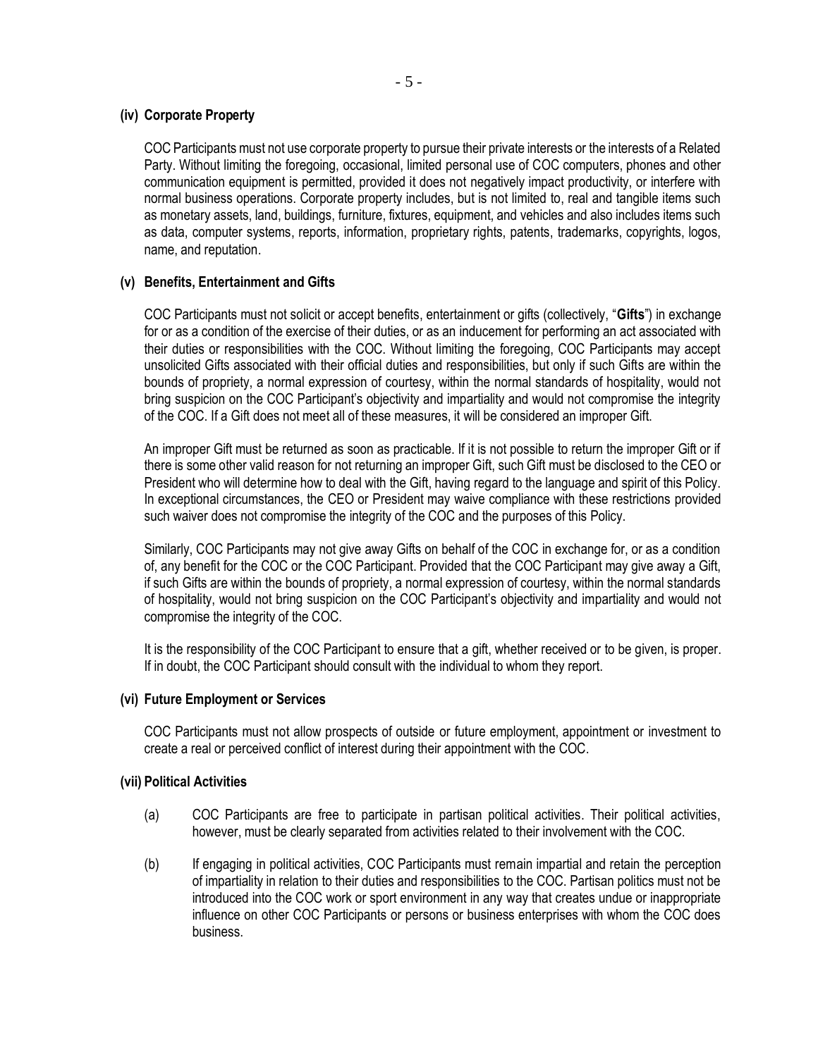#### (iv) Corporate Property

COC Participants must not use corporate property to pursue their private interests or the interests of a Related Party. Without limiting the foregoing, occasional, limited personal use of COC computers, phones and other communication equipment is permitted, provided it does not negatively impact productivity, or interfere with normal business operations. Corporate property includes, but is not limited to, real and tangible items such as monetary assets, land, buildings, furniture, fixtures, equipment, and vehicles and also includes items such as data, computer systems, reports, information, proprietary rights, patents, trademarks, copyrights, logos, name, and reputation.

#### (v) Benefits, Entertainment and Gifts

COC Participants must not solicit or accept benefits, entertainment or gifts (collectively, "**Gifts**") in exchange for or as a condition of the exercise of their duties, or as an inducement for performing an act associated with their duties or responsibilities with the COC. Without limiting the foregoing, COC Participants may accept unsolicited Gifts associated with their official duties and responsibilities, but only if such Gifts are within the bounds of propriety, a normal expression of courtesy, within the normal standards of hospitality, would not bring suspicion on the COC Participant's objectivity and impartiality and would not compromise the integrity of the COC. If a Gift does not meet all of these measures, it will be considered an improper Gift.

An improper Gift must be returned as soon as practicable. If it is not possible to return the improper Gift or if there is some other valid reason for not returning an improper Gift, such Gift must be disclosed to the CEO or President who will determine how to deal with the Gift, having regard to the language and spirit of this Policy. In exceptional circumstances, the CEO or President may waive compliance with these restrictions provided such waiver does not compromise the integrity of the COC and the purposes of this Policy.

Similarly, COC Participants may not give away Gifts on behalf of the COC in exchange for, or as a condition of, any benefit for the COC or the COC Participant. Provided that the COC Participant may give away a Gift, if such Gifts are within the bounds of propriety, a normal expression of courtesy, within the normal standards of hospitality, would not bring suspicion on the COC Participant's objectivity and impartiality and would not compromise the integrity of the COC.

It is the responsibility of the COC Participant to ensure that a gift, whether received or to be given, is proper. If in doubt, the COC Participant should consult with the individual to whom they report.

#### (vi) Future Employment or Services

COC Participants must not allow prospects of outside or future employment, appointment or investment to create a real or perceived conflict of interest during their appointment with the COC.

#### (vii) Political Activities

(a) COC Participants are free to participate in partisan political activities. Their political activities, however, must be clearly separated from activities related to their involvement with the COC.

(b) If engaging in political activities, COC Participants must remain impartial and retain the perception of impartiality in relation to their duties and responsibilities to the COC. Partisan politics must not be introduced into the COC work or sport environment in any way that creates undue or inappropriate influence on other COC Participants or persons or business enterprises with whom the COC does business.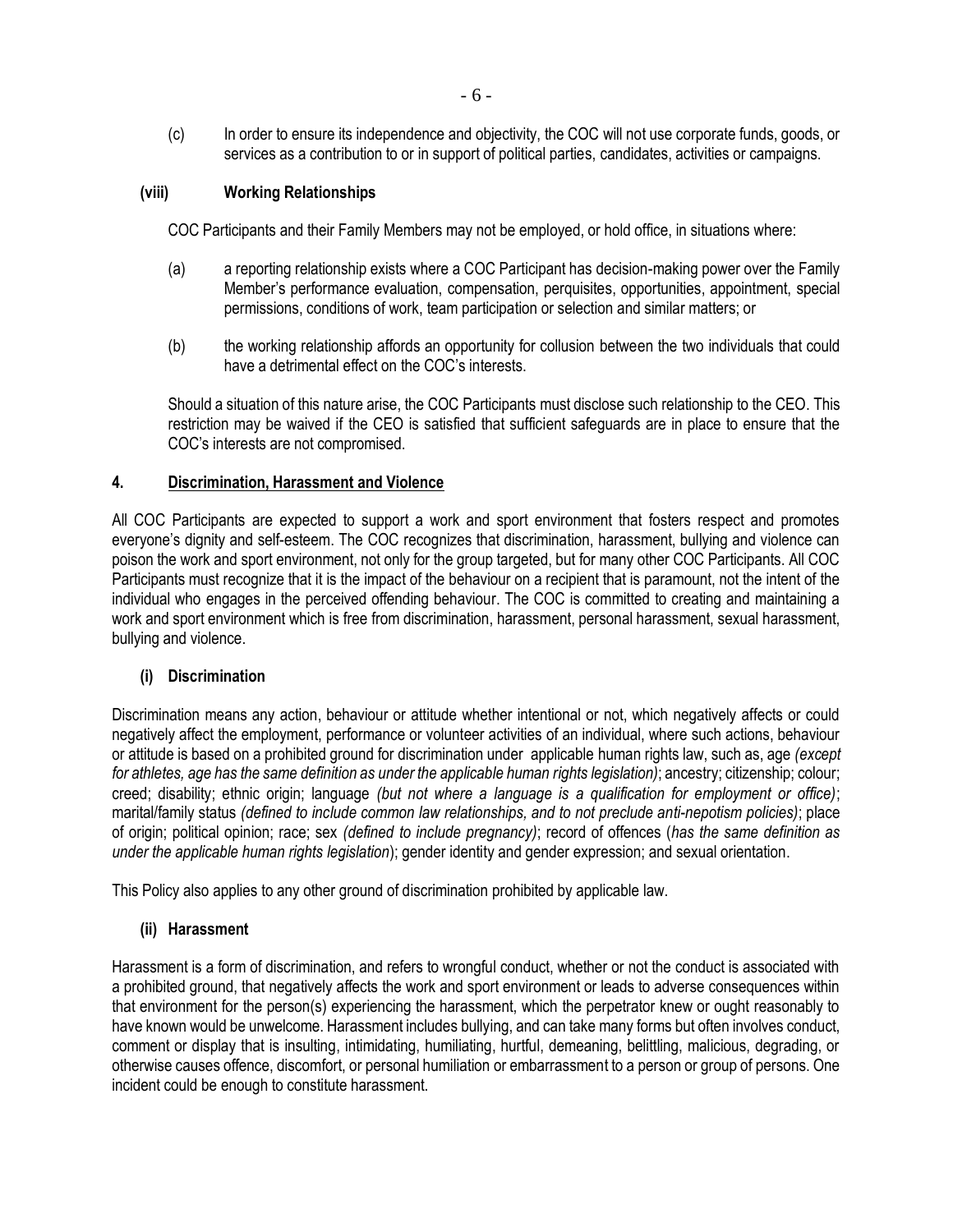(c) In order to ensure its independence and objectivity, the COC will not use corporate funds, goods, or services as a contribution to or in support of political parties, candidates, activities or campaigns.

**(viii) Working Relationships**

COC Participants and their Family Members may not be employed, or hold office, in situations where:

(a) a reporting relationship exists where a COC Participant has decision-making power over the Family Member's performance evaluation, compensation, perquisites, opportunities, appointment, special permissions, conditions of work, team participation or selection and similar matters; or

(b) the working relationship affords an opportunity for collusion between the two individuals that could have a detrimental effect on the COC's interests.

Should a situation of this nature arise, the COC Participants must disclose such relationship to the CEO. This restriction may be waived if the CEO is satisfied that sufficient safeguards are in place to ensure that the COC's interests are not compromised.

## 4. Discrimination, Harassment and Violence

All COC Participants are expected to support a work and sport environment that fosters respect and promotes everyone's dignity and self-esteem. The COC recognizes that discrimination, harassment, bullying and violence can poison the work and sport environment, not only for the group targeted, but for many other COC Participants. All COC Participants must recognize that it is the impact of the behaviour on a recipient that is paramount, not the intent of the individual who engages in the perceived offending behaviour. The COC is committed to creating and maintaining a work and sport environment which is free from discrimination, harassment, personal harassment, sexual harassment, bullying and violence.

### (i) Discrimination

Discrimination means any action, behaviour or attitude whether intentional or not, which negatively affects or could negatively affect the employment, performance or volunteer activities of an individual, where such actions, behaviour or attitude is based on a prohibited ground for discrimination under applicable human rights law, such as, age *(except for athletes, age has the same definition as under the applicable human rights legislation)*; ancestry; citizenship; colour; creed; disability; ethnic origin; language *(but not where a language is a qualification for employment or office)*; marital/family status *(defined to include common law relationships, and to not preclude anti-nepotism policies)*; place of origin; political opinion; race; sex *(defined to include pregnancy)*; record of offences (*has the same definition as under the applicable human rights legislation*); gender identity and gender expression; and sexual orientation.

This Policy also applies to any other ground of discrimination prohibited by applicable law.

### (ii) Harassment

Harassment is a form of discrimination, and refers to wrongful conduct, whether or not the conduct is associated with a prohibited ground, that negatively affects the work and sport environment or leads to adverse consequences within that environment for the person(s) experiencing the harassment, which the perpetrator knew or ought reasonably to have known would be unwelcome. Harassment includes bullying, and can take many forms but often involves conduct, comment or display that is insulting, intimidating, humiliating, hurtful, demeaning, belittling, malicious, degrading, or otherwise causes offence, discomfort, or personal humiliation or embarrassment to a person or group of persons. One incident could be enough to constitute harassment.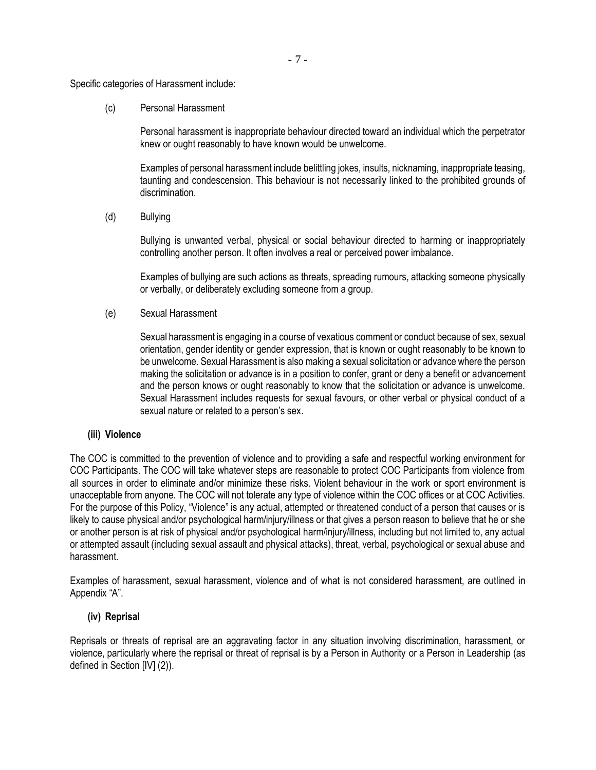Specific categories of Harassment include:

(c) Personal Harassment

Personal harassment is inappropriate behaviour directed toward an individual which the perpetrator knew or ought reasonably to have known would be unwelcome.

Examples of personal harassment include belittling jokes, insults, nicknaming, inappropriate teasing, taunting and condescension. This behaviour is not necessarily linked to the prohibited grounds of discrimination.

(d) Bullying

Bullying is unwanted verbal, physical or social behaviour directed to harming or inappropriately controlling another person. It often involves a real or perceived power imbalance.

Examples of bullying are such actions as threats, spreading rumours, attacking someone physically or verbally, or deliberately excluding someone from a group.

(e) Sexual Harassment

Sexual harassment is engaging in a course of vexatious comment or conduct because of sex, sexual orientation, gender identity or gender expression, that is known or ought reasonably to be known to be unwelcome. Sexual Harassment is also making a sexual solicitation or advance where the person making the solicitation or advance is in a position to confer, grant or deny a benefit or advancement and the person knows or ought reasonably to know that the solicitation or advance is unwelcome. Sexual Harassment includes requests for sexual favours, or other verbal or physical conduct of a sexual nature or related to a person's sex.

**(iii) Violence**

The COC is committed to the prevention of violence and to providing a safe and respectful working environment for COC Participants. The COC will take whatever steps are reasonable to protect COC Participants from violence from all sources in order to eliminate and/or minimize these risks. Violent behaviour in the work or sport environment is unacceptable from anyone. The COC will not tolerate any type of violence within the COC offices or at COC Activities. For the purpose of this Policy, "Violence" is any actual, attempted or threatened conduct of a person that causes or is likely to cause physical and/or psychological harm/injury/illness or that gives a person reason to believe that he or she or another person is at risk of physical and/or psychological harm/injury/illness, including but not limited to, any actual or attempted assault (including sexual assault and physical attacks), threat, verbal, psychological or sexual abuse and harassment.

Examples of harassment, sexual harassment, violence and of what is not considered harassment, are outlined in Appendix "A".

**(iv) Reprisal**

Reprisals or threats of reprisal are an aggravating factor in any situation involving discrimination, harassment, or violence, particularly where the reprisal or threat of reprisal is by a Person in Authority or a Person in Leadership (as defined in Section [IV] (2)).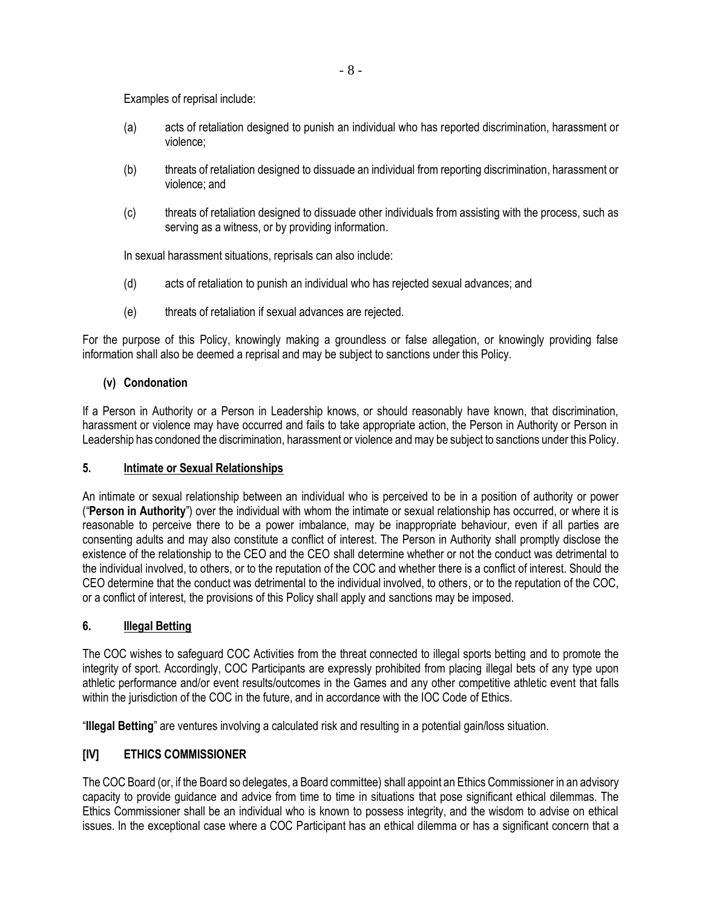Examples of reprisal include:

(a) acts of retaliation designed to punish an individual who has reported discrimination, harassment or violence;

(b) threats of retaliation designed to dissuade an individual from reporting discrimination, harassment or violence; and

(c) threats of retaliation designed to dissuade other individuals from assisting with the process, such as serving as a witness, or by providing information.

In sexual harassment situations, reprisals can also include:

(d) acts of retaliation to punish an individual who has rejected sexual advances; and

(e) threats of retaliation if sexual advances are rejected.

For the purpose of this Policy, knowingly making a groundless or false allegation, or knowingly providing false information shall also be deemed a reprisal and may be subject to sanctions under this Policy.

#### (v) Condonation

If a Person in Authority or a Person in Leadership knows, or should reasonably have known, that discrimination, harassment or violence may have occurred and fails to take appropriate action, the Person in Authority or Person in Leadership has condoned the discrimination, harassment or violence and may be subject to sanctions under this Policy.

### 5. Intimate or Sexual Relationships

An intimate or sexual relationship between an individual who is perceived to be in a position of authority or power ("**Person in Authority**") over the individual with whom the intimate or sexual relationship has occurred, or where it is reasonable to perceive there to be a power imbalance, may be inappropriate behaviour, even if all parties are consenting adults and may also constitute a conflict of interest. The Person in Authority shall promptly disclose the existence of the relationship to the CEO and the CEO shall determine whether or not the conduct was detrimental to the individual involved, to others, or to the reputation of the COC and whether there is a conflict of interest. Should the CEO determine that the conduct was detrimental to the individual involved, to others, or to the reputation of the COC, or a conflict of interest, the provisions of this Policy shall apply and sanctions may be imposed.

### 6. Illegal Betting

The COC wishes to safeguard COC Activities from the threat connected to illegal sports betting and to promote the integrity of sport. Accordingly, COC Participants are expressly prohibited from placing illegal bets of any type upon athletic performance and/or event results/outcomes in the Games and any other competitive athletic event that falls within the jurisdiction of the COC in the future, and in accordance with the IOC Code of Ethics.

"**Illegal Betting**" are ventures involving a calculated risk and resulting in a potential gain/loss situation.

## [IV] ETHICS COMMISSIONER

The COC Board (or, if the Board so delegates, a Board committee) shall appoint an Ethics Commissioner in an advisory capacity to provide guidance and advice from time to time in situations that pose significant ethical dilemmas. The Ethics Commissioner shall be an individual who is known to possess integrity, and the wisdom to advise on ethical issues. In the exceptional case where a COC Participant has an ethical dilemma or has a significant concern that a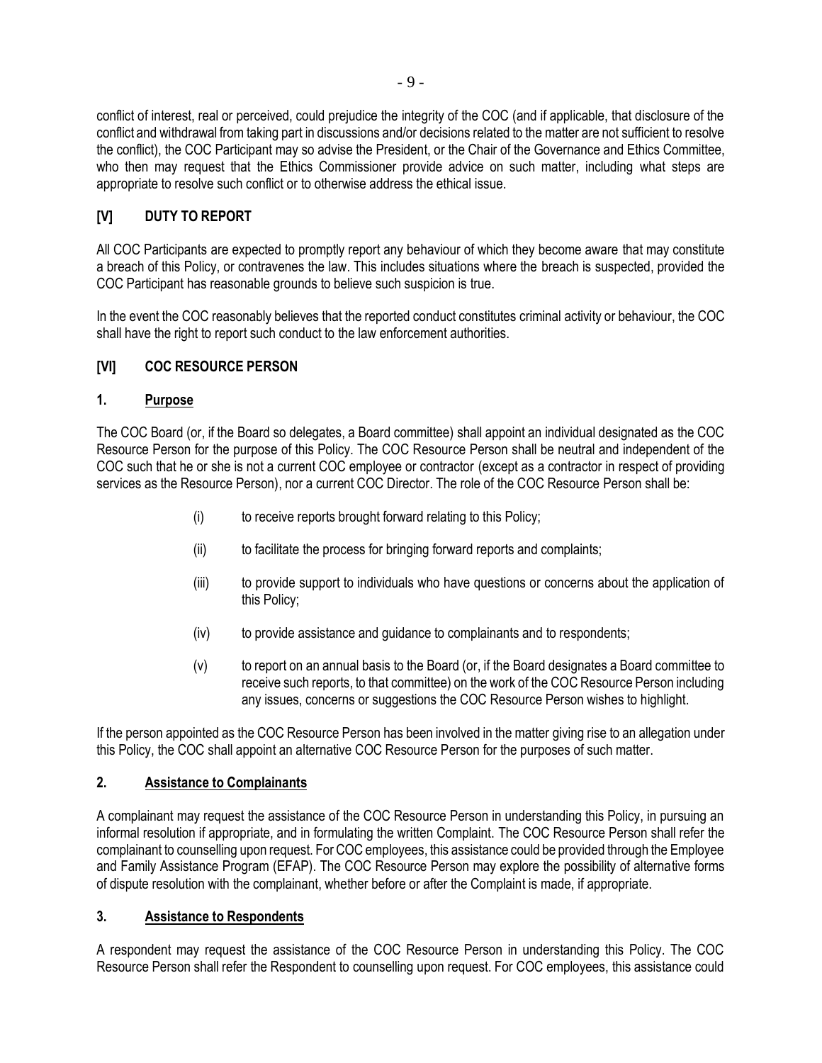conflict of interest, real or perceived, could prejudice the integrity of the COC (and if applicable, that disclosure of the conflict and withdrawal from taking part in discussions and/or decisions related to the matter are not sufficient to resolve the conflict), the COC Participant may so advise the President, or the Chair of the Governance and Ethics Committee, who then may request that the Ethics Commissioner provide advice on such matter, including what steps are appropriate to resolve such conflict or to otherwise address the ethical issue.

## [V] DUTY TO REPORT

All COC Participants are expected to promptly report any behaviour of which they become aware that may constitute a breach of this Policy, or contravenes the law. This includes situations where the breach is suspected, provided the COC Participant has reasonable grounds to believe such suspicion is true.

In the event the COC reasonably believes that the reported conduct constitutes criminal activity or behaviour, the COC shall have the right to report such conduct to the law enforcement authorities.

## [VI] COC RESOURCE PERSON

### 1. Purpose

The COC Board (or, if the Board so delegates, a Board committee) shall appoint an individual designated as the COC Resource Person for the purpose of this Policy. The COC Resource Person shall be neutral and independent of the COC such that he or she is not a current COC employee or contractor (except as a contractor in respect of providing services as the Resource Person), nor a current COC Director. The role of the COC Resource Person shall be:

(i) to receive reports brought forward relating to this Policy;

(ii) to facilitate the process for bringing forward reports and complaints;

(iii) to provide support to individuals who have questions or concerns about the application of this Policy;

(iv) to provide assistance and guidance to complainants and to respondents;

(v) to report on an annual basis to the Board (or, if the Board designates a Board committee to receive such reports, to that committee) on the work of the COC Resource Person including any issues, concerns or suggestions the COC Resource Person wishes to highlight.

If the person appointed as the COC Resource Person has been involved in the matter giving rise to an allegation under this Policy, the COC shall appoint an alternative COC Resource Person for the purposes of such matter.

### 2. Assistance to Complainants

A complainant may request the assistance of the COC Resource Person in understanding this Policy, in pursuing an informal resolution if appropriate, and in formulating the written Complaint. The COC Resource Person shall refer the complainant to counselling upon request. For COC employees, this assistance could be provided through the Employee and Family Assistance Program (EFAP). The COC Resource Person may explore the possibility of alternative forms of dispute resolution with the complainant, whether before or after the Complaint is made, if appropriate.

### 3. Assistance to Respondents

A respondent may request the assistance of the COC Resource Person in understanding this Policy. The COC Resource Person shall refer the Respondent to counselling upon request. For COC employees, this assistance could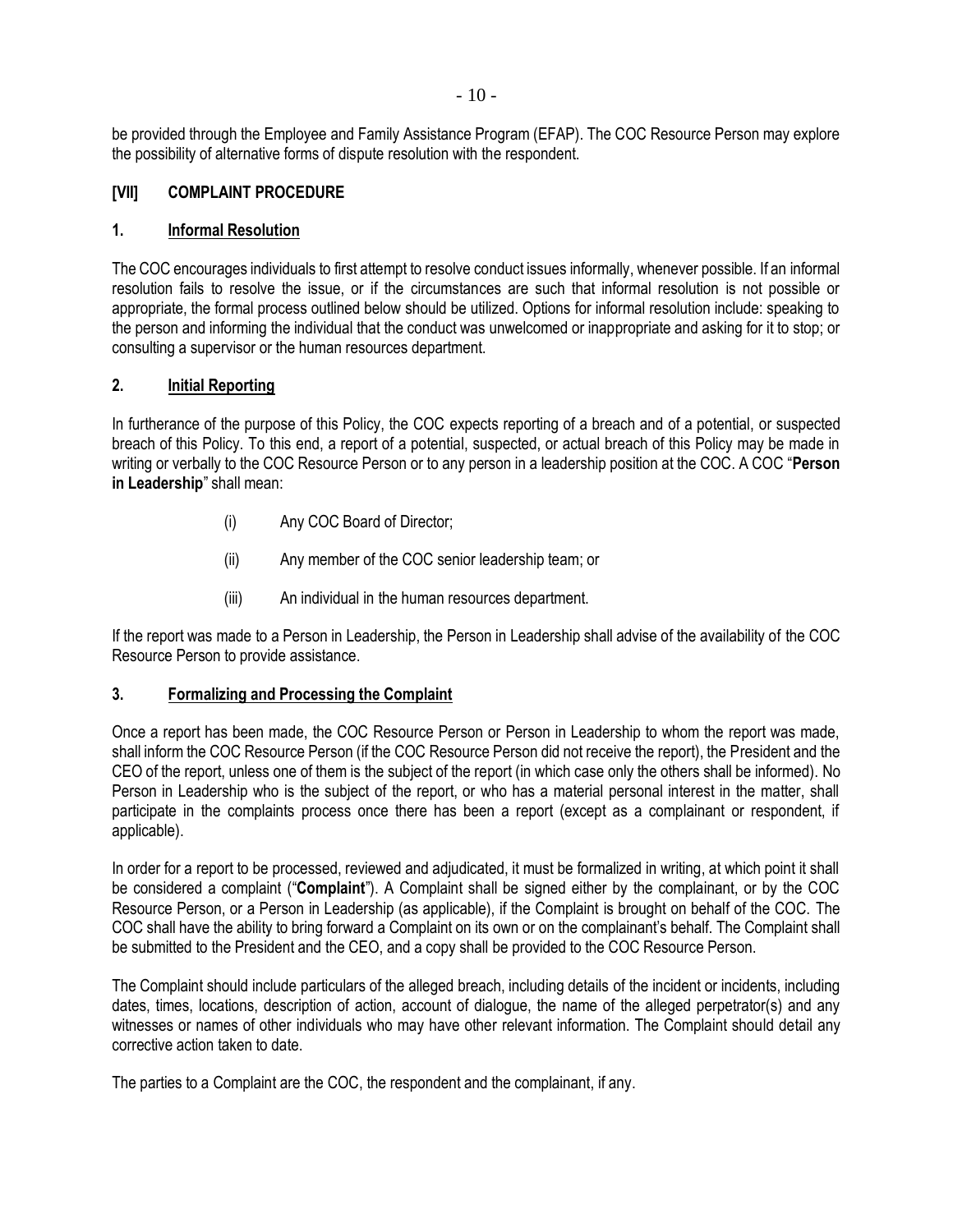be provided through the Employee and Family Assistance Program (EFAP). The COC Resource Person may explore the possibility of alternative forms of dispute resolution with the respondent.

## [VII] COMPLAINT PROCEDURE

### 1. Informal Resolution

The COC encourages individuals to first attempt to resolve conduct issues informally, whenever possible. If an informal resolution fails to resolve the issue, or if the circumstances are such that informal resolution is not possible or appropriate, the formal process outlined below should be utilized. Options for informal resolution include: speaking to the person and informing the individual that the conduct was unwelcomed or inappropriate and asking for it to stop; or consulting a supervisor or the human resources department.

### 2. Initial Reporting

In furtherance of the purpose of this Policy, the COC expects reporting of a breach and of a potential, or suspected breach of this Policy. To this end, a report of a potential, suspected, or actual breach of this Policy may be made in writing or verbally to the COC Resource Person or to any person in a leadership position at the COC. A COC "**Person in Leadership**" shall mean:

(i) Any COC Board of Director;

(ii) Any member of the COC senior leadership team; or

(iii) An individual in the human resources department.

If the report was made to a Person in Leadership, the Person in Leadership shall advise of the availability of the COC Resource Person to provide assistance.

### 3. Formalizing and Processing the Complaint

Once a report has been made, the COC Resource Person or Person in Leadership to whom the report was made, shall inform the COC Resource Person (if the COC Resource Person did not receive the report), the President and the CEO of the report, unless one of them is the subject of the report (in which case only the others shall be informed). No Person in Leadership who is the subject of the report, or who has a material personal interest in the matter, shall participate in the complaints process once there has been a report (except as a complainant or respondent, if applicable).

In order for a report to be processed, reviewed and adjudicated, it must be formalized in writing, at which point it shall be considered a complaint ("**Complaint**"). A Complaint shall be signed either by the complainant, or by the COC Resource Person, or a Person in Leadership (as applicable), if the Complaint is brought on behalf of the COC. The COC shall have the ability to bring forward a Complaint on its own or on the complainant's behalf. The Complaint shall be submitted to the President and the CEO, and a copy shall be provided to the COC Resource Person.

The Complaint should include particulars of the alleged breach, including details of the incident or incidents, including dates, times, locations, description of action, account of dialogue, the name of the alleged perpetrator(s) and any witnesses or names of other individuals who may have other relevant information. The Complaint should detail any corrective action taken to date.

The parties to a Complaint are the COC, the respondent and the complainant, if any.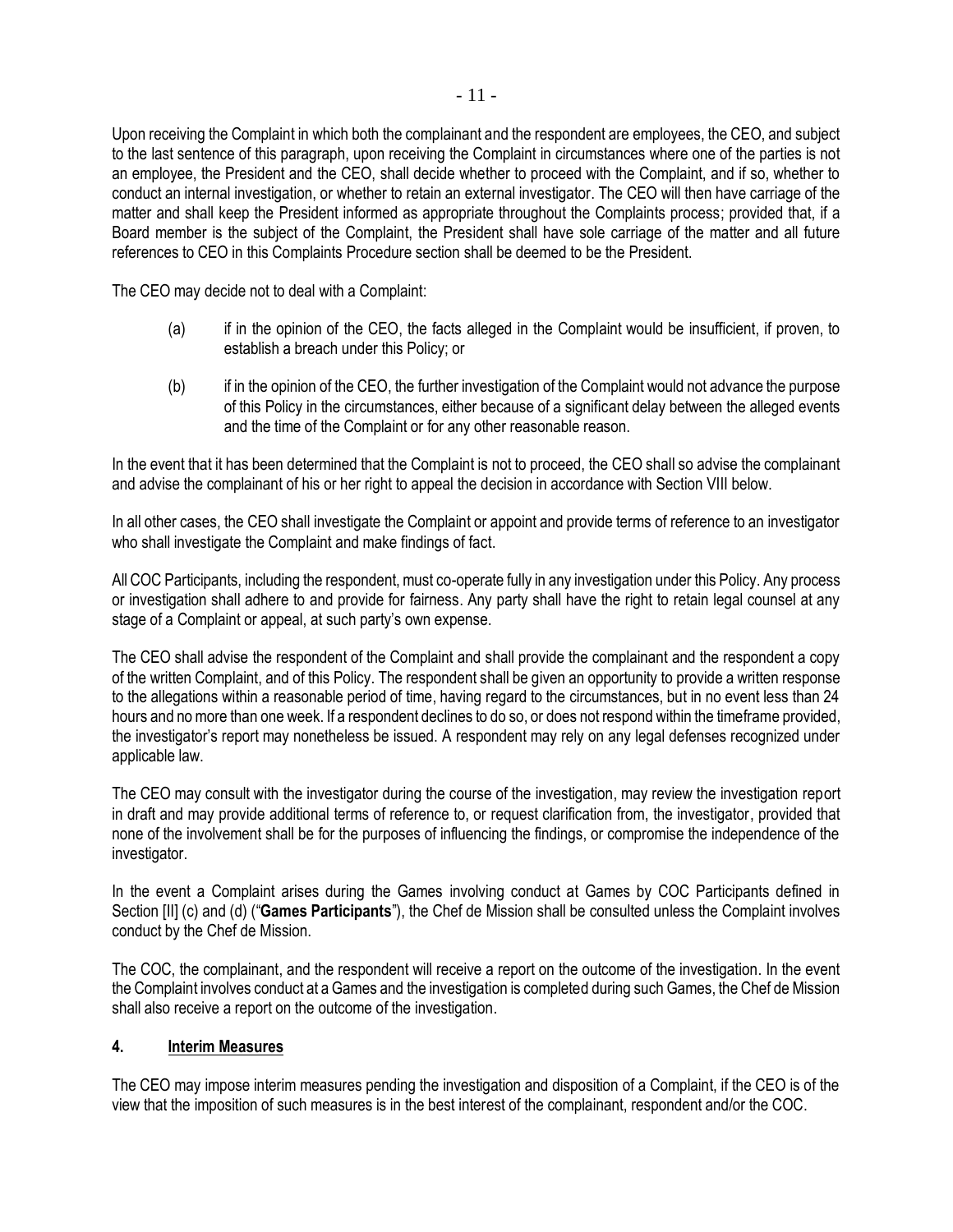Upon receiving the Complaint in which both the complainant and the respondent are employees, the CEO, and subject to the last sentence of this paragraph, upon receiving the Complaint in circumstances where one of the parties is not an employee, the President and the CEO, shall decide whether to proceed with the Complaint, and if so, whether to conduct an internal investigation, or whether to retain an external investigator. The CEO will then have carriage of the matter and shall keep the President informed as appropriate throughout the Complaints process; provided that, if a Board member is the subject of the Complaint, the President shall have sole carriage of the matter and all future references to CEO in this Complaints Procedure section shall be deemed to be the President.

The CEO may decide not to deal with a Complaint:

(a) if in the opinion of the CEO, the facts alleged in the Complaint would be insufficient, if proven, to establish a breach under this Policy; or

(b) if in the opinion of the CEO, the further investigation of the Complaint would not advance the purpose of this Policy in the circumstances, either because of a significant delay between the alleged events and the time of the Complaint or for any other reasonable reason.

In the event that it has been determined that the Complaint is not to proceed, the CEO shall so advise the complainant and advise the complainant of his or her right to appeal the decision in accordance with Section VIII below.

In all other cases, the CEO shall investigate the Complaint or appoint and provide terms of reference to an investigator who shall investigate the Complaint and make findings of fact.

All COC Participants, including the respondent, must co-operate fully in any investigation under this Policy. Any process or investigation shall adhere to and provide for fairness. Any party shall have the right to retain legal counsel at any stage of a Complaint or appeal, at such party's own expense.

The CEO shall advise the respondent of the Complaint and shall provide the complainant and the respondent a copy of the written Complaint, and of this Policy. The respondent shall be given an opportunity to provide a written response to the allegations within a reasonable period of time, having regard to the circumstances, but in no event less than 24 hours and no more than one week. If a respondent declines to do so, or does not respond within the timeframe provided, the investigator's report may nonetheless be issued. A respondent may rely on any legal defenses recognized under applicable law.

The CEO may consult with the investigator during the course of the investigation, may review the investigation report in draft and may provide additional terms of reference to, or request clarification from, the investigator, provided that none of the involvement shall be for the purposes of influencing the findings, or compromise the independence of the investigator.

In the event a Complaint arises during the Games involving conduct at Games by COC Participants defined in Section [II] (c) and (d) ("**Games Participants**"), the Chef de Mission shall be consulted unless the Complaint involves conduct by the Chef de Mission.

The COC, the complainant, and the respondent will receive a report on the outcome of the investigation. In the event the Complaint involves conduct at a Games and the investigation is completed during such Games, the Chef de Mission shall also receive a report on the outcome of the investigation.

## 4. <u>Interim Measures</u>

The CEO may impose interim measures pending the investigation and disposition of a Complaint, if the CEO is of the view that the imposition of such measures is in the best interest of the complainant, respondent and/or the COC.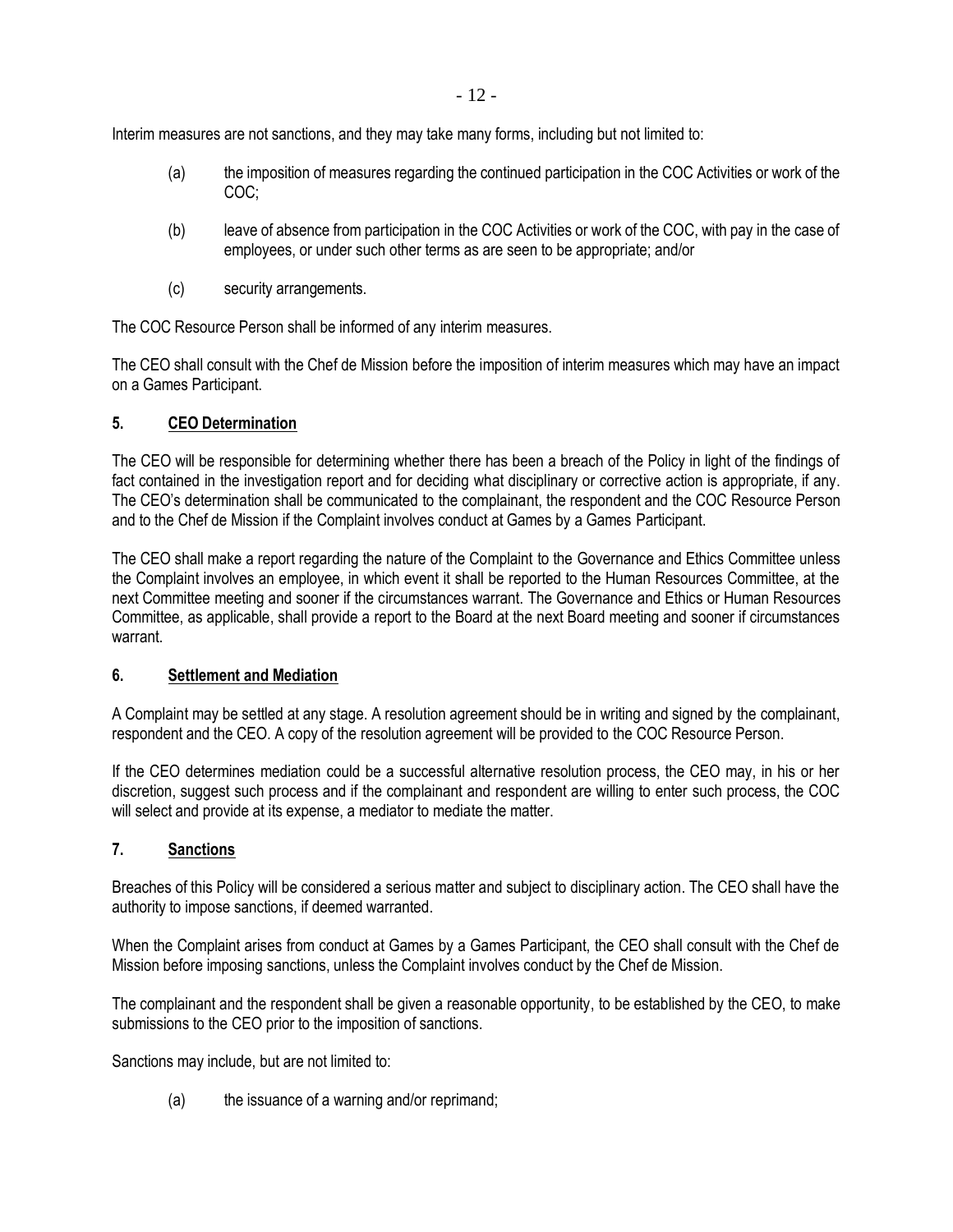Interim measures are not sanctions, and they may take many forms, including but not limited to:

(a) the imposition of measures regarding the continued participation in the COC Activities or work of the COC;

(b) leave of absence from participation in the COC Activities or work of the COC, with pay in the case of employees, or under such other terms as are seen to be appropriate; and/or

(c) security arrangements.

The COC Resource Person shall be informed of any interim measures.

The CEO shall consult with the Chef de Mission before the imposition of interim measures which may have an impact on a Games Participant.

## 5. CEO Determination

The CEO will be responsible for determining whether there has been a breach of the Policy in light of the findings of fact contained in the investigation report and for deciding what disciplinary or corrective action is appropriate, if any. The CEO's determination shall be communicated to the complainant, the respondent and the COC Resource Person and to the Chef de Mission if the Complaint involves conduct at Games by a Games Participant.

The CEO shall make a report regarding the nature of the Complaint to the Governance and Ethics Committee unless the Complaint involves an employee, in which event it shall be reported to the Human Resources Committee, at the next Committee meeting and sooner if the circumstances warrant. The Governance and Ethics or Human Resources Committee, as applicable, shall provide a report to the Board at the next Board meeting and sooner if circumstances warrant.

## 6. Settlement and Mediation

A Complaint may be settled at any stage. A resolution agreement should be in writing and signed by the complainant, respondent and the CEO. A copy of the resolution agreement will be provided to the COC Resource Person.

If the CEO determines mediation could be a successful alternative resolution process, the CEO may, in his or her discretion, suggest such process and if the complainant and respondent are willing to enter such process, the COC will select and provide at its expense, a mediator to mediate the matter.

## 7. Sanctions

Breaches of this Policy will be considered a serious matter and subject to disciplinary action. The CEO shall have the authority to impose sanctions, if deemed warranted.

When the Complaint arises from conduct at Games by a Games Participant, the CEO shall consult with the Chef de Mission before imposing sanctions, unless the Complaint involves conduct by the Chef de Mission.

The complainant and the respondent shall be given a reasonable opportunity, to be established by the CEO, to make submissions to the CEO prior to the imposition of sanctions.

Sanctions may include, but are not limited to:

(a) the issuance of a warning and/or reprimand;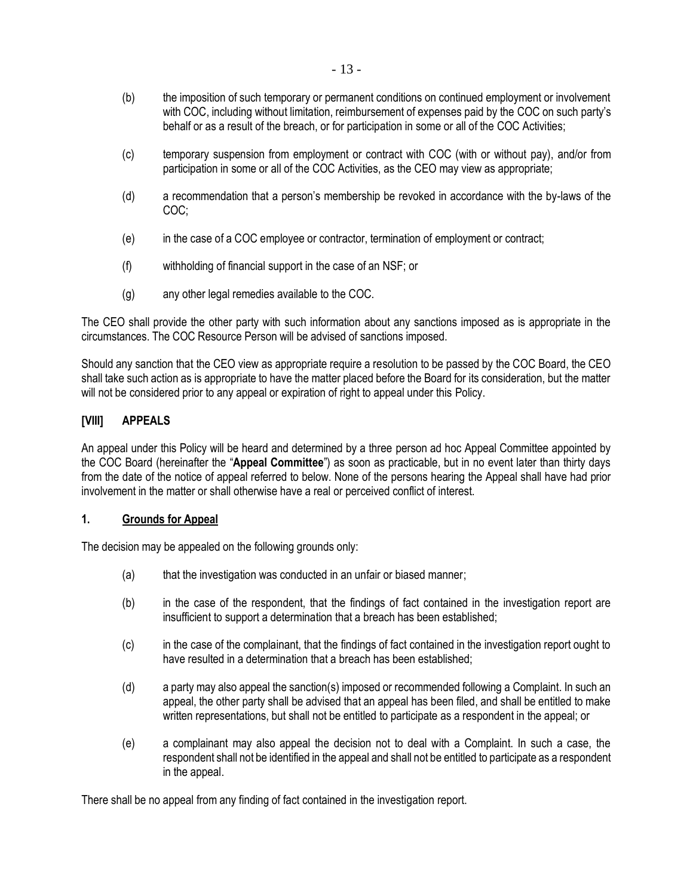(b) the imposition of such temporary or permanent conditions on continued employment or involvement with COC, including without limitation, reimbursement of expenses paid by the COC on such party's behalf or as a result of the breach, or for participation in some or all of the COC Activities;

(c) temporary suspension from employment or contract with COC (with or without pay), and/or from participation in some or all of the COC Activities, as the CEO may view as appropriate;

(d) a recommendation that a person's membership be revoked in accordance with the by-laws of the COC;

(e) in the case of a COC employee or contractor, termination of employment or contract;

(f) withholding of financial support in the case of an NSF; or

(g) any other legal remedies available to the COC.

The CEO shall provide the other party with such information about any sanctions imposed as is appropriate in the circumstances. The COC Resource Person will be advised of sanctions imposed.

Should any sanction that the CEO view as appropriate require a resolution to be passed by the COC Board, the CEO shall take such action as is appropriate to have the matter placed before the Board for its consideration, but the matter will not be considered prior to any appeal or expiration of right to appeal under this Policy.

## [VIII] APPEALS

An appeal under this Policy will be heard and determined by a three person ad hoc Appeal Committee appointed by the COC Board (hereinafter the "**Appeal Committee**") as soon as practicable, but in no event later than thirty days from the date of the notice of appeal referred to below. None of the persons hearing the Appeal shall have had prior involvement in the matter or shall otherwise have a real or perceived conflict of interest.

### 1. Grounds for Appeal

The decision may be appealed on the following grounds only:

(a) that the investigation was conducted in an unfair or biased manner;

(b) in the case of the respondent, that the findings of fact contained in the investigation report are insufficient to support a determination that a breach has been established;

(c) in the case of the complainant, that the findings of fact contained in the investigation report ought to have resulted in a determination that a breach has been established;

(d) a party may also appeal the sanction(s) imposed or recommended following a Complaint. In such an appeal, the other party shall be advised that an appeal has been filed, and shall be entitled to make written representations, but shall not be entitled to participate as a respondent in the appeal; or

(e) a complainant may also appeal the decision not to deal with a Complaint. In such a case, the respondent shall not be identified in the appeal and shall not be entitled to participate as a respondent in the appeal.

There shall be no appeal from any finding of fact contained in the investigation report.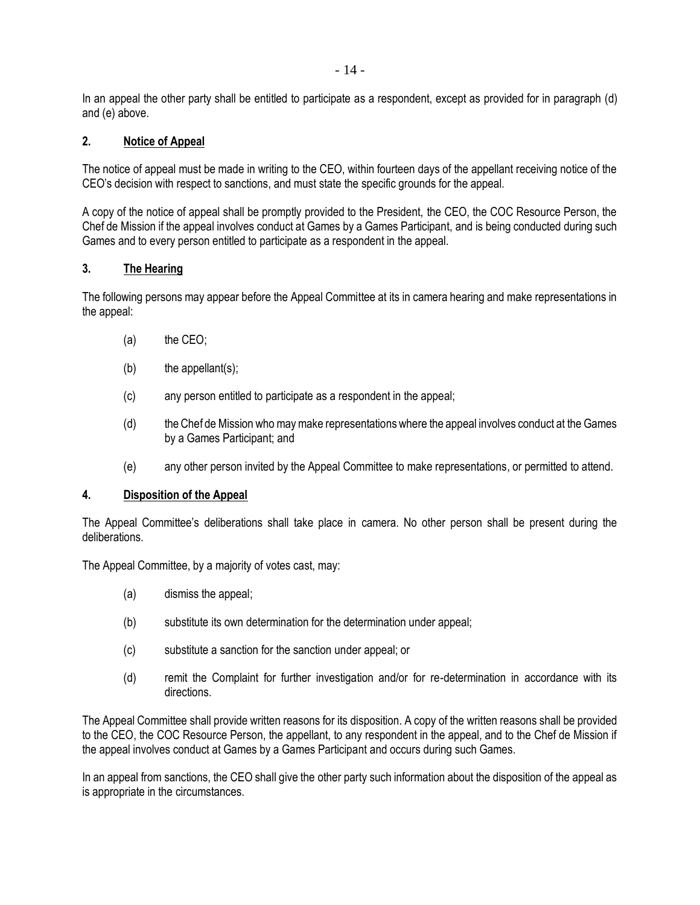In an appeal the other party shall be entitled to participate as a respondent, except as provided for in paragraph (d) and (e) above.

## 2. Notice of Appeal

The notice of appeal must be made in writing to the CEO, within fourteen days of the appellant receiving notice of the CEO's decision with respect to sanctions, and must state the specific grounds for the appeal.

A copy of the notice of appeal shall be promptly provided to the President, the CEO, the COC Resource Person, the Chef de Mission if the appeal involves conduct at Games by a Games Participant, and is being conducted during such Games and to every person entitled to participate as a respondent in the appeal.

## 3. The Hearing

The following persons may appear before the Appeal Committee at its in camera hearing and make representations in the appeal:

(a) the CEO;

(b) the appellant(s);

(c) any person entitled to participate as a respondent in the appeal;

(d) the Chef de Mission who may make representations where the appeal involves conduct at the Games by a Games Participant; and

(e) any other person invited by the Appeal Committee to make representations, or permitted to attend.

## 4. Disposition of the Appeal

The Appeal Committee's deliberations shall take place in camera. No other person shall be present during the deliberations.

The Appeal Committee, by a majority of votes cast, may:

(a) dismiss the appeal;

(b) substitute its own determination for the determination under appeal;

(c) substitute a sanction for the sanction under appeal; or

(d) remit the Complaint for further investigation and/or for re-determination in accordance with its directions.

The Appeal Committee shall provide written reasons for its disposition. A copy of the written reasons shall be provided to the CEO, the COC Resource Person, the appellant, to any respondent in the appeal, and to the Chef de Mission if the appeal involves conduct at Games by a Games Participant and occurs during such Games.

In an appeal from sanctions, the CEO shall give the other party such information about the disposition of the appeal as is appropriate in the circumstances.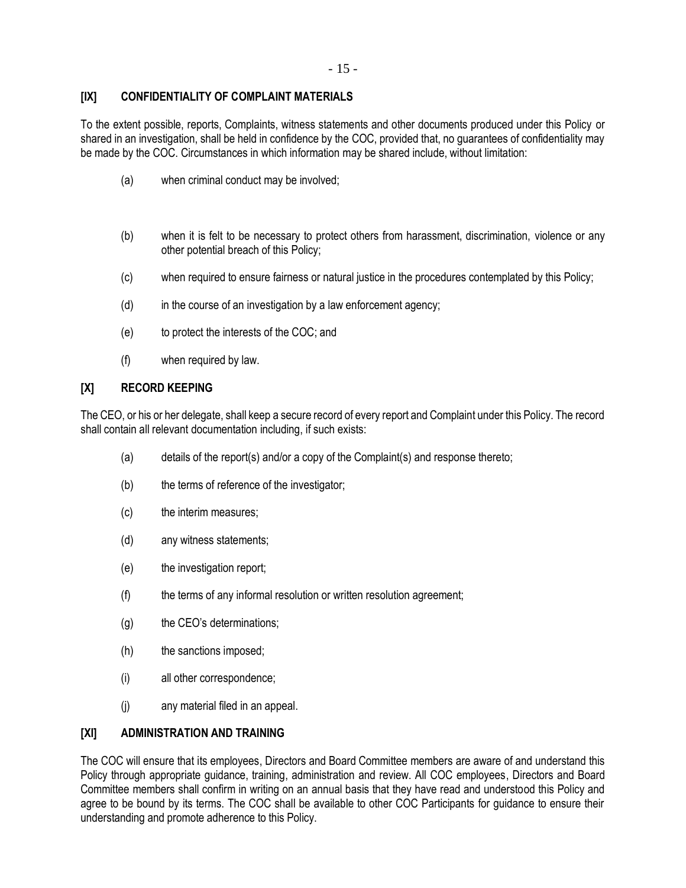## [IX] CONFIDENTIALITY OF COMPLAINT MATERIALS

To the extent possible, reports, Complaints, witness statements and other documents produced under this Policy or shared in an investigation, shall be held in confidence by the COC, provided that, no guarantees of confidentiality may be made by the COC. Circumstances in which information may be shared include, without limitation:

(a) when criminal conduct may be involved;

(b) when it is felt to be necessary to protect others from harassment, discrimination, violence or any other potential breach of this Policy;

(c) when required to ensure fairness or natural justice in the procedures contemplated by this Policy;

(d) in the course of an investigation by a law enforcement agency;

(e) to protect the interests of the COC; and

(f) when required by law.

## [X] RECORD KEEPING

The CEO, or his or her delegate, shall keep a secure record of every report and Complaint under this Policy. The record shall contain all relevant documentation including, if such exists:

(a) details of the report(s) and/or a copy of the Complaint(s) and response thereto;

(b) the terms of reference of the investigator;

(c) the interim measures;

(d) any witness statements;

(e) the investigation report;

(f) the terms of any informal resolution or written resolution agreement;

(g) the CEO's determinations;

(h) the sanctions imposed;

(i) all other correspondence;

(j) any material filed in an appeal.

## [XI] ADMINISTRATION AND TRAINING

The COC will ensure that its employees, Directors and Board Committee members are aware of and understand this Policy through appropriate guidance, training, administration and review. All COC employees, Directors and Board Committee members shall confirm in writing on an annual basis that they have read and understood this Policy and agree to be bound by its terms. The COC shall be available to other COC Participants for guidance to ensure their understanding and promote adherence to this Policy.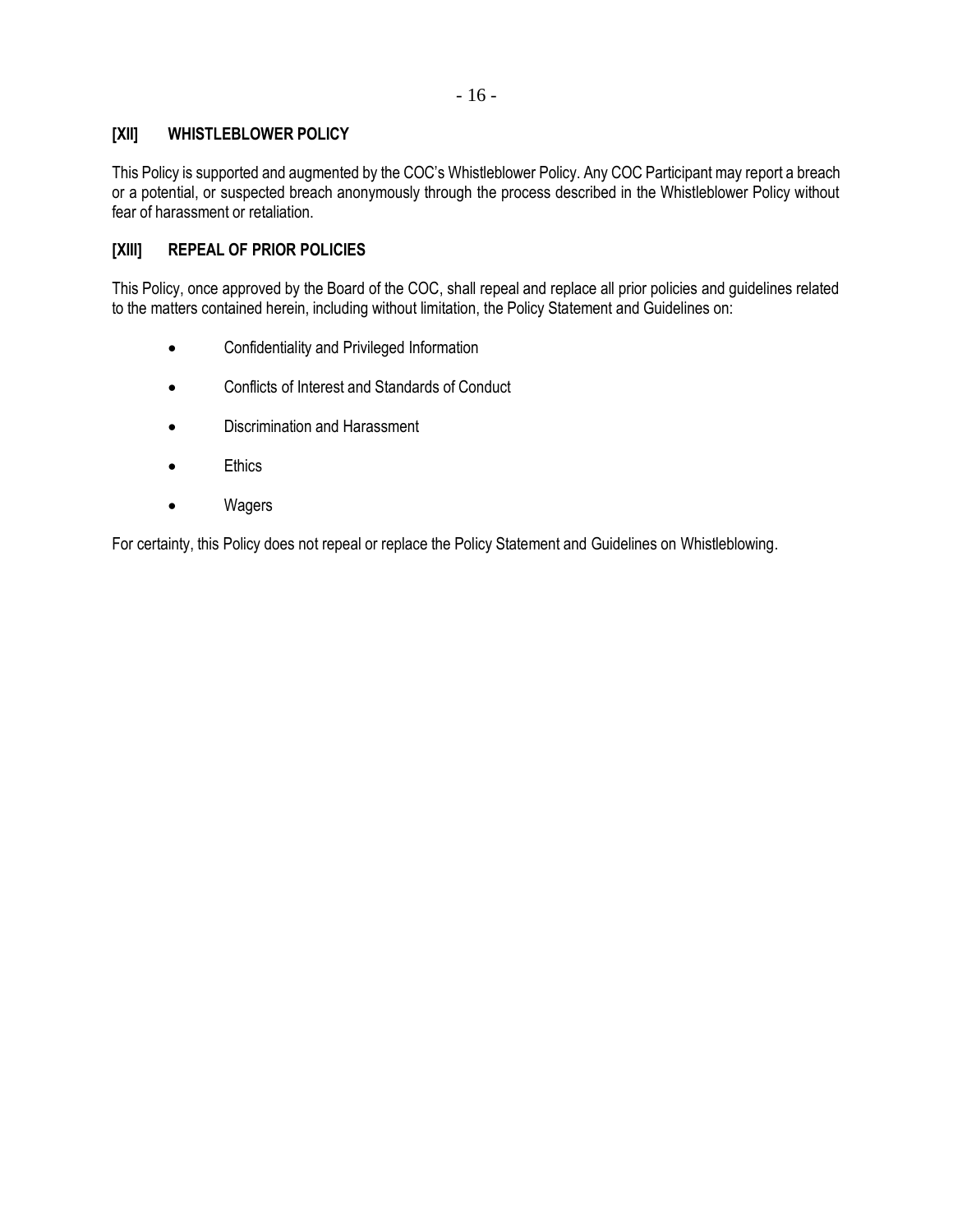## [XII] WHISTLEBLOWER POLICY

This Policy is supported and augmented by the COC's Whistleblower Policy. Any COC Participant may report a breach or a potential, or suspected breach anonymously through the process described in the Whistleblower Policy without fear of harassment or retaliation.

## [XIII] REPEAL OF PRIOR POLICIES

This Policy, once approved by the Board of the COC, shall repeal and replace all prior policies and guidelines related to the matters contained herein, including without limitation, the Policy Statement and Guidelines on:

- Confidentiality and Privileged Information
- Conflicts of Interest and Standards of Conduct
- Discrimination and Harassment
- Ethics
- Wagers

For certainty, this Policy does not repeal or replace the Policy Statement and Guidelines on Whistleblowing.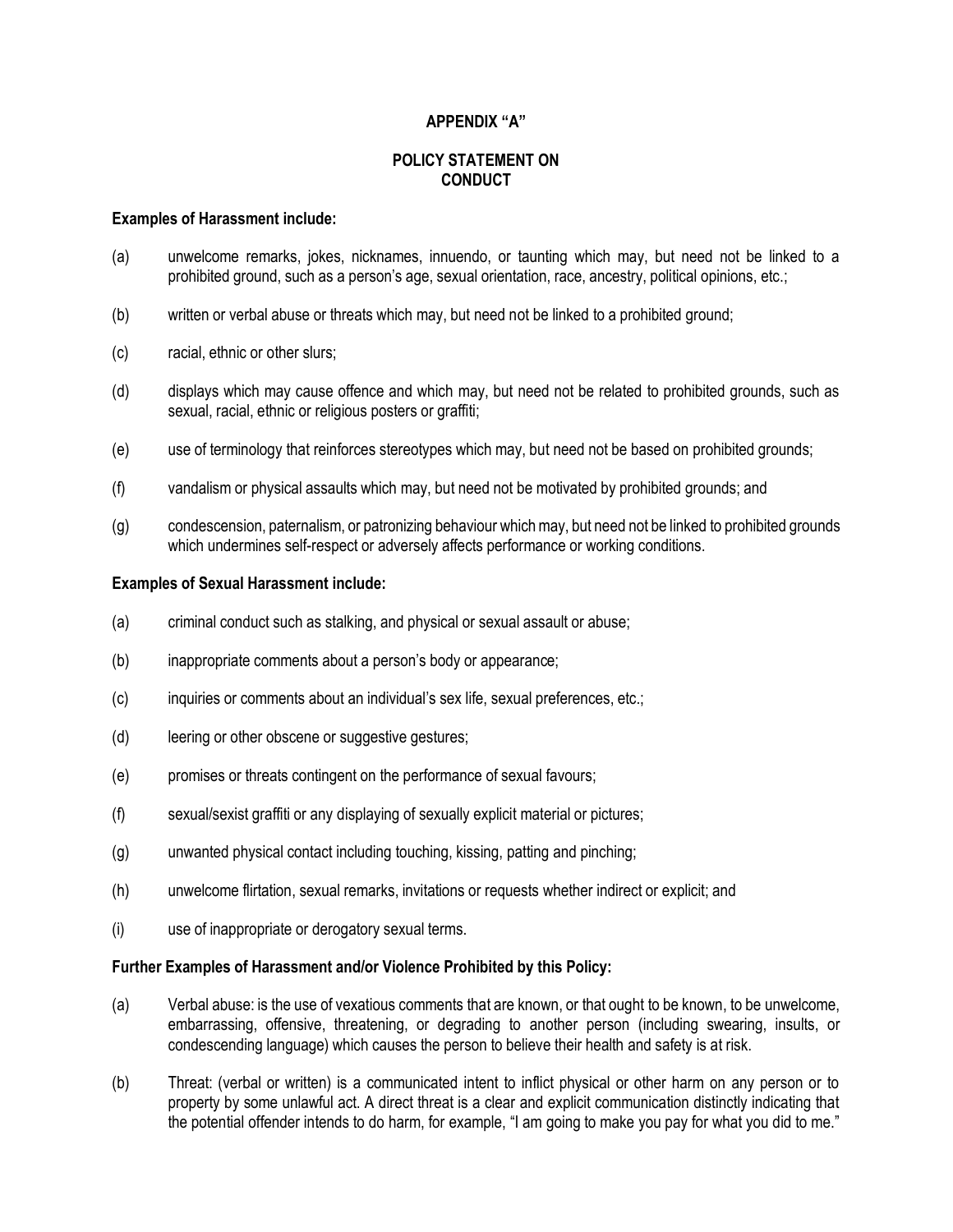## APPENDIX "A"

## POLICY STATEMENT ON CONDUCT

**Examples of Harassment include:**

(a) unwelcome remarks, jokes, nicknames, innuendo, or taunting which may, but need not be linked to a prohibited ground, such as a person's age, sexual orientation, race, ancestry, political opinions, etc.;

(b) written or verbal abuse or threats which may, but need not be linked to a prohibited ground;

(c) racial, ethnic or other slurs;

(d) displays which may cause offence and which may, but need not be related to prohibited grounds, such as sexual, racial, ethnic or religious posters or graffiti;

(e) use of terminology that reinforces stereotypes which may, but need not be based on prohibited grounds;

(f) vandalism or physical assaults which may, but need not be motivated by prohibited grounds; and

(g) condescension, paternalism, or patronizing behaviour which may, but need not be linked to prohibited grounds which undermines self-respect or adversely affects performance or working conditions.

**Examples of Sexual Harassment include:**

(a) criminal conduct such as stalking, and physical or sexual assault or abuse;

(b) inappropriate comments about a person's body or appearance;

(c) inquiries or comments about an individual's sex life, sexual preferences, etc.;

(d) leering or other obscene or suggestive gestures;

(e) promises or threats contingent on the performance of sexual favours;

(f) sexual/sexist graffiti or any displaying of sexually explicit material or pictures;

(g) unwanted physical contact including touching, kissing, patting and pinching;

(h) unwelcome flirtation, sexual remarks, invitations or requests whether indirect or explicit; and

(i) use of inappropriate or derogatory sexual terms.

**Further Examples of Harassment and/or Violence Prohibited by this Policy:**

(a) Verbal abuse: is the use of vexatious comments that are known, or that ought to be known, to be unwelcome, embarrassing, offensive, threatening, or degrading to another person (including swearing, insults, or condescending language) which causes the person to believe their health and safety is at risk.

(b) Threat: (verbal or written) is a communicated intent to inflict physical or other harm on any person or to property by some unlawful act. A direct threat is a clear and explicit communication distinctly indicating that the potential offender intends to do harm, for example, "I am going to make you pay for what you did to me."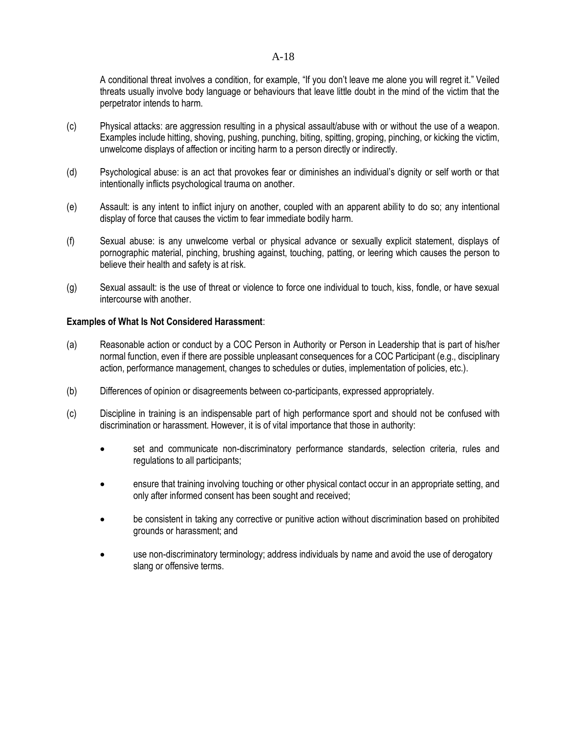A conditional threat involves a condition, for example, "If you don't leave me alone you will regret it." Veiled threats usually involve body language or behaviours that leave little doubt in the mind of the victim that the perpetrator intends to harm.

(c) Physical attacks: are aggression resulting in a physical assault/abuse with or without the use of a weapon. Examples include hitting, shoving, pushing, punching, biting, spitting, groping, pinching, or kicking the victim, unwelcome displays of affection or inciting harm to a person directly or indirectly.

(d) Psychological abuse: is an act that provokes fear or diminishes an individual's dignity or self worth or that intentionally inflicts psychological trauma on another.

(e) Assault: is any intent to inflict injury on another, coupled with an apparent ability to do so; any intentional display of force that causes the victim to fear immediate bodily harm.

(f) Sexual abuse: is any unwelcome verbal or physical advance or sexually explicit statement, displays of pornographic material, pinching, brushing against, touching, patting, or leering which causes the person to believe their health and safety is at risk.

(g) Sexual assault: is the use of threat or violence to force one individual to touch, kiss, fondle, or have sexual intercourse with another.

**Examples of What Is Not Considered Harassment**:

(a) Reasonable action or conduct by a COC Person in Authority or Person in Leadership that is part of his/her normal function, even if there are possible unpleasant consequences for a COC Participant (e.g., disciplinary action, performance management, changes to schedules or duties, implementation of policies, etc.).

(b) Differences of opinion or disagreements between co-participants, expressed appropriately.

(c) Discipline in training is an indispensable part of high performance sport and should not be confused with discrimination or harassment. However, it is of vital importance that those in authority:

- set and communicate non-discriminatory performance standards, selection criteria, rules and regulations to all participants;
- ensure that training involving touching or other physical contact occur in an appropriate setting, and only after informed consent has been sought and received;
- be consistent in taking any corrective or punitive action without discrimination based on prohibited grounds or harassment; and
- use non-discriminatory terminology; address individuals by name and avoid the use of derogatory slang or offensive terms.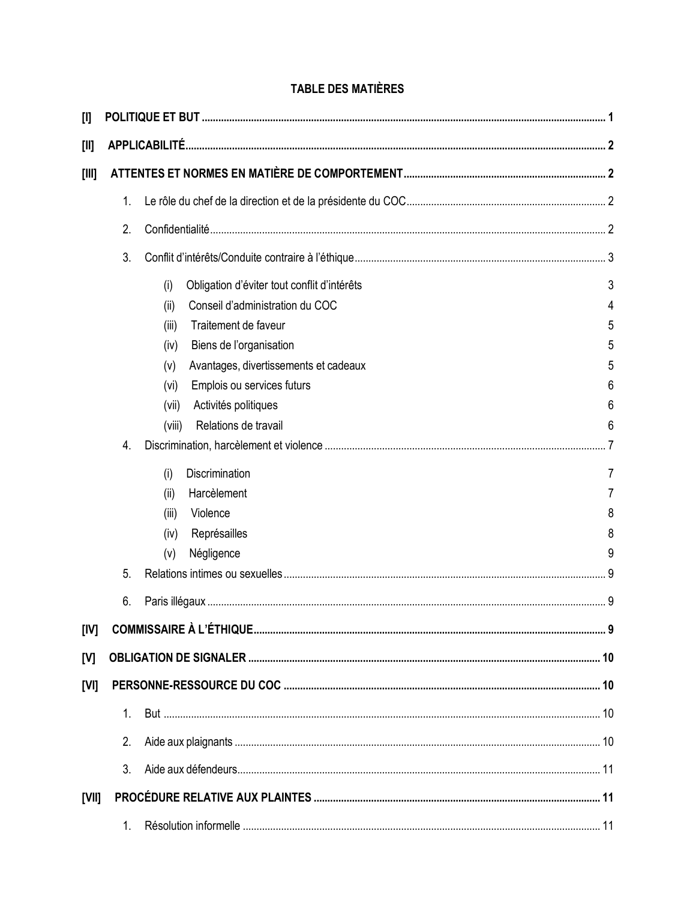# TABLE DES MATIÈRES

**[I] POLITIQUE ET BUT** ..... **1**

**[II] APPLICABILITÉ** ..... **2**

**[III] ATTENTES ET NORMES EN MATIÈRE DE COMPORTEMENT** ..... **2**

1. Le rôle du chef de la direction et de la présidente du COC ..... 2
2. Confidentialité ..... 2
3. Conflit d'intérêts/Conduite contraire à l'éthique ..... 3
   - (i) Obligation d'éviter tout conflit d'intérêts 3
   - (ii) Conseil d'administration du COC 4
   - (iii) Traitement de faveur 5
   - (iv) Biens de l'organisation 5
   - (v) Avantages, divertissements et cadeaux 5
   - (vi) Emplois ou services futurs 6
   - (vii) Activités politiques 6
   - (viii) Relations de travail 6
4. Discrimination, harcèlement et violence ..... 7
   - (i) Discrimination 7
   - (ii) Harcèlement 7
   - (iii) Violence 8
   - (iv) Représailles 8
   - (v) Négligence 9
5. Relations intimes ou sexuelles ..... 9
6. Paris illégaux ..... 9

**[IV] COMMISSAIRE À L'ÉTHIQUE** ..... **9**

**[V] OBLIGATION DE SIGNALER** ..... **10**

**[VI] PERSONNE-RESSOURCE DU COC** ..... **10**

1. But ..... 10
2. Aide aux plaignants ..... 10
3. Aide aux défendeurs ..... 11

**[VII] PROCÉDURE RELATIVE AUX PLAINTES** ..... **11**

1. Résolution informelle ..... 11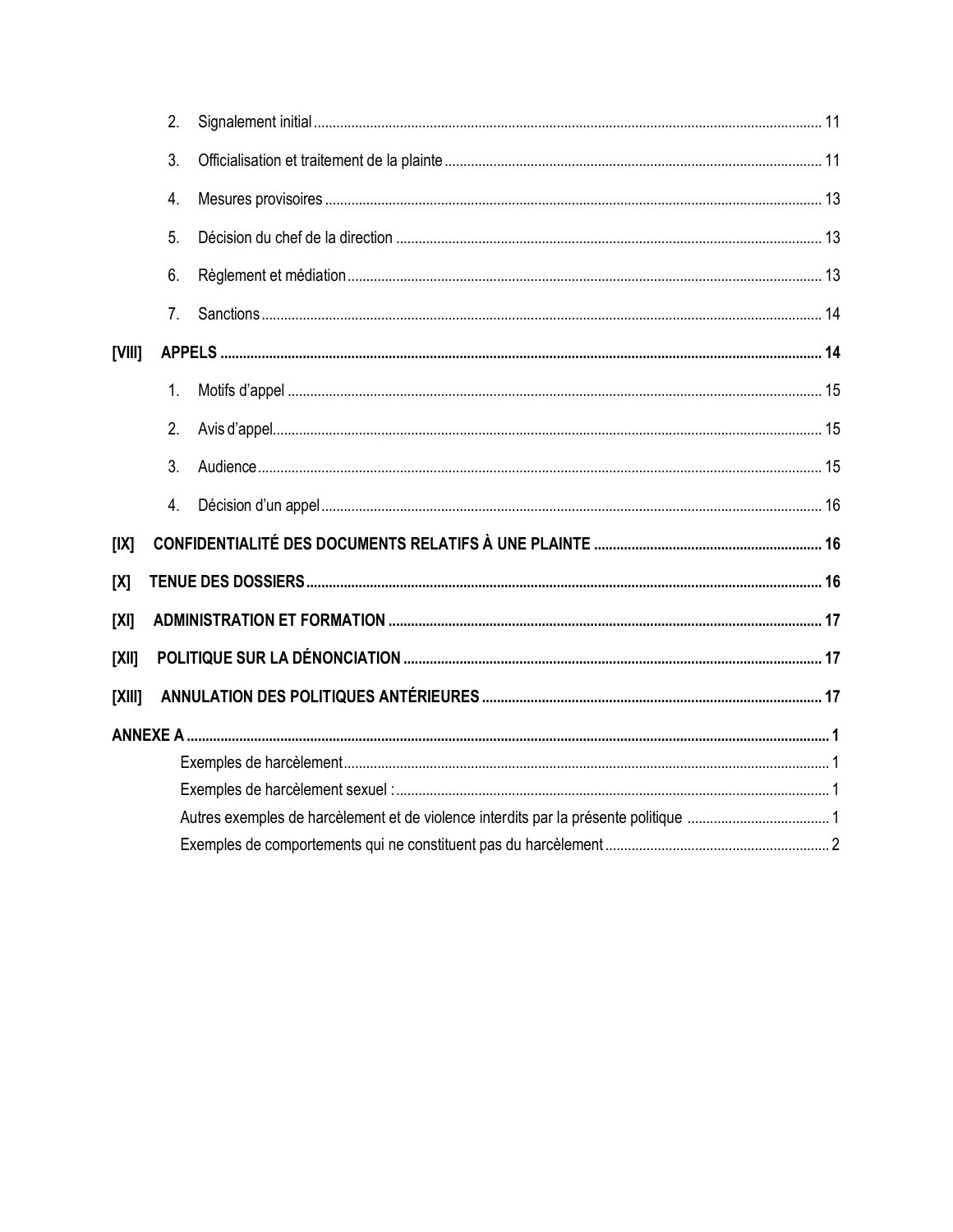2. Signalement initial ........ 11

3. Officialisation et traitement de la plainte ........ 11

4. Mesures provisoires ........ 13

5. Décision du chef de la direction ........ 13

6. Règlement et médiation ........ 13

7. Sanctions ........ 14

**[VIII] APPELS ........ 14**

1. Motifs d'appel ........ 15

2. Avis d'appel ........ 15

3. Audience ........ 15

4. Décision d'un appel ........ 16

**[IX] CONFIDENTIALITÉ DES DOCUMENTS RELATIFS À UNE PLAINTE ........ 16**

**[X] TENUE DES DOSSIERS ........ 16**

**[XI] ADMINISTRATION ET FORMATION ........ 17**

**[XII] POLITIQUE SUR LA DÉNONCIATION ........ 17**

**[XIII] ANNULATION DES POLITIQUES ANTÉRIEURES ........ 17**

**ANNEXE A ........ 1**

Exemples de harcèlement ........ 1

Exemples de harcèlement sexuel : ........ 1

Autres exemples de harcèlement et de violence interdits par la présente politique ........ 1

Exemples de comportements qui ne constituent pas du harcèlement ........ 2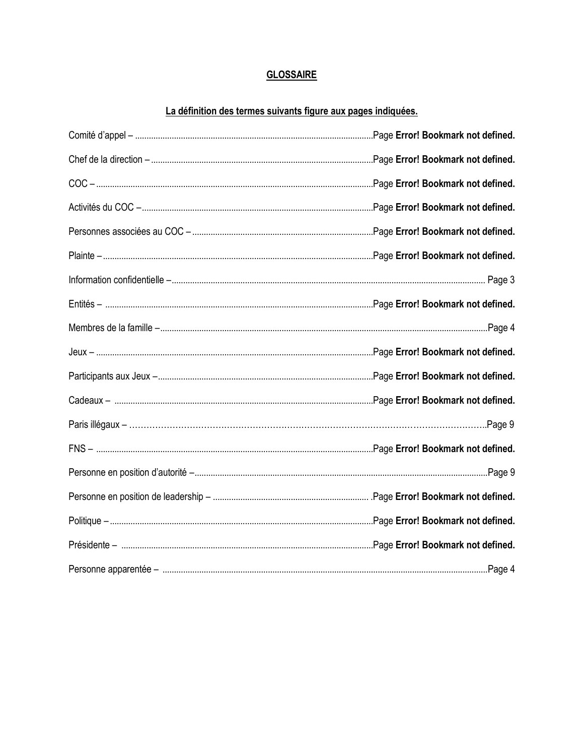# GLOSSAIRE

## La définition des termes suivants figure aux pages indiquées.

Comité d'appel – ........................................................................................................Page **Error! Bookmark not defined.**

Chef de la direction – ................................................................................................Page **Error! Bookmark not defined.**

COC – .........................................................................................................................Page **Error! Bookmark not defined.**

Activités du COC – ....................................................................................................Page **Error! Bookmark not defined.**

Personnes associées au COC – ...............................................................................Page **Error! Bookmark not defined.**

Plainte – ......................................................................................................................Page **Error! Bookmark not defined.**

Information confidentielle – ............................................................................................................................. Page 3

Entités – .....................................................................................................................Page **Error! Bookmark not defined.**

Membres de la famille – .............................................................................................................................Page 4

Jeux – ..........................................................................................................................Page **Error! Bookmark not defined.**

Participants aux Jeux – ..............................................................................................Page **Error! Bookmark not defined.**

Cadeaux – ..................................................................................................................Page **Error! Bookmark not defined.**

Paris illégaux – ……………………………………………………………………………………………………………..Page 9

FNS – ..........................................................................................................................Page **Error! Bookmark not defined.**

Personne en position d'autorité – ...............................................................................................................Page 9

Personne en position de leadership – ..................................................................... .Page **Error! Bookmark not defined.**

Politique – ...................................................................................................................Page **Error! Bookmark not defined.**

Présidente – ...............................................................................................................Page **Error! Bookmark not defined.**

Personne apparentée – ...............................................................................................................................Page 4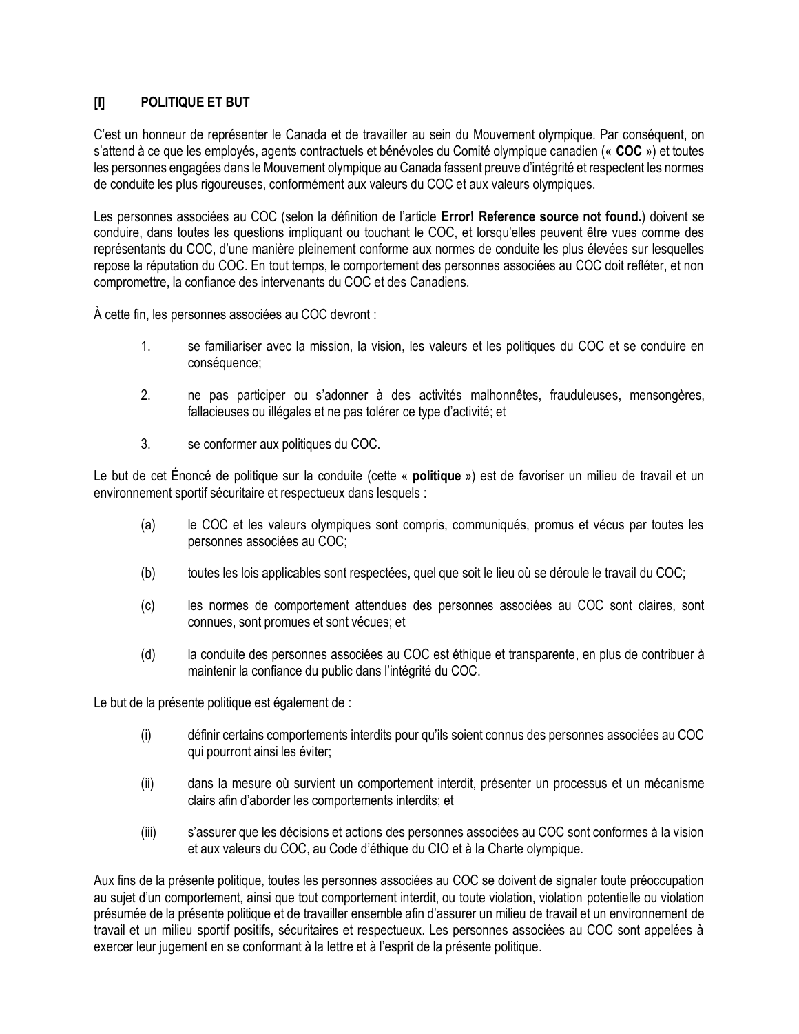## [I] POLITIQUE ET BUT

C'est un honneur de représenter le Canada et de travailler au sein du Mouvement olympique. Par conséquent, on s'attend à ce que les employés, agents contractuels et bénévoles du Comité olympique canadien (« **COC** ») et toutes les personnes engagées dans le Mouvement olympique au Canada fassent preuve d'intégrité et respectent les normes de conduite les plus rigoureuses, conformément aux valeurs du COC et aux valeurs olympiques.

Les personnes associées au COC (selon la définition de l'article **Error! Reference source not found.**) doivent se conduire, dans toutes les questions impliquant ou touchant le COC, et lorsqu'elles peuvent être vues comme des représentants du COC, d'une manière pleinement conforme aux normes de conduite les plus élevées sur lesquelles repose la réputation du COC. En tout temps, le comportement des personnes associées au COC doit refléter, et non compromettre, la confiance des intervenants du COC et des Canadiens.

À cette fin, les personnes associées au COC devront :

1. se familiariser avec la mission, la vision, les valeurs et les politiques du COC et se conduire en conséquence;

2. ne pas participer ou s'adonner à des activités malhonnêtes, frauduleuses, mensongères, fallacieuses ou illégales et ne pas tolérer ce type d'activité; et

3. se conformer aux politiques du COC.

Le but de cet Énoncé de politique sur la conduite (cette « **politique** ») est de favoriser un milieu de travail et un environnement sportif sécuritaire et respectueux dans lesquels :

(a) le COC et les valeurs olympiques sont compris, communiqués, promus et vécus par toutes les personnes associées au COC;

(b) toutes les lois applicables sont respectées, quel que soit le lieu où se déroule le travail du COC;

(c) les normes de comportement attendues des personnes associées au COC sont claires, sont connues, sont promues et sont vécues; et

(d) la conduite des personnes associées au COC est éthique et transparente, en plus de contribuer à maintenir la confiance du public dans l'intégrité du COC.

Le but de la présente politique est également de :

(i) définir certains comportements interdits pour qu'ils soient connus des personnes associées au COC qui pourront ainsi les éviter;

(ii) dans la mesure où survient un comportement interdit, présenter un processus et un mécanisme clairs afin d'aborder les comportements interdits; et

(iii) s'assurer que les décisions et actions des personnes associées au COC sont conformes à la vision et aux valeurs du COC, au Code d'éthique du CIO et à la Charte olympique.

Aux fins de la présente politique, toutes les personnes associées au COC se doivent de signaler toute préoccupation au sujet d'un comportement, ainsi que tout comportement interdit, ou toute violation, violation potentielle ou violation présumée de la présente politique et de travailler ensemble afin d'assurer un milieu de travail et un environnement de travail et un milieu sportif positifs, sécuritaires et respectueux. Les personnes associées au COC sont appelées à exercer leur jugement en se conformant à la lettre et à l'esprit de la présente politique.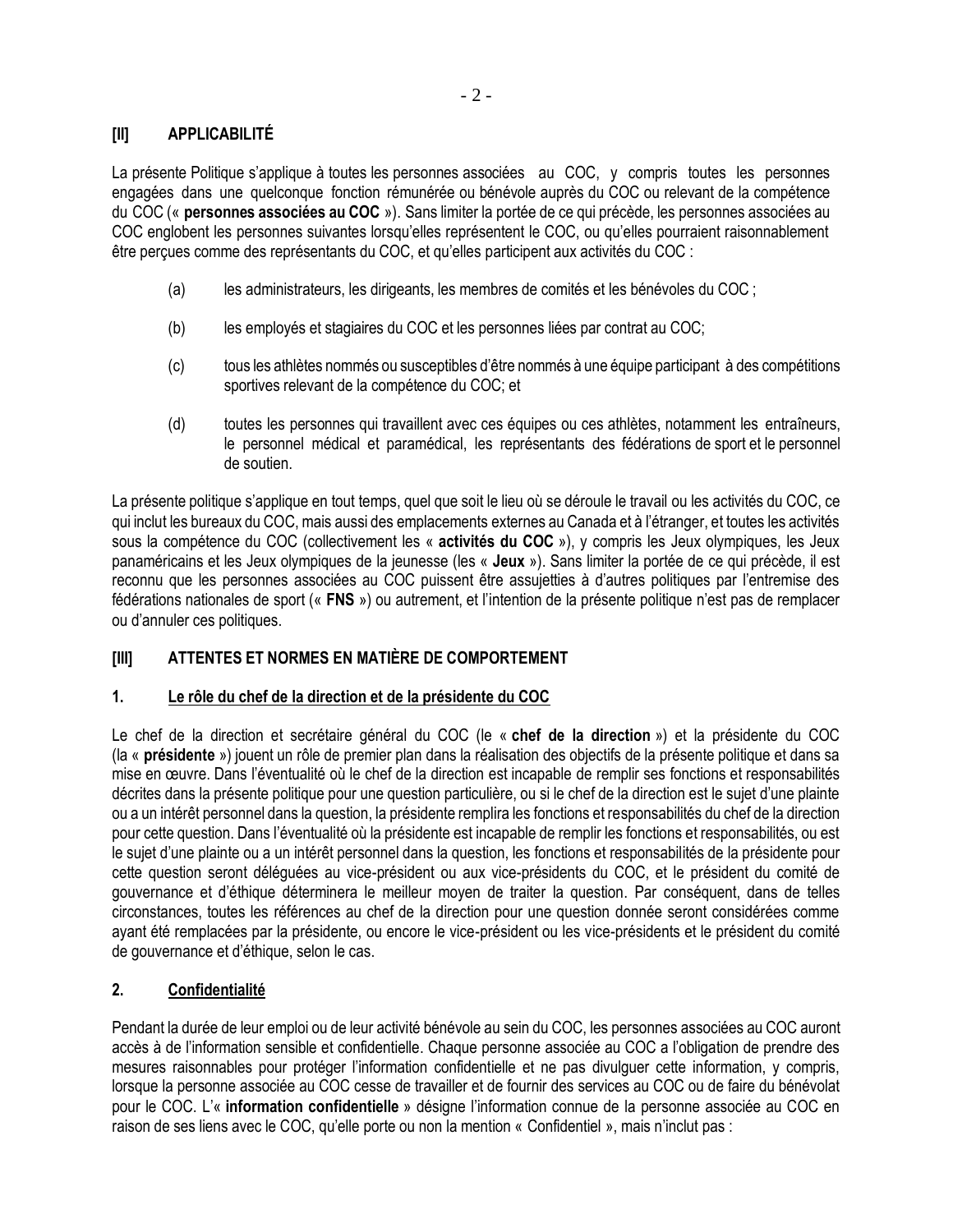## [II] APPLICABILITÉ

La présente Politique s'applique à toutes les personnes associées au COC, y compris toutes les personnes engagées dans une quelconque fonction rémunérée ou bénévole auprès du COC ou relevant de la compétence du COC (« **personnes associées au COC** »). Sans limiter la portée de ce qui précède, les personnes associées au COC englobent les personnes suivantes lorsqu'elles représentent le COC, ou qu'elles pourraient raisonnablement être perçues comme des représentants du COC, et qu'elles participent aux activités du COC :

(a) les administrateurs, les dirigeants, les membres de comités et les bénévoles du COC ;

(b) les employés et stagiaires du COC et les personnes liées par contrat au COC;

(c) tous les athlètes nommés ou susceptibles d'être nommés à une équipe participant à des compétitions sportives relevant de la compétence du COC; et

(d) toutes les personnes qui travaillent avec ces équipes ou ces athlètes, notamment les entraîneurs, le personnel médical et paramédical, les représentants des fédérations de sport et le personnel de soutien.

La présente politique s'applique en tout temps, quel que soit le lieu où se déroule le travail ou les activités du COC, ce qui inclut les bureaux du COC, mais aussi des emplacements externes au Canada et à l'étranger, et toutes les activités sous la compétence du COC (collectivement les « **activités du COC** »), y compris les Jeux olympiques, les Jeux panaméricains et les Jeux olympiques de la jeunesse (les « **Jeux** »). Sans limiter la portée de ce qui précède, il est reconnu que les personnes associées au COC puissent être assujetties à d'autres politiques par l'entremise des fédérations nationales de sport (« **FNS** ») ou autrement, et l'intention de la présente politique n'est pas de remplacer ou d'annuler ces politiques.

## [III] ATTENTES ET NORMES EN MATIÈRE DE COMPORTEMENT

### 1. Le rôle du chef de la direction et de la présidente du COC

Le chef de la direction et secrétaire général du COC (le « **chef de la direction** ») et la présidente du COC (la « **présidente** ») jouent un rôle de premier plan dans la réalisation des objectifs de la présente politique et dans sa mise en œuvre. Dans l'éventualité où le chef de la direction est incapable de remplir ses fonctions et responsabilités décrites dans la présente politique pour une question particulière, ou si le chef de la direction est le sujet d'une plainte ou a un intérêt personnel dans la question, la présidente remplira les fonctions et responsabilités du chef de la direction pour cette question. Dans l'éventualité où la présidente est incapable de remplir les fonctions et responsabilités, ou est le sujet d'une plainte ou a un intérêt personnel dans la question, les fonctions et responsabilités de la présidente pour cette question seront déléguées au vice-président ou aux vice-présidents du COC, et le président du comité de gouvernance et d'éthique déterminera le meilleur moyen de traiter la question. Par conséquent, dans de telles circonstances, toutes les références au chef de la direction pour une question donnée seront considérées comme ayant été remplacées par la présidente, ou encore le vice-président ou les vice-présidents et le président du comité de gouvernance et d'éthique, selon le cas.

### 2. Confidentialité

Pendant la durée de leur emploi ou de leur activité bénévole au sein du COC, les personnes associées au COC auront accès à de l'information sensible et confidentielle. Chaque personne associée au COC a l'obligation de prendre des mesures raisonnables pour protéger l'information confidentielle et ne pas divulguer cette information, y compris, lorsque la personne associée au COC cesse de travailler et de fournir des services au COC ou de faire du bénévolat pour le COC. L'« **information confidentielle** » désigne l'information connue de la personne associée au COC en raison de ses liens avec le COC, qu'elle porte ou non la mention « Confidentiel », mais n'inclut pas :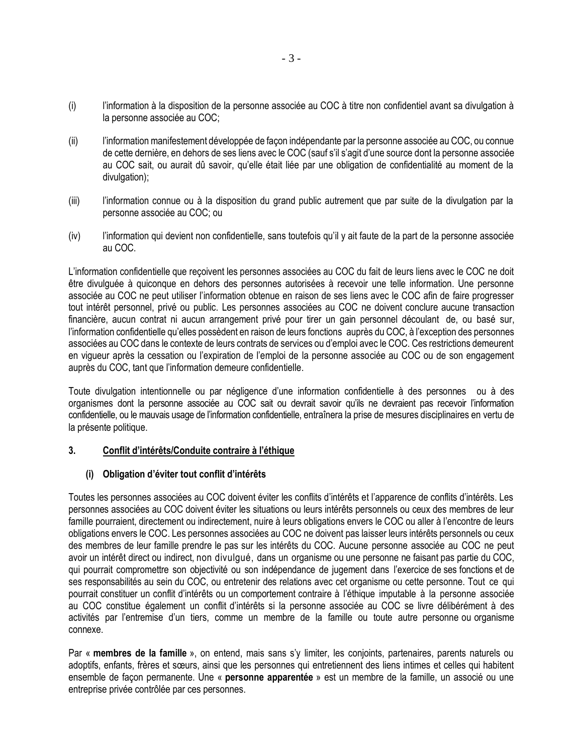(i) l'information à la disposition de la personne associée au COC à titre non confidentiel avant sa divulgation à la personne associée au COC;

(ii) l'information manifestement développée de façon indépendante par la personne associée au COC, ou connue de cette dernière, en dehors de ses liens avec le COC (sauf s'il s'agit d'une source dont la personne associée au COC sait, ou aurait dû savoir, qu'elle était liée par une obligation de confidentialité au moment de la divulgation);

(iii) l'information connue ou à la disposition du grand public autrement que par suite de la divulgation par la personne associée au COC; ou

(iv) l'information qui devient non confidentielle, sans toutefois qu'il y ait faute de la part de la personne associée au COC.

L'information confidentielle que reçoivent les personnes associées au COC du fait de leurs liens avec le COC ne doit être divulguée à quiconque en dehors des personnes autorisées à recevoir une telle information. Une personne associée au COC ne peut utiliser l'information obtenue en raison de ses liens avec le COC afin de faire progresser tout intérêt personnel, privé ou public. Les personnes associées au COC ne doivent conclure aucune transaction financière, aucun contrat ni aucun arrangement privé pour tirer un gain personnel découlant de, ou basé sur, l'information confidentielle qu'elles possèdent en raison de leurs fonctions auprès du COC, à l'exception des personnes associées au COC dans le contexte de leurs contrats de services ou d'emploi avec le COC. Ces restrictions demeurent en vigueur après la cessation ou l'expiration de l'emploi de la personne associée au COC ou de son engagement auprès du COC, tant que l'information demeure confidentielle.

Toute divulgation intentionnelle ou par négligence d'une information confidentielle à des personnes ou à des organismes dont la personne associée au COC sait ou devrait savoir qu'ils ne devraient pas recevoir l'information confidentielle, ou le mauvais usage de l'information confidentielle, entraînera la prise de mesures disciplinaires en vertu de la présente politique.

## 3. Conflit d'intérêts/Conduite contraire à l'éthique

### (i) Obligation d'éviter tout conflit d'intérêts

Toutes les personnes associées au COC doivent éviter les conflits d'intérêts et l'apparence de conflits d'intérêts. Les personnes associées au COC doivent éviter les situations ou leurs intérêts personnels ou ceux des membres de leur famille pourraient, directement ou indirectement, nuire à leurs obligations envers le COC ou aller à l'encontre de leurs obligations envers le COC. Les personnes associées au COC ne doivent pas laisser leurs intérêts personnels ou ceux des membres de leur famille prendre le pas sur les intérêts du COC. Aucune personne associée au COC ne peut avoir un intérêt direct ou indirect, non divulgué, dans un organisme ou une personne ne faisant pas partie du COC, qui pourrait compromettre son objectivité ou son indépendance de jugement dans l'exercice de ses fonctions et de ses responsabilités au sein du COC, ou entretenir des relations avec cet organisme ou cette personne. Tout ce qui pourrait constituer un conflit d'intérêts ou un comportement contraire à l'éthique imputable à la personne associée au COC constitue également un conflit d'intérêts si la personne associée au COC se livre délibérément à des activités par l'entremise d'un tiers, comme un membre de la famille ou toute autre personne ou organisme connexe.

Par « **membres de la famille** », on entend, mais sans s'y limiter, les conjoints, partenaires, parents naturels ou adoptifs, enfants, frères et sœurs, ainsi que les personnes qui entretiennent des liens intimes et celles qui habitent ensemble de façon permanente. Une « **personne apparentée** » est un membre de la famille, un associé ou une entreprise privée contrôlée par ces personnes.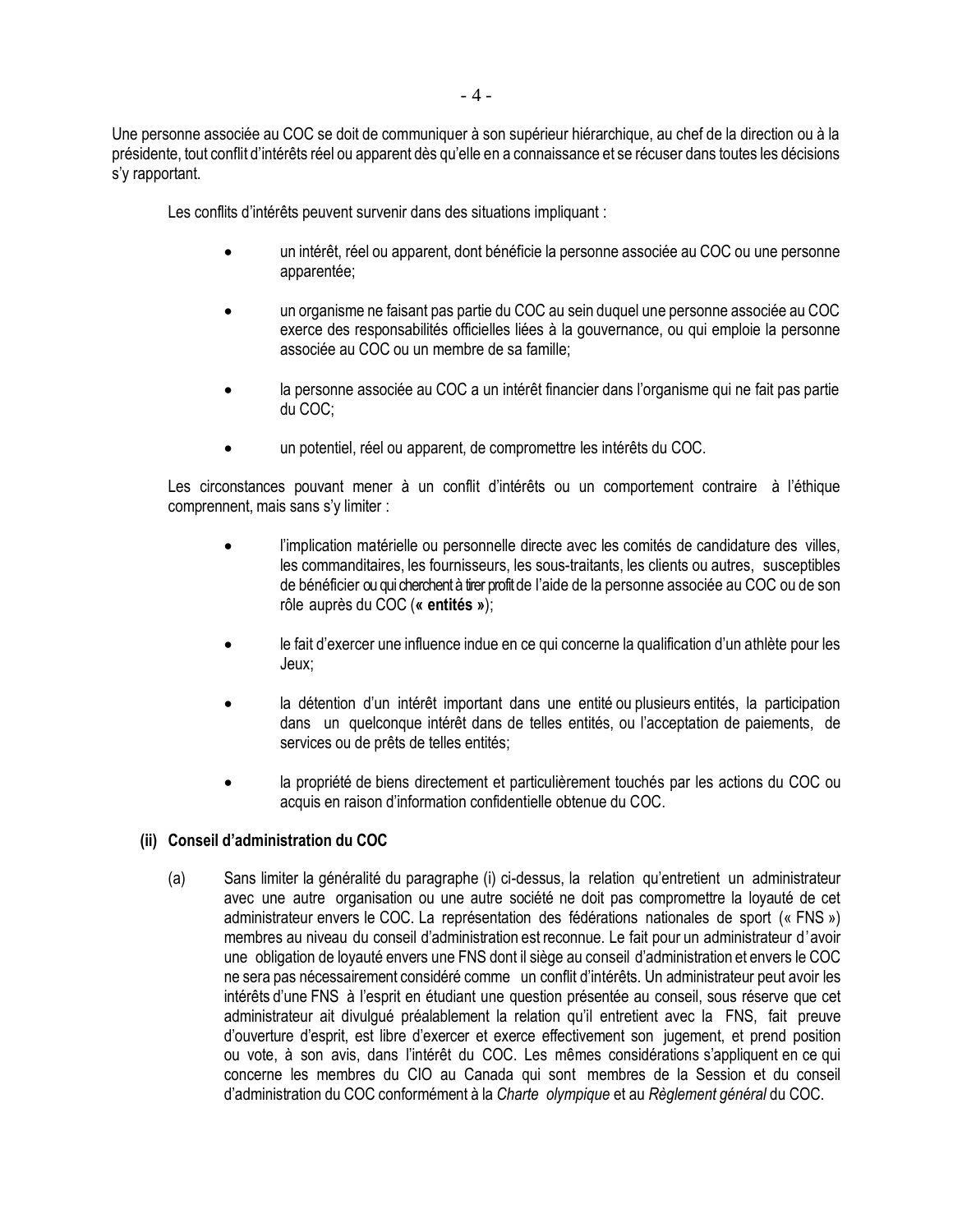Une personne associée au COC se doit de communiquer à son supérieur hiérarchique, au chef de la direction ou à la présidente, tout conflit d'intérêts réel ou apparent dès qu'elle en a connaissance et se récuser dans toutes les décisions s'y rapportant.

Les conflits d'intérêts peuvent survenir dans des situations impliquant :

- un intérêt, réel ou apparent, dont bénéficie la personne associée au COC ou une personne apparentée;
- un organisme ne faisant pas partie du COC au sein duquel une personne associée au COC exerce des responsabilités officielles liées à la gouvernance, ou qui emploie la personne associée au COC ou un membre de sa famille;
- la personne associée au COC a un intérêt financier dans l'organisme qui ne fait pas partie du COC;
- un potentiel, réel ou apparent, de compromettre les intérêts du COC.

Les circonstances pouvant mener à un conflit d'intérêts ou un comportement contraire à l'éthique comprennent, mais sans s'y limiter :

- l'implication matérielle ou personnelle directe avec les comités de candidature des villes, les commanditaires, les fournisseurs, les sous-traitants, les clients ou autres, susceptibles de bénéficier ou qui cherchent à tirer profit de l'aide de la personne associée au COC ou de son rôle auprès du COC (**« entités »**);
- le fait d'exercer une influence indue en ce qui concerne la qualification d'un athlète pour les Jeux;
- la détention d'un intérêt important dans une entité ou plusieurs entités, la participation dans un quelconque intérêt dans de telles entités, ou l'acceptation de paiements, de services ou de prêts de telles entités;
- la propriété de biens directement et particulièrement touchés par les actions du COC ou acquis en raison d'information confidentielle obtenue du COC.

### (ii) Conseil d'administration du COC

(a) Sans limiter la généralité du paragraphe (i) ci-dessus, la relation qu'entretient un administrateur avec une autre organisation ou une autre société ne doit pas compromettre la loyauté de cet administrateur envers le COC. La représentation des fédérations nationales de sport (« FNS ») membres au niveau du conseil d'administration est reconnue. Le fait pour un administrateur d'avoir une obligation de loyauté envers une FNS dont il siège au conseil d'administration et envers le COC ne sera pas nécessairement considéré comme un conflit d'intérêts. Un administrateur peut avoir les intérêts d'une FNS à l'esprit en étudiant une question présentée au conseil, sous réserve que cet administrateur ait divulgué préalablement la relation qu'il entretient avec la FNS, fait preuve d'ouverture d'esprit, est libre d'exercer et exerce effectivement son jugement, et prend position ou vote, à son avis, dans l'intérêt du COC. Les mêmes considérations s'appliquent en ce qui concerne les membres du CIO au Canada qui sont membres de la Session et du conseil d'administration du COC conformément à la *Charte olympique* et au *Règlement général* du COC.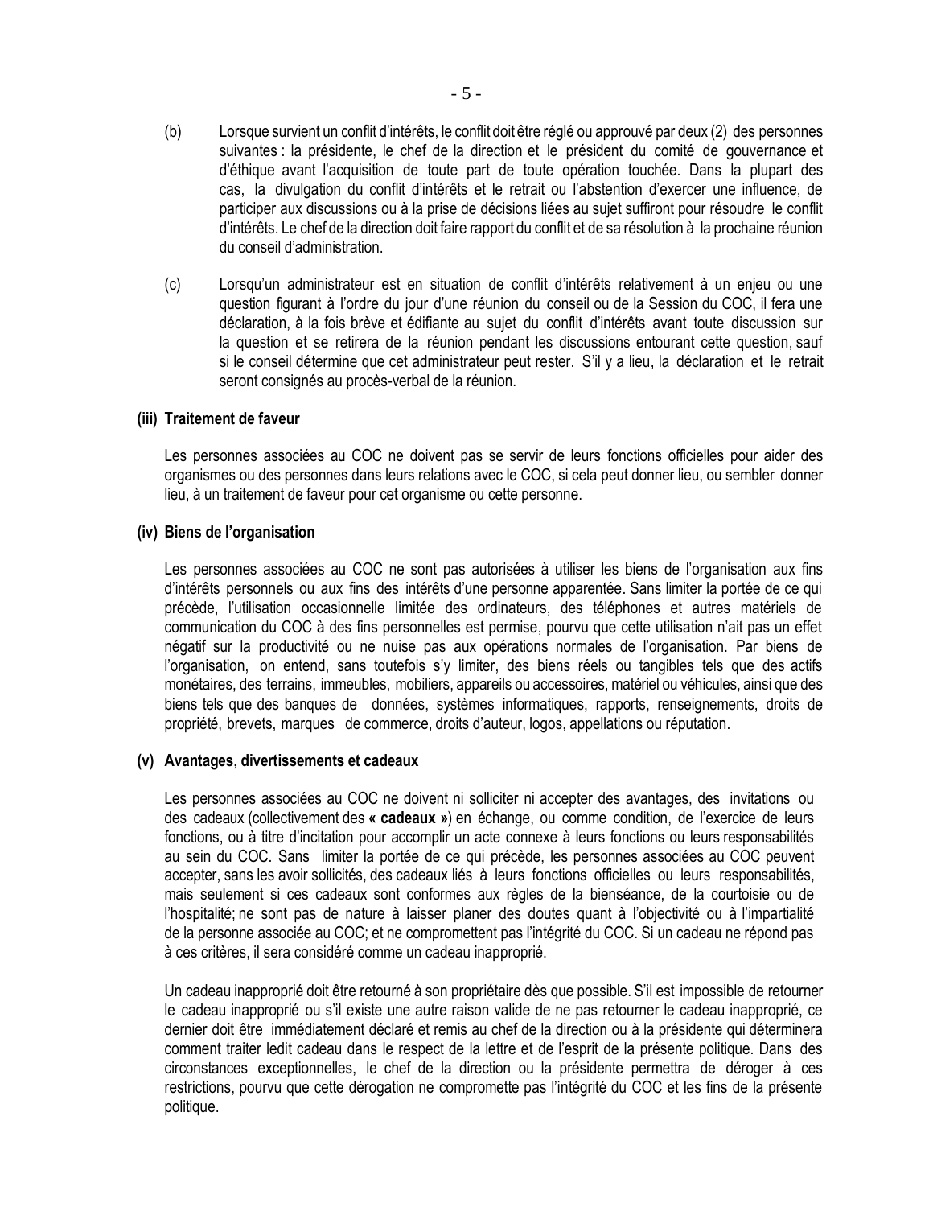(b) Lorsque survient un conflit d'intérêts, le conflit doit être réglé ou approuvé par deux (2) des personnes suivantes : la présidente, le chef de la direction et le président du comité de gouvernance et d'éthique avant l'acquisition de toute part de toute opération touchée. Dans la plupart des cas, la divulgation du conflit d'intérêts et le retrait ou l'abstention d'exercer une influence, de participer aux discussions ou à la prise de décisions liées au sujet suffiront pour résoudre le conflit d'intérêts. Le chef de la direction doit faire rapport du conflit et de sa résolution à la prochaine réunion du conseil d'administration.

(c) Lorsqu'un administrateur est en situation de conflit d'intérêts relativement à un enjeu ou une question figurant à l'ordre du jour d'une réunion du conseil ou de la Session du COC, il fera une déclaration, à la fois brève et édifiante au sujet du conflit d'intérêts avant toute discussion sur la question et se retirera de la réunion pendant les discussions entourant cette question, sauf si le conseil détermine que cet administrateur peut rester. S'il y a lieu, la déclaration et le retrait seront consignés au procès-verbal de la réunion.

**(iii) Traitement de faveur**

Les personnes associées au COC ne doivent pas se servir de leurs fonctions officielles pour aider des organismes ou des personnes dans leurs relations avec le COC, si cela peut donner lieu, ou sembler donner lieu, à un traitement de faveur pour cet organisme ou cette personne.

**(iv) Biens de l'organisation**

Les personnes associées au COC ne sont pas autorisées à utiliser les biens de l'organisation aux fins d'intérêts personnels ou aux fins des intérêts d'une personne apparentée. Sans limiter la portée de ce qui précède, l'utilisation occasionnelle limitée des ordinateurs, des téléphones et autres matériels de communication du COC à des fins personnelles est permise, pourvu que cette utilisation n'ait pas un effet négatif sur la productivité ou ne nuise pas aux opérations normales de l'organisation. Par biens de l'organisation, on entend, sans toutefois s'y limiter, des biens réels ou tangibles tels que des actifs monétaires, des terrains, immeubles, mobiliers, appareils ou accessoires, matériel ou véhicules, ainsi que des biens tels que des banques de données, systèmes informatiques, rapports, renseignements, droits de propriété, brevets, marques de commerce, droits d'auteur, logos, appellations ou réputation.

**(v) Avantages, divertissements et cadeaux**

Les personnes associées au COC ne doivent ni solliciter ni accepter des avantages, des invitations ou des cadeaux (collectivement des **« cadeaux »**) en échange, ou comme condition, de l'exercice de leurs fonctions, ou à titre d'incitation pour accomplir un acte connexe à leurs fonctions ou leurs responsabilités au sein du COC. Sans limiter la portée de ce qui précède, les personnes associées au COC peuvent accepter, sans les avoir sollicités, des cadeaux liés à leurs fonctions officielles ou leurs responsabilités, mais seulement si ces cadeaux sont conformes aux règles de la bienséance, de la courtoisie ou de l'hospitalité; ne sont pas de nature à laisser planer des doutes quant à l'objectivité ou à l'impartialité de la personne associée au COC; et ne compromettent pas l'intégrité du COC. Si un cadeau ne répond pas à ces critères, il sera considéré comme un cadeau inapproprié.

Un cadeau inapproprié doit être retourné à son propriétaire dès que possible. S'il est impossible de retourner le cadeau inapproprié ou s'il existe une autre raison valide de ne pas retourner le cadeau inapproprié, ce dernier doit être immédiatement déclaré et remis au chef de la direction ou à la présidente qui déterminera comment traiter ledit cadeau dans le respect de la lettre et de l'esprit de la présente politique. Dans des circonstances exceptionnelles, le chef de la direction ou la présidente permettra de déroger à ces restrictions, pourvu que cette dérogation ne compromette pas l'intégrité du COC et les fins de la présente politique.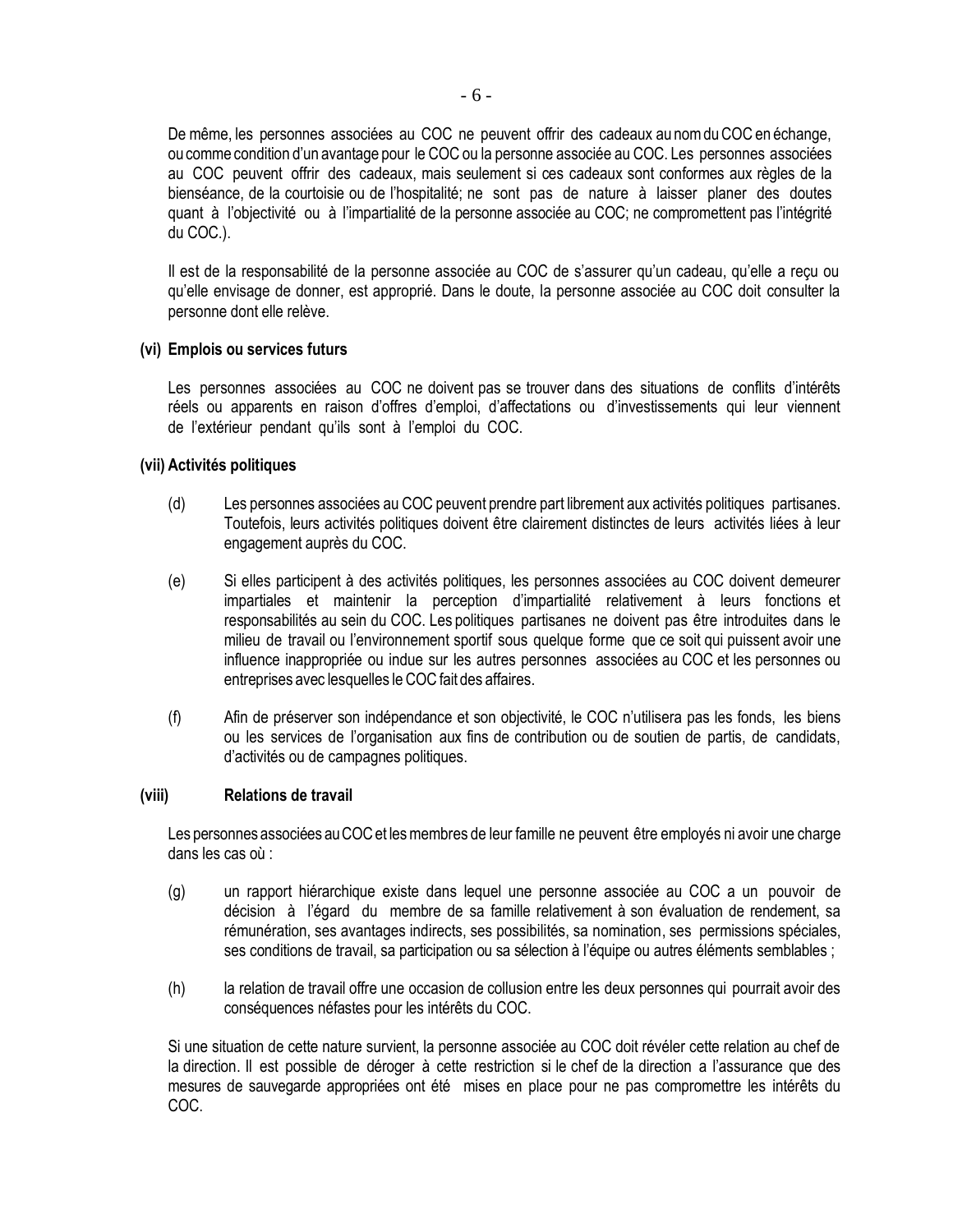De même, les personnes associées au COC ne peuvent offrir des cadeaux au nom du COC en échange, ou comme condition d'un avantage pour le COC ou la personne associée au COC. Les personnes associées au COC peuvent offrir des cadeaux, mais seulement si ces cadeaux sont conformes aux règles de la bienséance, de la courtoisie ou de l'hospitalité; ne sont pas de nature à laisser planer des doutes quant à l'objectivité ou à l'impartialité de la personne associée au COC; ne compromettent pas l'intégrité du COC.).

Il est de la responsabilité de la personne associée au COC de s'assurer qu'un cadeau, qu'elle a reçu ou qu'elle envisage de donner, est approprié. Dans le doute, la personne associée au COC doit consulter la personne dont elle relève.

**(vi) Emplois ou services futurs**

Les personnes associées au COC ne doivent pas se trouver dans des situations de conflits d'intérêts réels ou apparents en raison d'offres d'emploi, d'affectations ou d'investissements qui leur viennent de l'extérieur pendant qu'ils sont à l'emploi du COC.

**(vii) Activités politiques**

(d) Les personnes associées au COC peuvent prendre part librement aux activités politiques partisanes. Toutefois, leurs activités politiques doivent être clairement distinctes de leurs activités liées à leur engagement auprès du COC.

(e) Si elles participent à des activités politiques, les personnes associées au COC doivent demeurer impartiales et maintenir la perception d'impartialité relativement à leurs fonctions et responsabilités au sein du COC. Les politiques partisanes ne doivent pas être introduites dans le milieu de travail ou l'environnement sportif sous quelque forme que ce soit qui puissent avoir une influence inappropriée ou indue sur les autres personnes associées au COC et les personnes ou entreprises avec lesquelles le COC fait des affaires.

(f) Afin de préserver son indépendance et son objectivité, le COC n'utilisera pas les fonds, les biens ou les services de l'organisation aux fins de contribution ou de soutien de partis, de candidats, d'activités ou de campagnes politiques.

**(viii) Relations de travail**

Les personnes associées au COC et les membres de leur famille ne peuvent être employés ni avoir une charge dans les cas où :

(g) un rapport hiérarchique existe dans lequel une personne associée au COC a un pouvoir de décision à l'égard du membre de sa famille relativement à son évaluation de rendement, sa rémunération, ses avantages indirects, ses possibilités, sa nomination, ses permissions spéciales, ses conditions de travail, sa participation ou sa sélection à l'équipe ou autres éléments semblables ;

(h) la relation de travail offre une occasion de collusion entre les deux personnes qui pourrait avoir des conséquences néfastes pour les intérêts du COC.

Si une situation de cette nature survient, la personne associée au COC doit révéler cette relation au chef de la direction. Il est possible de déroger à cette restriction si le chef de la direction a l'assurance que des mesures de sauvegarde appropriées ont été mises en place pour ne pas compromettre les intérêts du COC.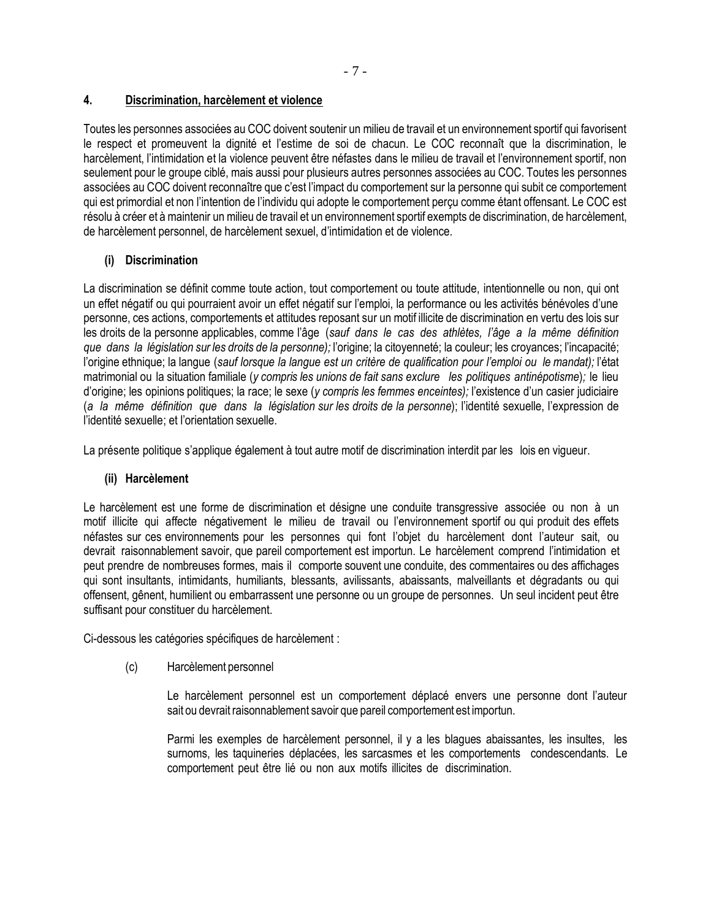## 4. Discrimination, harcèlement et violence

Toutes les personnes associées au COC doivent soutenir un milieu de travail et un environnement sportif qui favorisent le respect et promeuvent la dignité et l'estime de soi de chacun. Le COC reconnaît que la discrimination, le harcèlement, l'intimidation et la violence peuvent être néfastes dans le milieu de travail et l'environnement sportif, non seulement pour le groupe ciblé, mais aussi pour plusieurs autres personnes associées au COC. Toutes les personnes associées au COC doivent reconnaître que c'est l'impact du comportement sur la personne qui subit ce comportement qui est primordial et non l'intention de l'individu qui adopte le comportement perçu comme étant offensant. Le COC est résolu à créer et à maintenir un milieu de travail et un environnement sportif exempts de discrimination, de harcèlement, de harcèlement personnel, de harcèlement sexuel, d'intimidation et de violence.

### (i) Discrimination

La discrimination se définit comme toute action, tout comportement ou toute attitude, intentionnelle ou non, qui ont un effet négatif ou qui pourraient avoir un effet négatif sur l'emploi, la performance ou les activités bénévoles d'une personne, ces actions, comportements et attitudes reposant sur un motif illicite de discrimination en vertu des lois sur les droits de la personne applicables, comme l'âge (*sauf dans le cas des athlètes, l'âge a la même définition que dans la législation sur les droits de la personne);* l'origine; la citoyenneté; la couleur; les croyances; l'incapacité; l'origine ethnique; la langue (*sauf lorsque la langue est un critère de qualification pour l'emploi ou le mandat);* l'état matrimonial ou la situation familiale (*y compris les unions de fait sans exclure les politiques antinépotisme*)*;* le lieu d'origine; les opinions politiques; la race; le sexe (*y compris les femmes enceintes);* l'existence d'un casier judiciaire (*a la même définition que dans la législation sur les droits de la personne*); l'identité sexuelle, l'expression de l'identité sexuelle; et l'orientation sexuelle.

La présente politique s'applique également à tout autre motif de discrimination interdit par les lois en vigueur.

### (ii) Harcèlement

Le harcèlement est une forme de discrimination et désigne une conduite transgressive associée ou non à un motif illicite qui affecte négativement le milieu de travail ou l'environnement sportif ou qui produit des effets néfastes sur ces environnements pour les personnes qui font l'objet du harcèlement dont l'auteur sait, ou devrait raisonnablement savoir, que pareil comportement est importun. Le harcèlement comprend l'intimidation et peut prendre de nombreuses formes, mais il comporte souvent une conduite, des commentaires ou des affichages qui sont insultants, intimidants, humiliants, blessants, avilissants, abaissants, malveillants et dégradants ou qui offensent, gênent, humilient ou embarrassent une personne ou un groupe de personnes. Un seul incident peut être suffisant pour constituer du harcèlement.

Ci-dessous les catégories spécifiques de harcèlement :

(c) Harcèlement personnel

> Le harcèlement personnel est un comportement déplacé envers une personne dont l'auteur sait ou devrait raisonnablement savoir que pareil comportement est importun.
>
> Parmi les exemples de harcèlement personnel, il y a les blagues abaissantes, les insultes, les surnoms, les taquineries déplacées, les sarcasmes et les comportements condescendants. Le comportement peut être lié ou non aux motifs illicites de discrimination.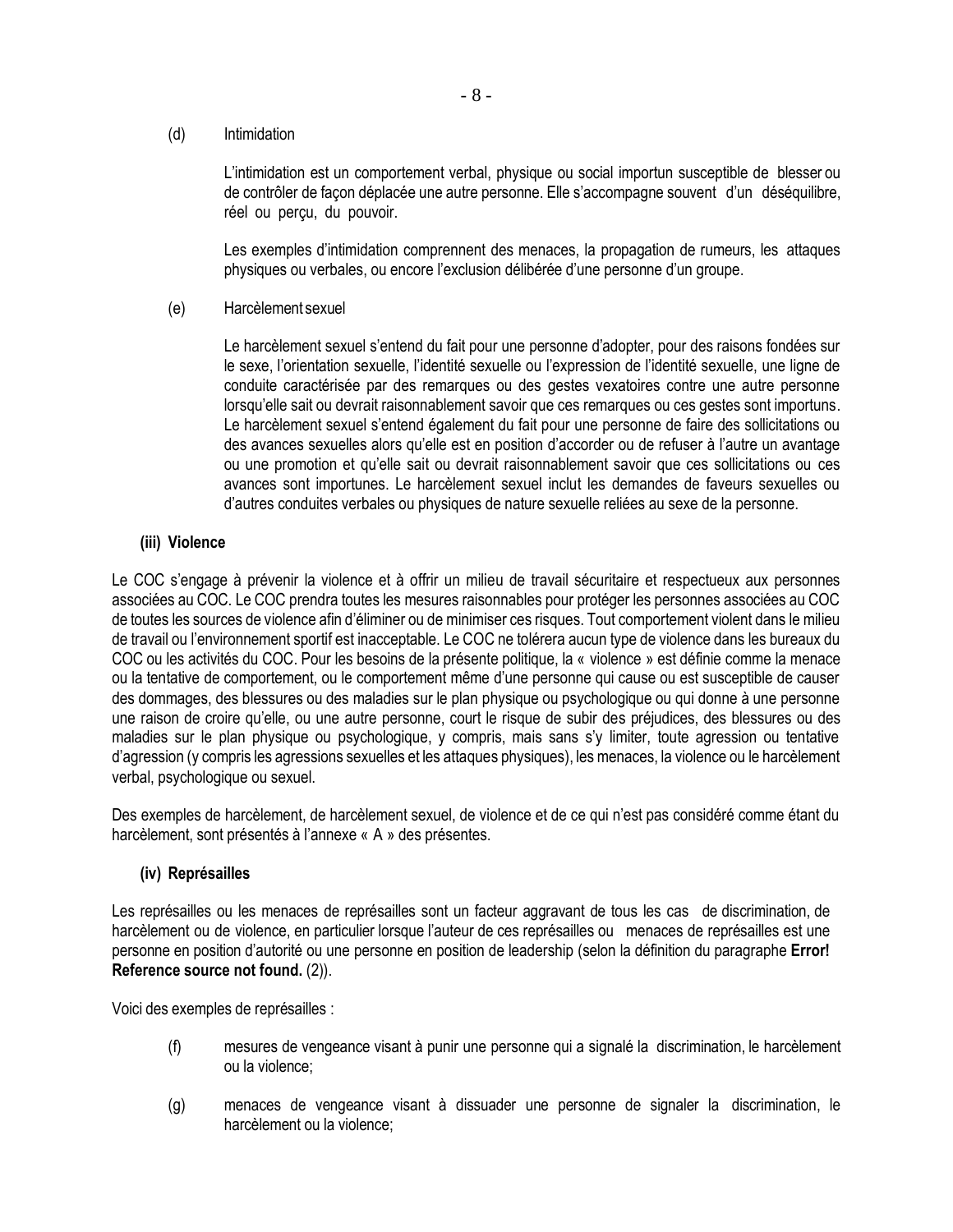(d) Intimidation

L'intimidation est un comportement verbal, physique ou social importun susceptible de blesser ou de contrôler de façon déplacée une autre personne. Elle s'accompagne souvent d'un déséquilibre, réel ou perçu, du pouvoir.

Les exemples d'intimidation comprennent des menaces, la propagation de rumeurs, les attaques physiques ou verbales, ou encore l'exclusion délibérée d'une personne d'un groupe.

(e) Harcèlement sexuel

Le harcèlement sexuel s'entend du fait pour une personne d'adopter, pour des raisons fondées sur le sexe, l'orientation sexuelle, l'identité sexuelle ou l'expression de l'identité sexuelle, une ligne de conduite caractérisée par des remarques ou des gestes vexatoires contre une autre personne lorsqu'elle sait ou devrait raisonnablement savoir que ces remarques ou ces gestes sont importuns. Le harcèlement sexuel s'entend également du fait pour une personne de faire des sollicitations ou des avances sexuelles alors qu'elle est en position d'accorder ou de refuser à l'autre un avantage ou une promotion et qu'elle sait ou devrait raisonnablement savoir que ces sollicitations ou ces avances sont importunes. Le harcèlement sexuel inclut les demandes de faveurs sexuelles ou d'autres conduites verbales ou physiques de nature sexuelle reliées au sexe de la personne.

**(iii) Violence**

Le COC s'engage à prévenir la violence et à offrir un milieu de travail sécuritaire et respectueux aux personnes associées au COC. Le COC prendra toutes les mesures raisonnables pour protéger les personnes associées au COC de toutes les sources de violence afin d'éliminer ou de minimiser ces risques. Tout comportement violent dans le milieu de travail ou l'environnement sportif est inacceptable. Le COC ne tolérera aucun type de violence dans les bureaux du COC ou les activités du COC. Pour les besoins de la présente politique, la « violence » est définie comme la menace ou la tentative de comportement, ou le comportement même d'une personne qui cause ou est susceptible de causer des dommages, des blessures ou des maladies sur le plan physique ou psychologique ou qui donne à une personne une raison de croire qu'elle, ou une autre personne, court le risque de subir des préjudices, des blessures ou des maladies sur le plan physique ou psychologique, y compris, mais sans s'y limiter, toute agression ou tentative d'agression (y compris les agressions sexuelles et les attaques physiques), les menaces, la violence ou le harcèlement verbal, psychologique ou sexuel.

Des exemples de harcèlement, de harcèlement sexuel, de violence et de ce qui n'est pas considéré comme étant du harcèlement, sont présentés à l'annexe « A » des présentes.

**(iv) Représailles**

Les représailles ou les menaces de représailles sont un facteur aggravant de tous les cas de discrimination, de harcèlement ou de violence, en particulier lorsque l'auteur de ces représailles ou menaces de représailles est une personne en position d'autorité ou une personne en position de leadership (selon la définition du paragraphe **Error! Reference source not found.** (2)).

Voici des exemples de représailles :

(f) mesures de vengeance visant à punir une personne qui a signalé la discrimination, le harcèlement ou la violence;

(g) menaces de vengeance visant à dissuader une personne de signaler la discrimination, le harcèlement ou la violence;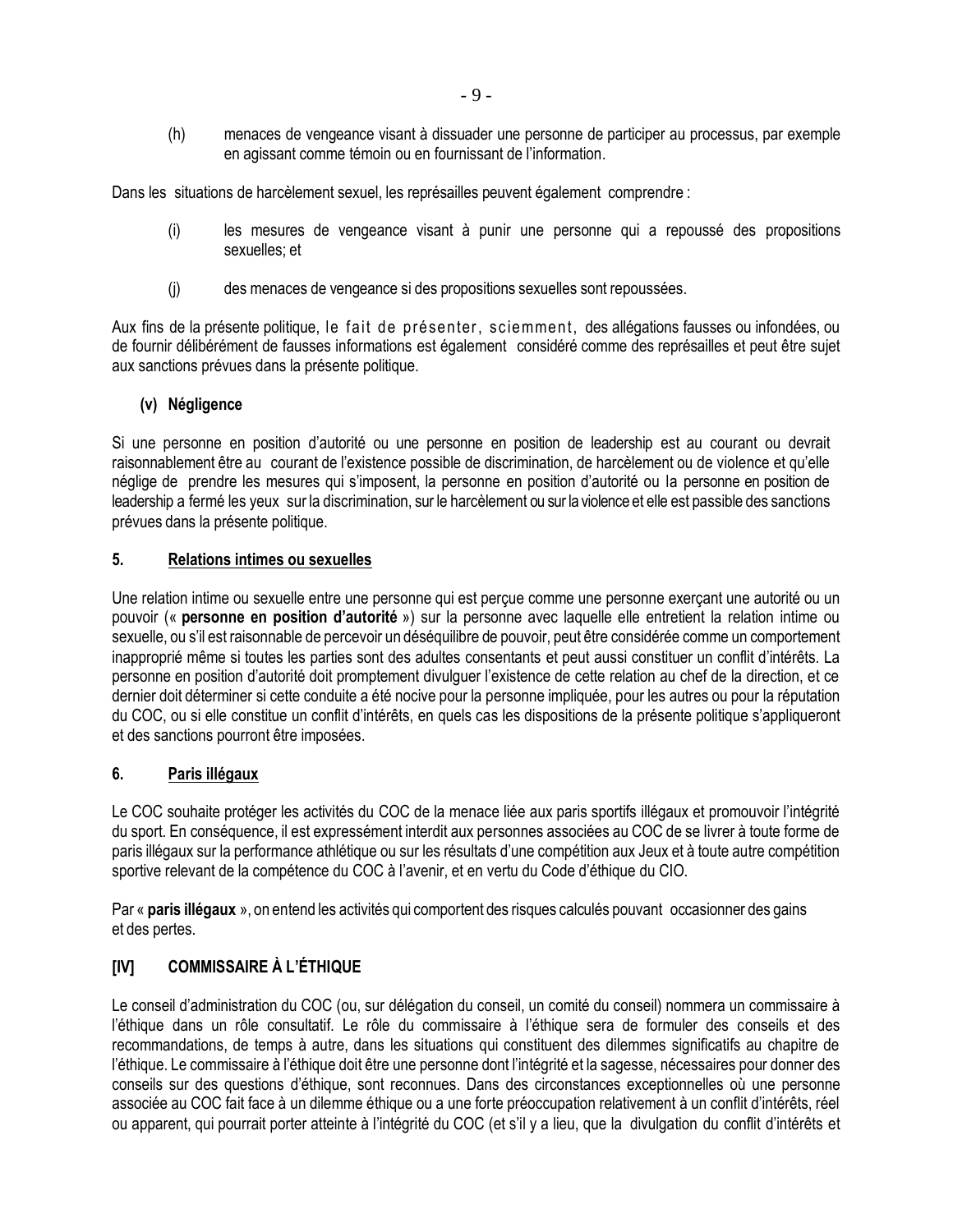(h) menaces de vengeance visant à dissuader une personne de participer au processus, par exemple en agissant comme témoin ou en fournissant de l'information.

Dans les situations de harcèlement sexuel, les représailles peuvent également comprendre :

(i) les mesures de vengeance visant à punir une personne qui a repoussé des propositions sexuelles; et

(j) des menaces de vengeance si des propositions sexuelles sont repoussées.

Aux fins de la présente politique, le fait de présenter, sciemment, des allégations fausses ou infondées, ou de fournir délibérément de fausses informations est également considéré comme des représailles et peut être sujet aux sanctions prévues dans la présente politique.

**(v) Négligence**

Si une personne en position d'autorité ou une personne en position de leadership est au courant ou devrait raisonnablement être au courant de l'existence possible de discrimination, de harcèlement ou de violence et qu'elle néglige de prendre les mesures qui s'imposent, la personne en position d'autorité ou la personne en position de leadership a fermé les yeux sur la discrimination, sur le harcèlement ou sur la violence et elle est passible des sanctions prévues dans la présente politique.

## 5. Relations intimes ou sexuelles

Une relation intime ou sexuelle entre une personne qui est perçue comme une personne exerçant une autorité ou un pouvoir (« **personne en position d'autorité** ») sur la personne avec laquelle elle entretient la relation intime ou sexuelle, ou s'il est raisonnable de percevoir un déséquilibre de pouvoir, peut être considérée comme un comportement inapproprié même si toutes les parties sont des adultes consentants et peut aussi constituer un conflit d'intérêts. La personne en position d'autorité doit promptement divulguer l'existence de cette relation au chef de la direction, et ce dernier doit déterminer si cette conduite a été nocive pour la personne impliquée, pour les autres ou pour la réputation du COC, ou si elle constitue un conflit d'intérêts, en quels cas les dispositions de la présente politique s'appliqueront et des sanctions pourront être imposées.

## 6. Paris illégaux

Le COC souhaite protéger les activités du COC de la menace liée aux paris sportifs illégaux et promouvoir l'intégrité du sport. En conséquence, il est expressément interdit aux personnes associées au COC de se livrer à toute forme de paris illégaux sur la performance athlétique ou sur les résultats d'une compétition aux Jeux et à toute autre compétition sportive relevant de la compétence du COC à l'avenir, et en vertu du Code d'éthique du CIO.

Par « **paris illégaux** », on entend les activités qui comportent des risques calculés pouvant occasionner des gains et des pertes.

## [IV] COMMISSAIRE À L'ÉTHIQUE

Le conseil d'administration du COC (ou, sur délégation du conseil, un comité du conseil) nommera un commissaire à l'éthique dans un rôle consultatif. Le rôle du commissaire à l'éthique sera de formuler des conseils et des recommandations, de temps à autre, dans les situations qui constituent des dilemmes significatifs au chapitre de l'éthique. Le commissaire à l'éthique doit être une personne dont l'intégrité et la sagesse, nécessaires pour donner des conseils sur des questions d'éthique, sont reconnues. Dans des circonstances exceptionnelles où une personne associée au COC fait face à un dilemme éthique ou a une forte préoccupation relativement à un conflit d'intérêts, réel ou apparent, qui pourrait porter atteinte à l'intégrité du COC (et s'il y a lieu, que la divulgation du conflit d'intérêts et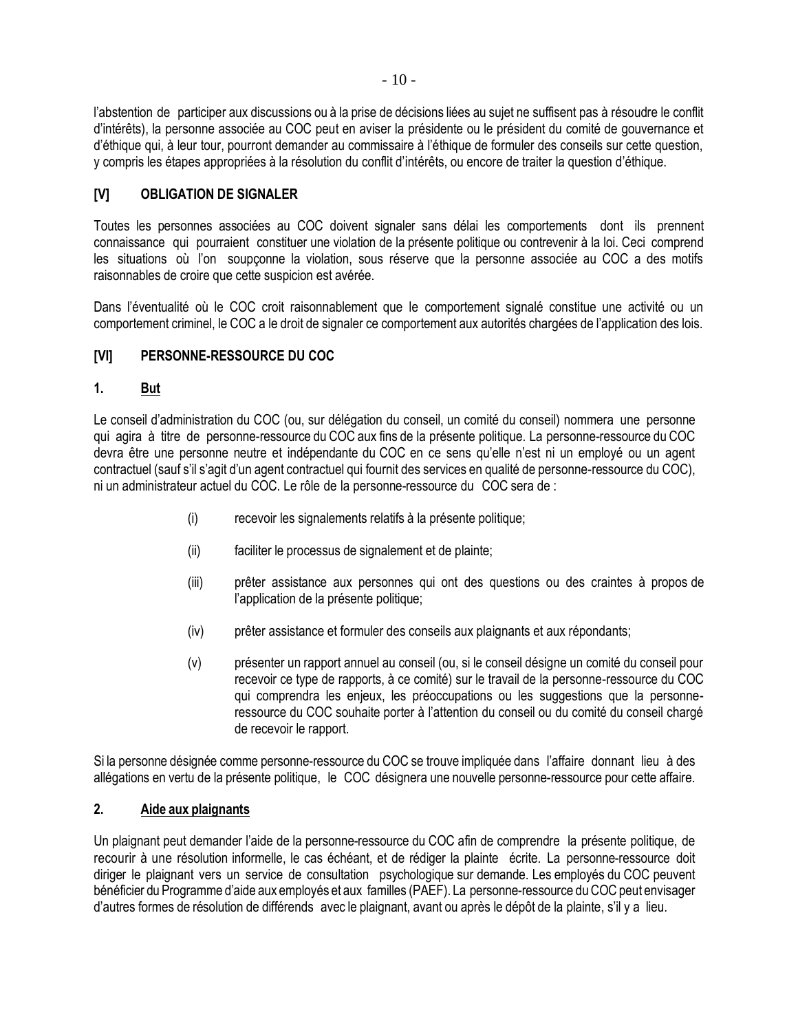l'abstention de participer aux discussions ou à la prise de décisions liées au sujet ne suffisent pas à résoudre le conflit d'intérêts), la personne associée au COC peut en aviser la présidente ou le président du comité de gouvernance et d'éthique qui, à leur tour, pourront demander au commissaire à l'éthique de formuler des conseils sur cette question, y compris les étapes appropriées à la résolution du conflit d'intérêts, ou encore de traiter la question d'éthique.

## [V] OBLIGATION DE SIGNALER

Toutes les personnes associées au COC doivent signaler sans délai les comportements dont ils prennent connaissance qui pourraient constituer une violation de la présente politique ou contrevenir à la loi. Ceci comprend les situations où l'on soupçonne la violation, sous réserve que la personne associée au COC a des motifs raisonnables de croire que cette suspicion est avérée.

Dans l'éventualité où le COC croit raisonnablement que le comportement signalé constitue une activité ou un comportement criminel, le COC a le droit de signaler ce comportement aux autorités chargées de l'application des lois.

## [VI] PERSONNE-RESSOURCE DU COC

### 1. But

Le conseil d'administration du COC (ou, sur délégation du conseil, un comité du conseil) nommera une personne qui agira à titre de personne-ressource du COC aux fins de la présente politique. La personne-ressource du COC devra être une personne neutre et indépendante du COC en ce sens qu'elle n'est ni un employé ou un agent contractuel (sauf s'il s'agit d'un agent contractuel qui fournit des services en qualité de personne-ressource du COC), ni un administrateur actuel du COC. Le rôle de la personne-ressource du COC sera de :

(i) recevoir les signalements relatifs à la présente politique;

(ii) faciliter le processus de signalement et de plainte;

(iii) prêter assistance aux personnes qui ont des questions ou des craintes à propos de l'application de la présente politique;

(iv) prêter assistance et formuler des conseils aux plaignants et aux répondants;

(v) présenter un rapport annuel au conseil (ou, si le conseil désigne un comité du conseil pour recevoir ce type de rapports, à ce comité) sur le travail de la personne-ressource du COC qui comprendra les enjeux, les préoccupations ou les suggestions que la personne-ressource du COC souhaite porter à l'attention du conseil ou du comité du conseil chargé de recevoir le rapport.

Si la personne désignée comme personne-ressource du COC se trouve impliquée dans l'affaire donnant lieu à des allégations en vertu de la présente politique, le COC désignera une nouvelle personne-ressource pour cette affaire.

### 2. Aide aux plaignants

Un plaignant peut demander l'aide de la personne-ressource du COC afin de comprendre la présente politique, de recourir à une résolution informelle, le cas échéant, et de rédiger la plainte écrite. La personne-ressource doit diriger le plaignant vers un service de consultation psychologique sur demande. Les employés du COC peuvent bénéficier du Programme d'aide aux employés et aux familles (PAEF). La personne-ressource du COC peut envisager d'autres formes de résolution de différends avec le plaignant, avant ou après le dépôt de la plainte, s'il y a lieu.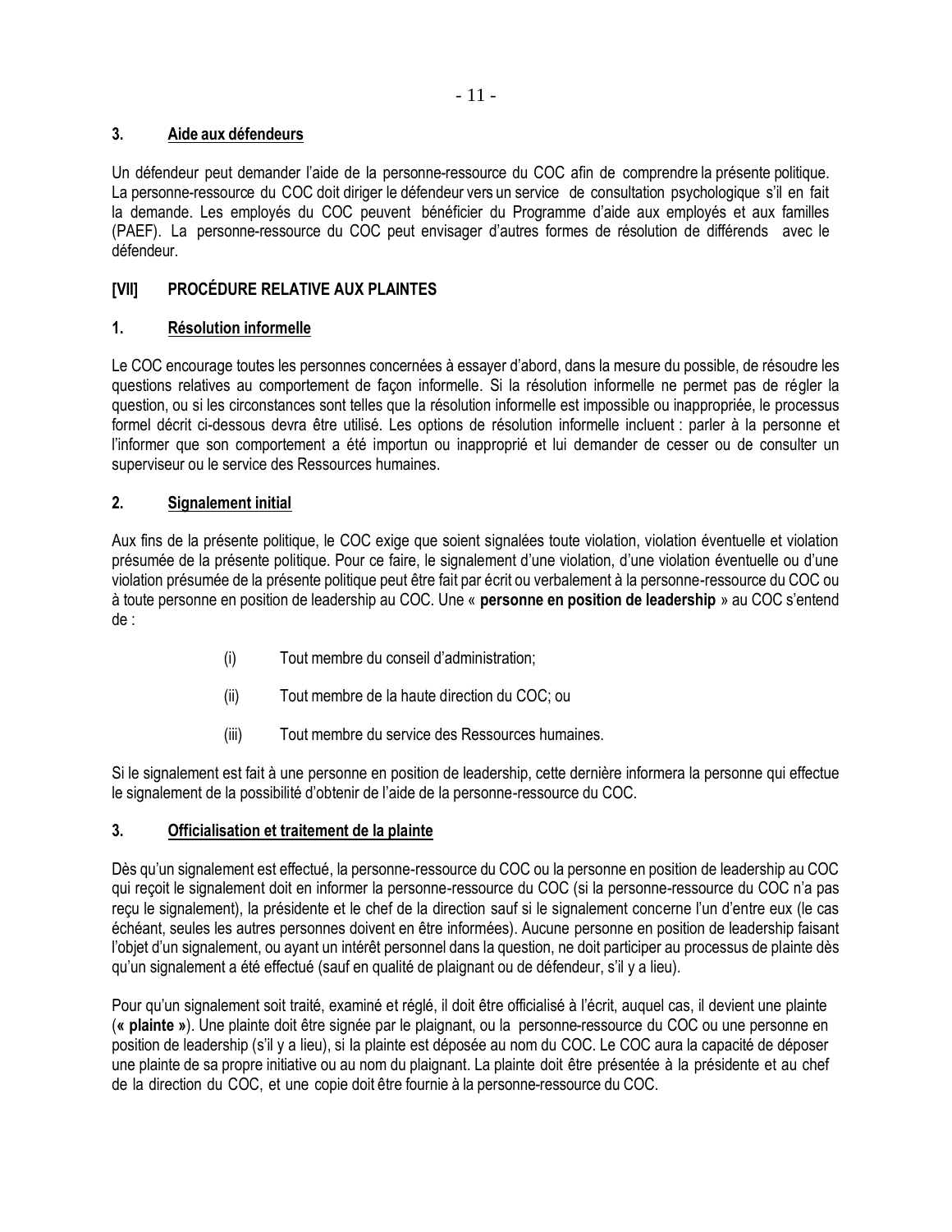### 3. Aide aux défendeurs

Un défendeur peut demander l'aide de la personne-ressource du COC afin de comprendre la présente politique. La personne-ressource du COC doit diriger le défendeur vers un service de consultation psychologique s'il en fait la demande. Les employés du COC peuvent bénéficier du Programme d'aide aux employés et aux familles (PAEF). La personne-ressource du COC peut envisager d'autres formes de résolution de différends avec le défendeur.

## [VII] PROCÉDURE RELATIVE AUX PLAINTES

### 1. Résolution informelle

Le COC encourage toutes les personnes concernées à essayer d'abord, dans la mesure du possible, de résoudre les questions relatives au comportement de façon informelle. Si la résolution informelle ne permet pas de régler la question, ou si les circonstances sont telles que la résolution informelle est impossible ou inappropriée, le processus formel décrit ci-dessous devra être utilisé. Les options de résolution informelle incluent : parler à la personne et l'informer que son comportement a été importun ou inapproprié et lui demander de cesser ou de consulter un superviseur ou le service des Ressources humaines.

### 2. Signalement initial

Aux fins de la présente politique, le COC exige que soient signalées toute violation, violation éventuelle et violation présumée de la présente politique. Pour ce faire, le signalement d'une violation, d'une violation éventuelle ou d'une violation présumée de la présente politique peut être fait par écrit ou verbalement à la personne-ressource du COC ou à toute personne en position de leadership au COC. Une « **personne en position de leadership** » au COC s'entend de :

(i) Tout membre du conseil d'administration;

(ii) Tout membre de la haute direction du COC; ou

(iii) Tout membre du service des Ressources humaines.

Si le signalement est fait à une personne en position de leadership, cette dernière informera la personne qui effectue le signalement de la possibilité d'obtenir de l'aide de la personne-ressource du COC.

### 3. Officialisation et traitement de la plainte

Dès qu'un signalement est effectué, la personne-ressource du COC ou la personne en position de leadership au COC qui reçoit le signalement doit en informer la personne-ressource du COC (si la personne-ressource du COC n'a pas reçu le signalement), la présidente et le chef de la direction sauf si le signalement concerne l'un d'entre eux (le cas échéant, seules les autres personnes doivent en être informées). Aucune personne en position de leadership faisant l'objet d'un signalement, ou ayant un intérêt personnel dans la question, ne doit participer au processus de plainte dès qu'un signalement a été effectué (sauf en qualité de plaignant ou de défendeur, s'il y a lieu).

Pour qu'un signalement soit traité, examiné et réglé, il doit être officialisé à l'écrit, auquel cas, il devient une plainte (**« plainte »**). Une plainte doit être signée par le plaignant, ou la personne-ressource du COC ou une personne en position de leadership (s'il y a lieu), si la plainte est déposée au nom du COC. Le COC aura la capacité de déposer une plainte de sa propre initiative ou au nom du plaignant. La plainte doit être présentée à la présidente et au chef de la direction du COC, et une copie doit être fournie à la personne-ressource du COC.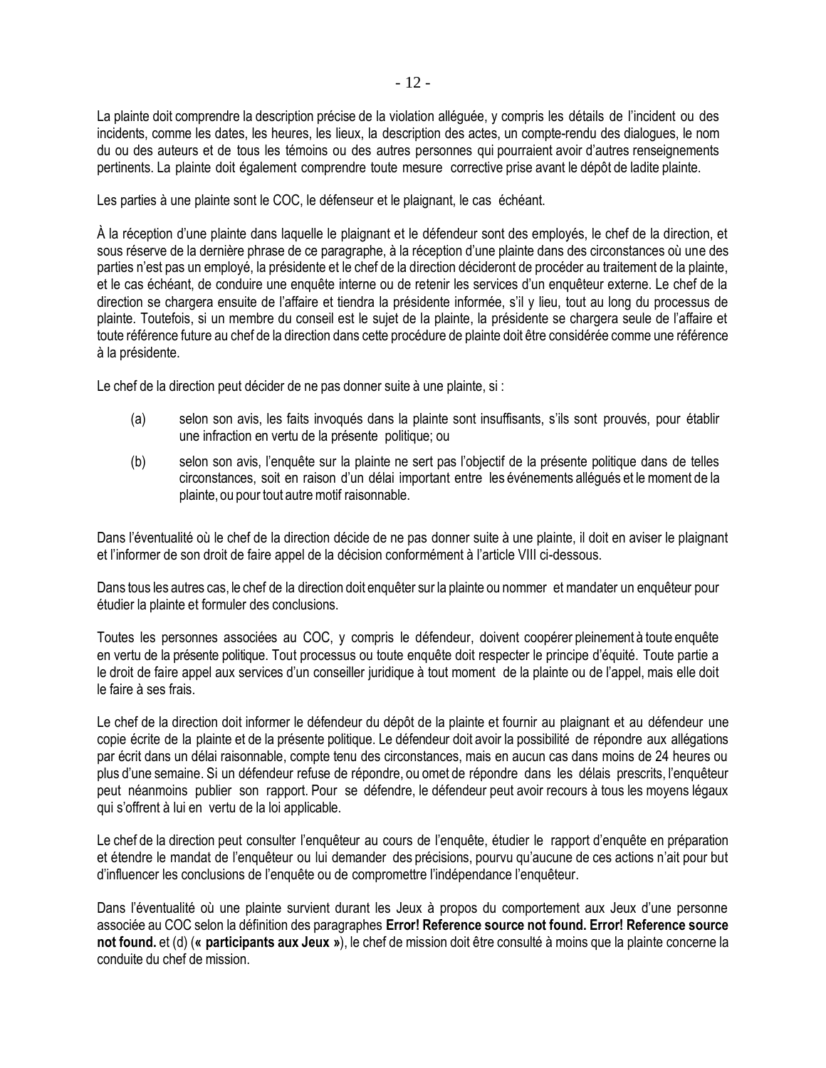La plainte doit comprendre la description précise de la violation alléguée, y compris les détails de l'incident ou des incidents, comme les dates, les heures, les lieux, la description des actes, un compte-rendu des dialogues, le nom du ou des auteurs et de tous les témoins ou des autres personnes qui pourraient avoir d'autres renseignements pertinents. La plainte doit également comprendre toute mesure corrective prise avant le dépôt de ladite plainte.

Les parties à une plainte sont le COC, le défenseur et le plaignant, le cas échéant.

À la réception d'une plainte dans laquelle le plaignant et le défendeur sont des employés, le chef de la direction, et sous réserve de la dernière phrase de ce paragraphe, à la réception d'une plainte dans des circonstances où une des parties n'est pas un employé, la présidente et le chef de la direction décideront de procéder au traitement de la plainte, et le cas échéant, de conduire une enquête interne ou de retenir les services d'un enquêteur externe. Le chef de la direction se chargera ensuite de l'affaire et tiendra la présidente informée, s'il y lieu, tout au long du processus de plainte. Toutefois, si un membre du conseil est le sujet de la plainte, la présidente se chargera seule de l'affaire et toute référence future au chef de la direction dans cette procédure de plainte doit être considérée comme une référence à la présidente.

Le chef de la direction peut décider de ne pas donner suite à une plainte, si :

(a) selon son avis, les faits invoqués dans la plainte sont insuffisants, s'ils sont prouvés, pour établir une infraction en vertu de la présente politique; ou

(b) selon son avis, l'enquête sur la plainte ne sert pas l'objectif de la présente politique dans de telles circonstances, soit en raison d'un délai important entre les événements allégués et le moment de la plainte, ou pour tout autre motif raisonnable.

Dans l'éventualité où le chef de la direction décide de ne pas donner suite à une plainte, il doit en aviser le plaignant et l'informer de son droit de faire appel de la décision conformément à l'article VIII ci-dessous.

Dans tous les autres cas, le chef de la direction doit enquêter sur la plainte ou nommer et mandater un enquêteur pour étudier la plainte et formuler des conclusions.

Toutes les personnes associées au COC, y compris le défendeur, doivent coopérer pleinement à toute enquête en vertu de la présente politique. Tout processus ou toute enquête doit respecter le principe d'équité. Toute partie a le droit de faire appel aux services d'un conseiller juridique à tout moment de la plainte ou de l'appel, mais elle doit le faire à ses frais.

Le chef de la direction doit informer le défendeur du dépôt de la plainte et fournir au plaignant et au défendeur une copie écrite de la plainte et de la présente politique. Le défendeur doit avoir la possibilité de répondre aux allégations par écrit dans un délai raisonnable, compte tenu des circonstances, mais en aucun cas dans moins de 24 heures ou plus d'une semaine. Si un défendeur refuse de répondre, ou omet de répondre dans les délais prescrits, l'enquêteur peut néanmoins publier son rapport. Pour se défendre, le défendeur peut avoir recours à tous les moyens légaux qui s'offrent à lui en vertu de la loi applicable.

Le chef de la direction peut consulter l'enquêteur au cours de l'enquête, étudier le rapport d'enquête en préparation et étendre le mandat de l'enquêteur ou lui demander des précisions, pourvu qu'aucune de ces actions n'ait pour but d'influencer les conclusions de l'enquête ou de compromettre l'indépendance l'enquêteur.

Dans l'éventualité où une plainte survient durant les Jeux à propos du comportement aux Jeux d'une personne associée au COC selon la définition des paragraphes **Error! Reference source not found. Error! Reference source not found.** et (d) (**« participants aux Jeux »**), le chef de mission doit être consulté à moins que la plainte concerne la conduite du chef de mission.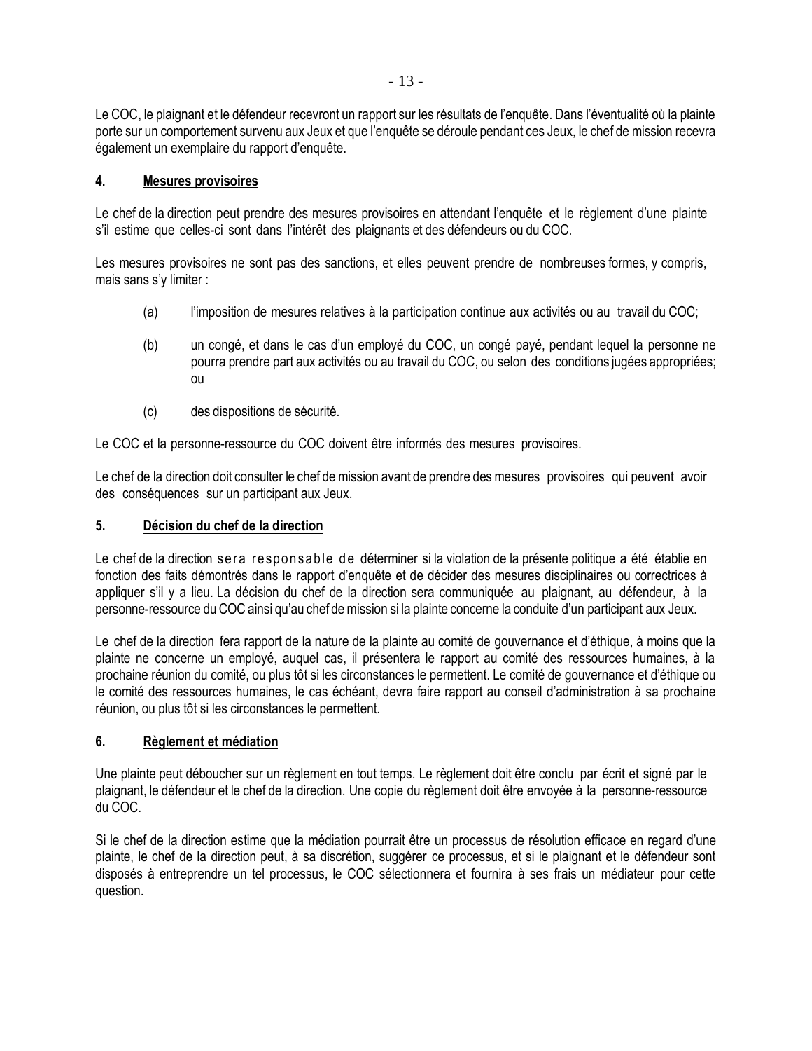Le COC, le plaignant et le défendeur recevront un rapport sur les résultats de l'enquête. Dans l'éventualité où la plainte porte sur un comportement survenu aux Jeux et que l'enquête se déroule pendant ces Jeux, le chef de mission recevra également un exemplaire du rapport d'enquête.

### 4. Mesures provisoires

Le chef de la direction peut prendre des mesures provisoires en attendant l'enquête et le règlement d'une plainte s'il estime que celles-ci sont dans l'intérêt des plaignants et des défendeurs ou du COC.

Les mesures provisoires ne sont pas des sanctions, et elles peuvent prendre de nombreuses formes, y compris, mais sans s'y limiter :

(a) l'imposition de mesures relatives à la participation continue aux activités ou au travail du COC;

(b) un congé, et dans le cas d'un employé du COC, un congé payé, pendant lequel la personne ne pourra prendre part aux activités ou au travail du COC, ou selon des conditions jugées appropriées; ou

(c) des dispositions de sécurité.

Le COC et la personne-ressource du COC doivent être informés des mesures provisoires.

Le chef de la direction doit consulter le chef de mission avant de prendre des mesures provisoires qui peuvent avoir des conséquences sur un participant aux Jeux.

### 5. Décision du chef de la direction

Le chef de la direction sera responsable de déterminer si la violation de la présente politique a été établie en fonction des faits démontrés dans le rapport d'enquête et de décider des mesures disciplinaires ou correctrices à appliquer s'il y a lieu. La décision du chef de la direction sera communiquée au plaignant, au défendeur, à la personne-ressource du COC ainsi qu'au chef de mission si la plainte concerne la conduite d'un participant aux Jeux.

Le chef de la direction fera rapport de la nature de la plainte au comité de gouvernance et d'éthique, à moins que la plainte ne concerne un employé, auquel cas, il présentera le rapport au comité des ressources humaines, à la prochaine réunion du comité, ou plus tôt si les circonstances le permettent. Le comité de gouvernance et d'éthique ou le comité des ressources humaines, le cas échéant, devra faire rapport au conseil d'administration à sa prochaine réunion, ou plus tôt si les circonstances le permettent.

### 6. Règlement et médiation

Une plainte peut déboucher sur un règlement en tout temps. Le règlement doit être conclu par écrit et signé par le plaignant, le défendeur et le chef de la direction. Une copie du règlement doit être envoyée à la personne-ressource du COC.

Si le chef de la direction estime que la médiation pourrait être un processus de résolution efficace en regard d'une plainte, le chef de la direction peut, à sa discrétion, suggérer ce processus, et si le plaignant et le défendeur sont disposés à entreprendre un tel processus, le COC sélectionnera et fournira à ses frais un médiateur pour cette question.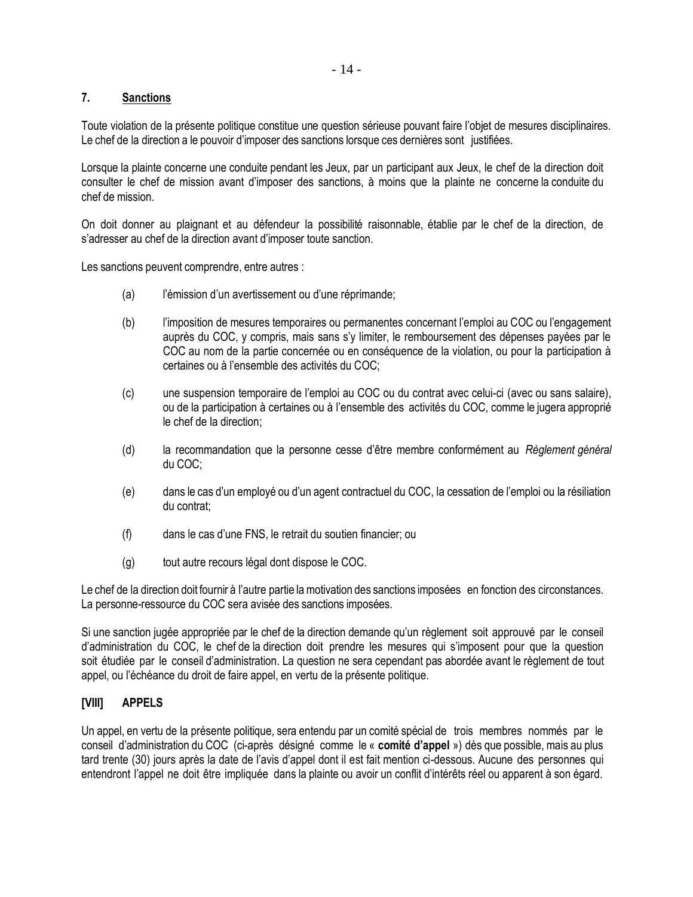## 7. Sanctions

Toute violation de la présente politique constitue une question sérieuse pouvant faire l'objet de mesures disciplinaires. Le chef de la direction a le pouvoir d'imposer des sanctions lorsque ces dernières sont justifiées.

Lorsque la plainte concerne une conduite pendant les Jeux, par un participant aux Jeux, le chef de la direction doit consulter le chef de mission avant d'imposer des sanctions, à moins que la plainte ne concerne la conduite du chef de mission.

On doit donner au plaignant et au défendeur la possibilité raisonnable, établie par le chef de la direction, de s'adresser au chef de la direction avant d'imposer toute sanction.

Les sanctions peuvent comprendre, entre autres :

(a) l'émission d'un avertissement ou d'une réprimande;

(b) l'imposition de mesures temporaires ou permanentes concernant l'emploi au COC ou l'engagement auprès du COC, y compris, mais sans s'y limiter, le remboursement des dépenses payées par le COC au nom de la partie concernée ou en conséquence de la violation, ou pour la participation à certaines ou à l'ensemble des activités du COC;

(c) une suspension temporaire de l'emploi au COC ou du contrat avec celui-ci (avec ou sans salaire), ou de la participation à certaines ou à l'ensemble des activités du COC, comme le jugera approprié le chef de la direction;

(d) la recommandation que la personne cesse d'être membre conformément au *Règlement général* du COC;

(e) dans le cas d'un employé ou d'un agent contractuel du COC, la cessation de l'emploi ou la résiliation du contrat;

(f) dans le cas d'une FNS, le retrait du soutien financier; ou

(g) tout autre recours légal dont dispose le COC.

Le chef de la direction doit fournir à l'autre partie la motivation des sanctions imposées en fonction des circonstances. La personne-ressource du COC sera avisée des sanctions imposées.

Si une sanction jugée appropriée par le chef de la direction demande qu'un règlement soit approuvé par le conseil d'administration du COC, le chef de la direction doit prendre les mesures qui s'imposent pour que la question soit étudiée par le conseil d'administration. La question ne sera cependant pas abordée avant le règlement de tout appel, ou l'échéance du droit de faire appel, en vertu de la présente politique.

## [VIII] APPELS

Un appel, en vertu de la présente politique, sera entendu par un comité spécial de trois membres nommés par le conseil d'administration du COC (ci-après désigné comme le « **comité d'appel** ») dès que possible, mais au plus tard trente (30) jours après la date de l'avis d'appel dont il est fait mention ci-dessous. Aucune des personnes qui entendront l'appel ne doit être impliquée dans la plainte ou avoir un conflit d'intérêts réel ou apparent à son égard.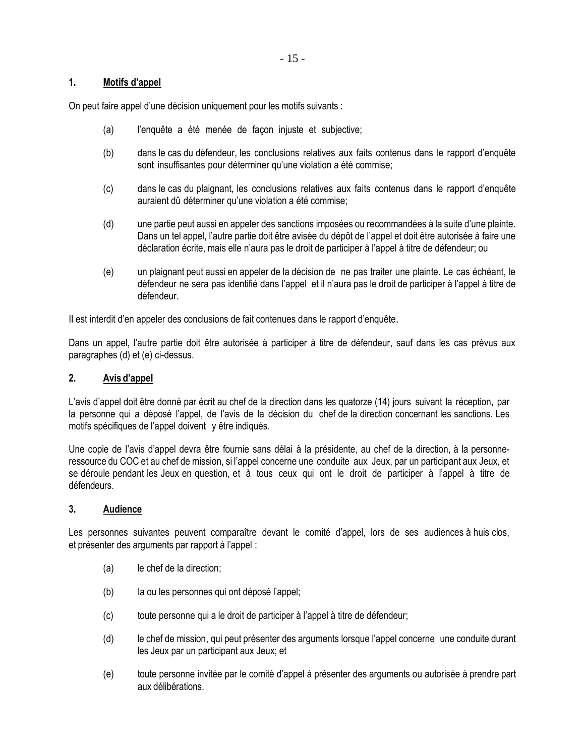## 1. Motifs d'appel

On peut faire appel d'une décision uniquement pour les motifs suivants :

(a) l'enquête a été menée de façon injuste et subjective;

(b) dans le cas du défendeur, les conclusions relatives aux faits contenus dans le rapport d'enquête sont insuffisantes pour déterminer qu'une violation a été commise;

(c) dans le cas du plaignant, les conclusions relatives aux faits contenus dans le rapport d'enquête auraient dû déterminer qu'une violation a été commise;

(d) une partie peut aussi en appeler des sanctions imposées ou recommandées à la suite d'une plainte. Dans un tel appel, l'autre partie doit être avisée du dépôt de l'appel et doit être autorisée à faire une déclaration écrite, mais elle n'aura pas le droit de participer à l'appel à titre de défendeur; ou

(e) un plaignant peut aussi en appeler de la décision de ne pas traiter une plainte. Le cas échéant, le défendeur ne sera pas identifié dans l'appel et il n'aura pas le droit de participer à l'appel à titre de défendeur.

Il est interdit d'en appeler des conclusions de fait contenues dans le rapport d'enquête.

Dans un appel, l'autre partie doit être autorisée à participer à titre de défendeur, sauf dans les cas prévus aux paragraphes (d) et (e) ci-dessus.

## 2. Avis d'appel

L'avis d'appel doit être donné par écrit au chef de la direction dans les quatorze (14) jours suivant la réception, par la personne qui a déposé l'appel, de l'avis de la décision du chef de la direction concernant les sanctions. Les motifs spécifiques de l'appel doivent y être indiqués.

Une copie de l'avis d'appel devra être fournie sans délai à la présidente, au chef de la direction, à la personne-ressource du COC et au chef de mission, si l'appel concerne une conduite aux Jeux, par un participant aux Jeux, et se déroule pendant les Jeux en question, et à tous ceux qui ont le droit de participer à l'appel à titre de défendeurs.

## 3. Audience

Les personnes suivantes peuvent comparaître devant le comité d'appel, lors de ses audiences à huis clos, et présenter des arguments par rapport à l'appel :

(a) le chef de la direction;

(b) la ou les personnes qui ont déposé l'appel;

(c) toute personne qui a le droit de participer à l'appel à titre de défendeur;

(d) le chef de mission, qui peut présenter des arguments lorsque l'appel concerne une conduite durant les Jeux par un participant aux Jeux; et

(e) toute personne invitée par le comité d'appel à présenter des arguments ou autorisée à prendre part aux délibérations.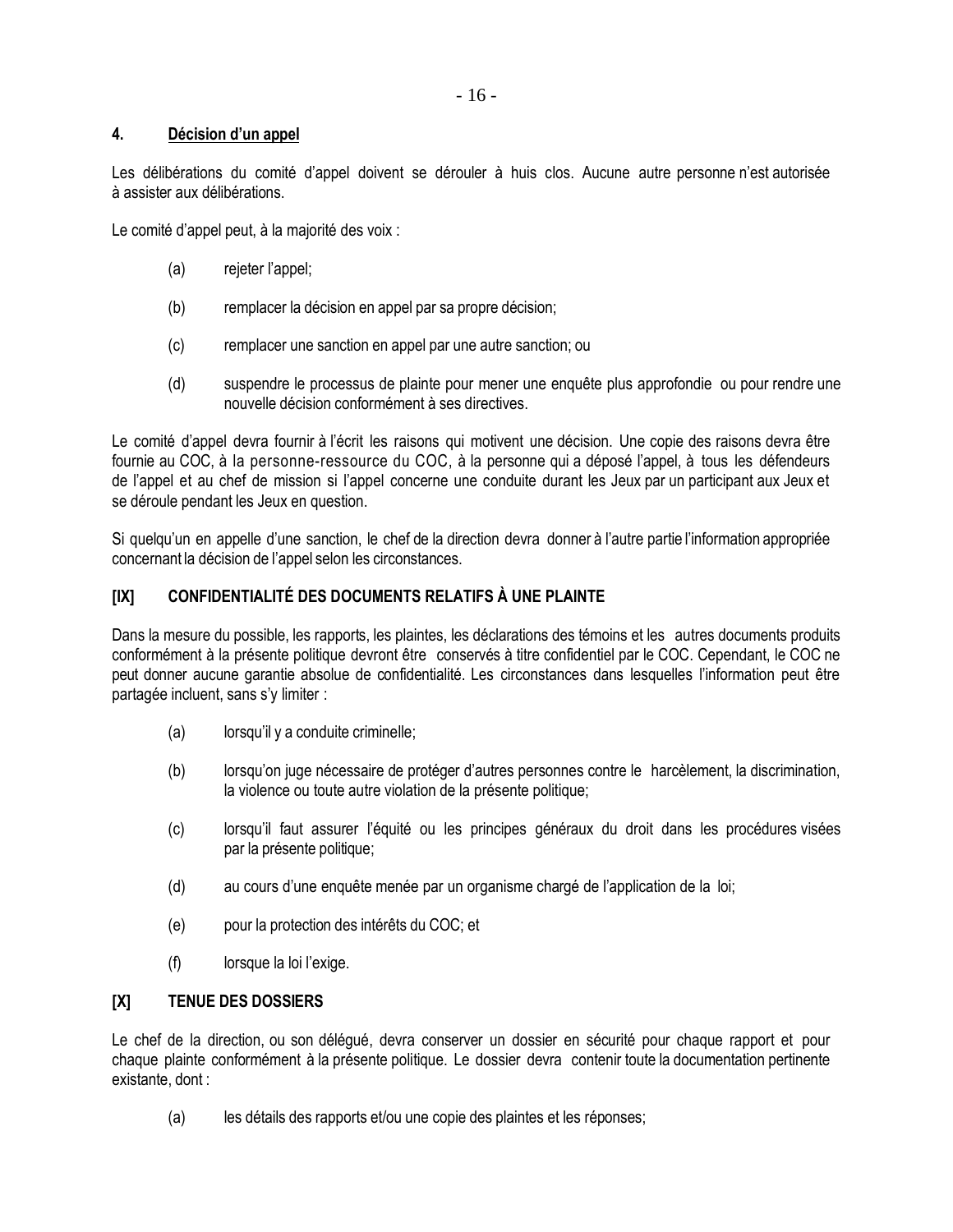### 4. Décision d'un appel

Les délibérations du comité d'appel doivent se dérouler à huis clos. Aucune autre personne n'est autorisée à assister aux délibérations.

Le comité d'appel peut, à la majorité des voix :

(a) rejeter l'appel;

(b) remplacer la décision en appel par sa propre décision;

(c) remplacer une sanction en appel par une autre sanction; ou

(d) suspendre le processus de plainte pour mener une enquête plus approfondie ou pour rendre une nouvelle décision conformément à ses directives.

Le comité d'appel devra fournir à l'écrit les raisons qui motivent une décision. Une copie des raisons devra être fournie au COC, à la personne-ressource du COC, à la personne qui a déposé l'appel, à tous les défendeurs de l'appel et au chef de mission si l'appel concerne une conduite durant les Jeux par un participant aux Jeux et se déroule pendant les Jeux en question.

Si quelqu'un en appelle d'une sanction, le chef de la direction devra donner à l'autre partie l'information appropriée concernant la décision de l'appel selon les circonstances.

## [IX] CONFIDENTIALITÉ DES DOCUMENTS RELATIFS À UNE PLAINTE

Dans la mesure du possible, les rapports, les plaintes, les déclarations des témoins et les autres documents produits conformément à la présente politique devront être conservés à titre confidentiel par le COC. Cependant, le COC ne peut donner aucune garantie absolue de confidentialité. Les circonstances dans lesquelles l'information peut être partagée incluent, sans s'y limiter :

(a) lorsqu'il y a conduite criminelle;

(b) lorsqu'on juge nécessaire de protéger d'autres personnes contre le harcèlement, la discrimination, la violence ou toute autre violation de la présente politique;

(c) lorsqu'il faut assurer l'équité ou les principes généraux du droit dans les procédures visées par la présente politique;

(d) au cours d'une enquête menée par un organisme chargé de l'application de la loi;

(e) pour la protection des intérêts du COC; et

(f) lorsque la loi l'exige.

## [X] TENUE DES DOSSIERS

Le chef de la direction, ou son délégué, devra conserver un dossier en sécurité pour chaque rapport et pour chaque plainte conformément à la présente politique. Le dossier devra contenir toute la documentation pertinente existante, dont :

(a) les détails des rapports et/ou une copie des plaintes et les réponses;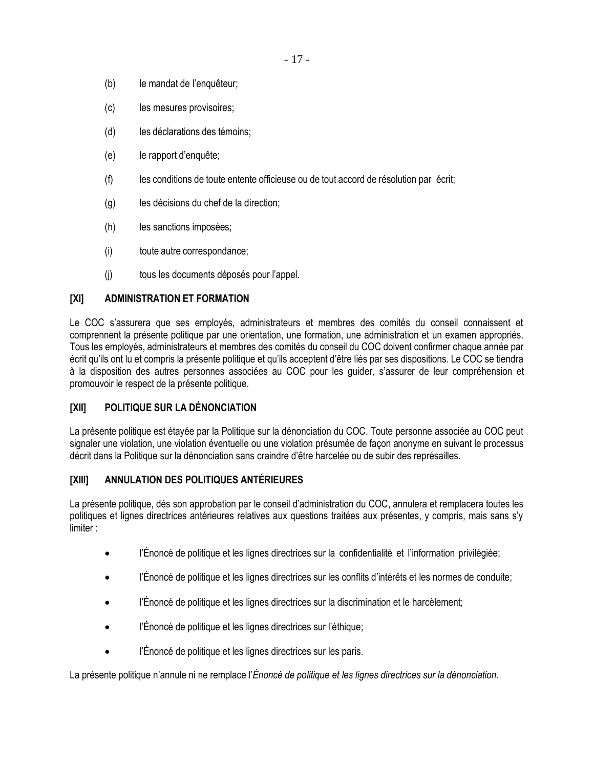(b) le mandat de l'enquêteur;

(c) les mesures provisoires;

(d) les déclarations des témoins;

(e) le rapport d'enquête;

(f) les conditions de toute entente officieuse ou de tout accord de résolution par écrit;

(g) les décisions du chef de la direction;

(h) les sanctions imposées;

(i) toute autre correspondance;

(j) tous les documents déposés pour l'appel.

## [XI] ADMINISTRATION ET FORMATION

Le COC s'assurera que ses employés, administrateurs et membres des comités du conseil connaissent et comprennent la présente politique par une orientation, une formation, une administration et un examen appropriés. Tous les employés, administrateurs et membres des comités du conseil du COC doivent confirmer chaque année par écrit qu'ils ont lu et compris la présente politique et qu'ils acceptent d'être liés par ses dispositions. Le COC se tiendra à la disposition des autres personnes associées au COC pour les guider, s'assurer de leur compréhension et promouvoir le respect de la présente politique.

## [XII] POLITIQUE SUR LA DÉNONCIATION

La présente politique est étayée par la Politique sur la dénonciation du COC. Toute personne associée au COC peut signaler une violation, une violation éventuelle ou une violation présumée de façon anonyme en suivant le processus décrit dans la Politique sur la dénonciation sans craindre d'être harcelée ou de subir des représailles.

## [XIII] ANNULATION DES POLITIQUES ANTÉRIEURES

La présente politique, dès son approbation par le conseil d'administration du COC, annulera et remplacera toutes les politiques et lignes directrices antérieures relatives aux questions traitées aux présentes, y compris, mais sans s'y limiter :

- l'Énoncé de politique et les lignes directrices sur la confidentialité et l'information privilégiée;
- l'Énoncé de politique et les lignes directrices sur les conflits d'intérêts et les normes de conduite;
- l'Énoncé de politique et les lignes directrices sur la discrimination et le harcèlement;
- l'Énoncé de politique et les lignes directrices sur l'éthique;
- l'Énoncé de politique et les lignes directrices sur les paris.

La présente politique n'annule ni ne remplace l'*Énoncé de politique et les lignes directrices sur la dénonciation*.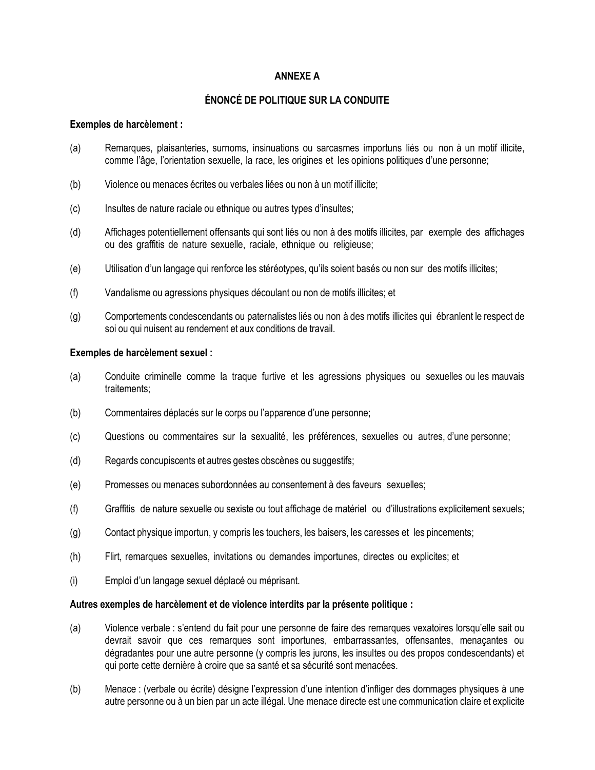## ANNEXE A

## ÉNONCÉ DE POLITIQUE SUR LA CONDUITE

**Exemples de harcèlement :**

(a) Remarques, plaisanteries, surnoms, insinuations ou sarcasmes importuns liés ou non à un motif illicite, comme l'âge, l'orientation sexuelle, la race, les origines et les opinions politiques d'une personne;

(b) Violence ou menaces écrites ou verbales liées ou non à un motif illicite;

(c) Insultes de nature raciale ou ethnique ou autres types d'insultes;

(d) Affichages potentiellement offensants qui sont liés ou non à des motifs illicites, par exemple des affichages ou des graffitis de nature sexuelle, raciale, ethnique ou religieuse;

(e) Utilisation d'un langage qui renforce les stéréotypes, qu'ils soient basés ou non sur des motifs illicites;

(f) Vandalisme ou agressions physiques découlant ou non de motifs illicites; et

(g) Comportements condescendants ou paternalistes liés ou non à des motifs illicites qui ébranlent le respect de soi ou qui nuisent au rendement et aux conditions de travail.

**Exemples de harcèlement sexuel :**

(a) Conduite criminelle comme la traque furtive et les agressions physiques ou sexuelles ou les mauvais traitements;

(b) Commentaires déplacés sur le corps ou l'apparence d'une personne;

(c) Questions ou commentaires sur la sexualité, les préférences, sexuelles ou autres, d'une personne;

(d) Regards concupiscents et autres gestes obscènes ou suggestifs;

(e) Promesses ou menaces subordonnées au consentement à des faveurs sexuelles;

(f) Graffitis de nature sexuelle ou sexiste ou tout affichage de matériel ou d'illustrations explicitement sexuels;

(g) Contact physique importun, y compris les touchers, les baisers, les caresses et les pincements;

(h) Flirt, remarques sexuelles, invitations ou demandes importunes, directes ou explicites; et

(i) Emploi d'un langage sexuel déplacé ou méprisant.

**Autres exemples de harcèlement et de violence interdits par la présente politique :**

(a) Violence verbale : s'entend du fait pour une personne de faire des remarques vexatoires lorsqu'elle sait ou devrait savoir que ces remarques sont importunes, embarrassantes, offensantes, menaçantes ou dégradantes pour une autre personne (y compris les jurons, les insultes ou des propos condescendants) et qui porte cette dernière à croire que sa santé et sa sécurité sont menacées.

(b) Menace : (verbale ou écrite) désigne l'expression d'une intention d'infliger des dommages physiques à une autre personne ou à un bien par un acte illégal. Une menace directe est une communication claire et explicite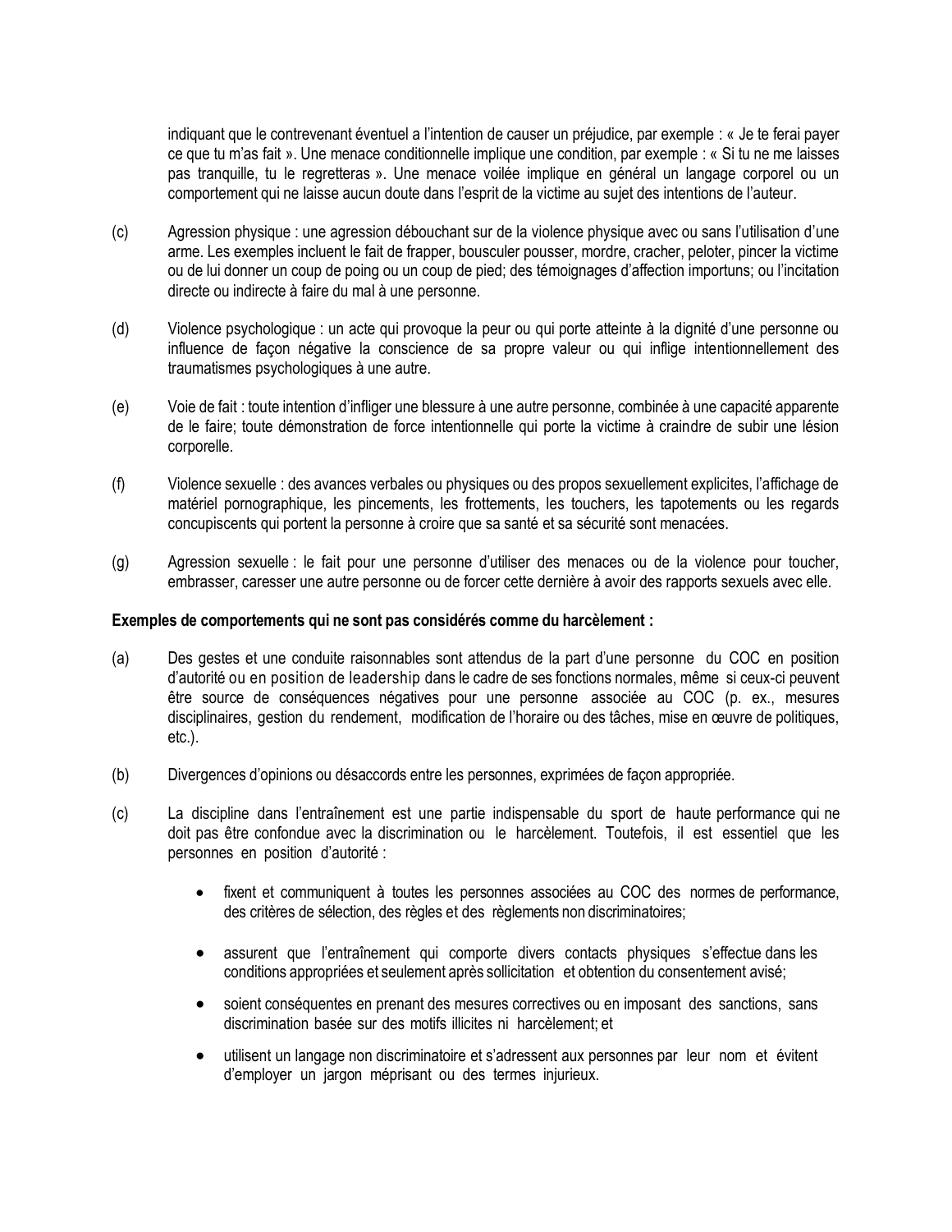indiquant que le contrevenant éventuel a l'intention de causer un préjudice, par exemple : « Je te ferai payer ce que tu m'as fait ». Une menace conditionnelle implique une condition, par exemple : « Si tu ne me laisses pas tranquille, tu le regretteras ». Une menace voilée implique en général un langage corporel ou un comportement qui ne laisse aucun doute dans l'esprit de la victime au sujet des intentions de l'auteur.

(c) Agression physique : une agression débouchant sur de la violence physique avec ou sans l'utilisation d'une arme. Les exemples incluent le fait de frapper, bousculer pousser, mordre, cracher, peloter, pincer la victime ou de lui donner un coup de poing ou un coup de pied; des témoignages d'affection importuns; ou l'incitation directe ou indirecte à faire du mal à une personne.

(d) Violence psychologique : un acte qui provoque la peur ou qui porte atteinte à la dignité d'une personne ou influence de façon négative la conscience de sa propre valeur ou qui inflige intentionnellement des traumatismes psychologiques à une autre.

(e) Voie de fait : toute intention d'infliger une blessure à une autre personne, combinée à une capacité apparente de le faire; toute démonstration de force intentionnelle qui porte la victime à craindre de subir une lésion corporelle.

(f) Violence sexuelle : des avances verbales ou physiques ou des propos sexuellement explicites, l'affichage de matériel pornographique, les pincements, les frottements, les touchers, les tapotements ou les regards concupiscents qui portent la personne à croire que sa santé et sa sécurité sont menacées.

(g) Agression sexuelle : le fait pour une personne d'utiliser des menaces ou de la violence pour toucher, embrasser, caresser une autre personne ou de forcer cette dernière à avoir des rapports sexuels avec elle.

**Exemples de comportements qui ne sont pas considérés comme du harcèlement :**

(a) Des gestes et une conduite raisonnables sont attendus de la part d'une personne du COC en position d'autorité ou en position de leadership dans le cadre de ses fonctions normales, même si ceux-ci peuvent être source de conséquences négatives pour une personne associée au COC (p. ex., mesures disciplinaires, gestion du rendement, modification de l'horaire ou des tâches, mise en œuvre de politiques, etc.).

(b) Divergences d'opinions ou désaccords entre les personnes, exprimées de façon appropriée.

(c) La discipline dans l'entraînement est une partie indispensable du sport de haute performance qui ne doit pas être confondue avec la discrimination ou le harcèlement. Toutefois, il est essentiel que les personnes en position d'autorité :

- fixent et communiquent à toutes les personnes associées au COC des normes de performance, des critères de sélection, des règles et des règlements non discriminatoires;
- assurent que l'entraînement qui comporte divers contacts physiques s'effectue dans les conditions appropriées et seulement après sollicitation et obtention du consentement avisé;
- soient conséquentes en prenant des mesures correctives ou en imposant des sanctions, sans discrimination basée sur des motifs illicites ni harcèlement; et
- utilisent un langage non discriminatoire et s'adressent aux personnes par leur nom et évitent d'employer un jargon méprisant ou des termes injurieux.